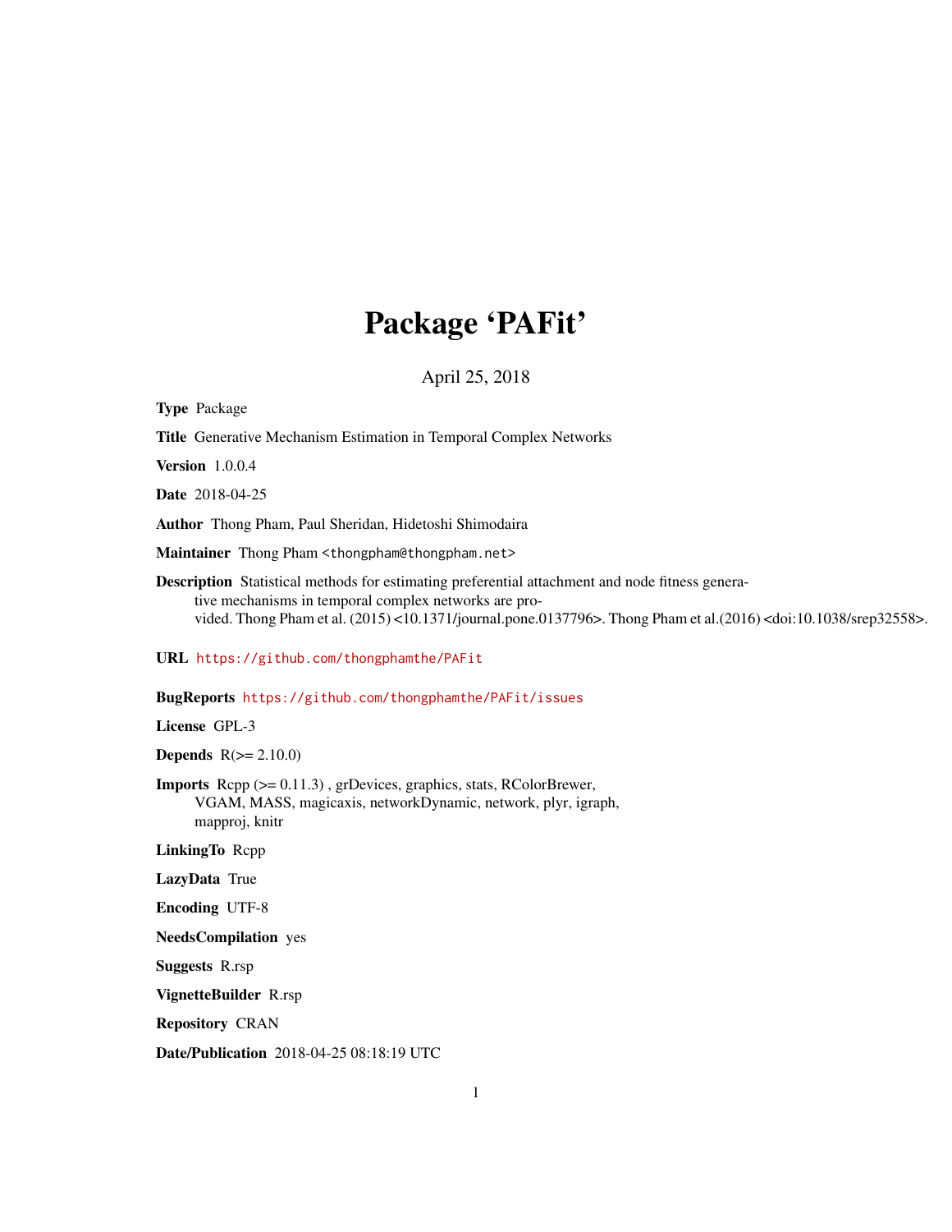# Package 'PAFit'

April 25, 2018

**Type** Package

**Title** Generative Mechanism Estimation in Temporal Complex Networks

**Version** 1.0.0.4

**Date** 2018-04-25

**Author** Thong Pham, Paul Sheridan, Hidetoshi Shimodaira

**Maintainer** Thong Pham <thongpham@thongpham.net>

**Description** Statistical methods for estimating preferential attachment and node fitness generative mechanisms in temporal complex networks are provided. Thong Pham et al. (2015) <10.1371/journal.pone.0137796>. Thong Pham et al.(2016) <doi:10.1038/srep32558>.

**URL** https://github.com/thongphamthe/PAFit

**BugReports** https://github.com/thongphamthe/PAFit/issues

**License** GPL-3

**Depends** R(>= 2.10.0)

**Imports** Rcpp (>= 0.11.3) , grDevices, graphics, stats, RColorBrewer, VGAM, MASS, magicaxis, networkDynamic, network, plyr, igraph, mapproj, knitr

**LinkingTo** Rcpp

**LazyData** True

**Encoding** UTF-8

**NeedsCompilation** yes

**Suggests** R.rsp

**VignetteBuilder** R.rsp

**Repository** CRAN

**Date/Publication** 2018-04-25 08:18:19 UTC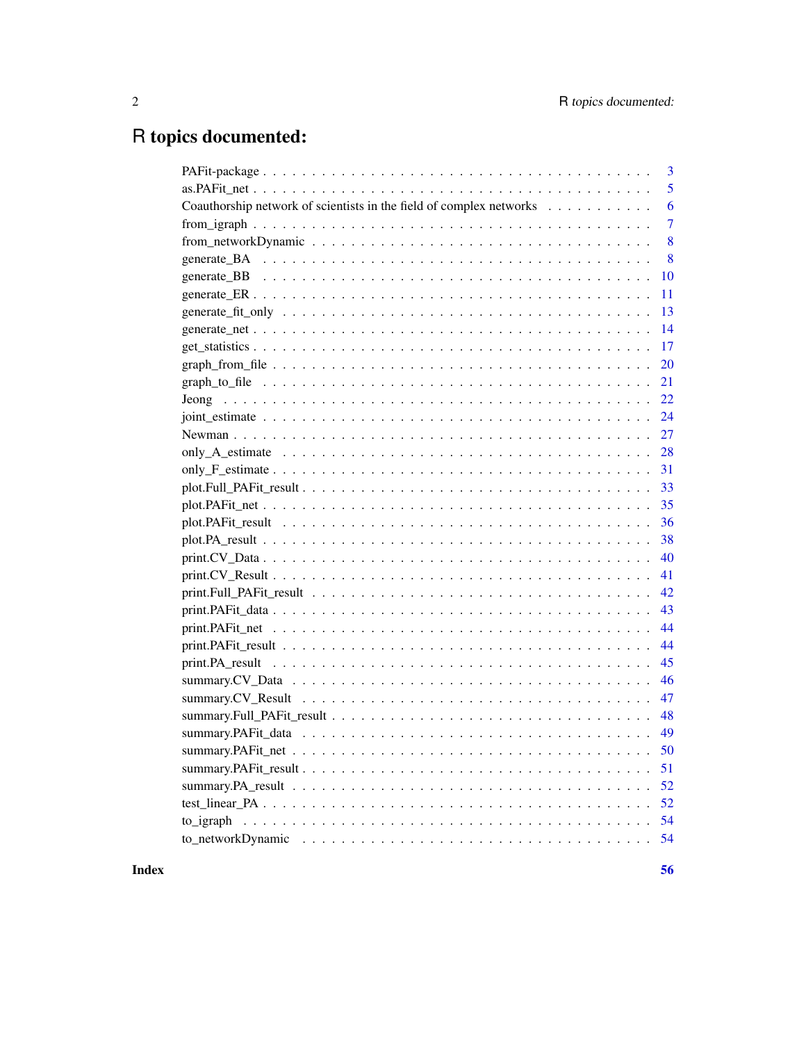# R topics documented:

| | |
|---|---|
| PAFit-package | 3 |
| as.PAFit_net | 5 |
| Coauthorship network of scientists in the field of complex networks | 6 |
| from_igraph | 7 |
| from_networkDynamic | 8 |
| generate_BA | 8 |
| generate_BB | 10 |
| generate_ER | 11 |
| generate_fit_only | 13 |
| generate_net | 14 |
| get_statistics | 17 |
| graph_from_file | 20 |
| graph_to_file | 21 |
| Jeong | 22 |
| joint_estimate | 24 |
| Newman | 27 |
| only_A_estimate | 28 |
| only_F_estimate | 31 |
| plot.Full_PAFit_result | 33 |
| plot.PAFit_net | 35 |
| plot.PAFit_result | 36 |
| plot.PA_result | 38 |
| print.CV_Data | 40 |
| print.CV_Result | 41 |
| print.Full_PAFit_result | 42 |
| print.PAFit_data | 43 |
| print.PAFit_net | 44 |
| print.PAFit_result | 44 |
| print.PA_result | 45 |
| summary.CV_Data | 46 |
| summary.CV_Result | 47 |
| summary.Full_PAFit_result | 48 |
| summary.PAFit_data | 49 |
| summary.PAFit_net | 50 |
| summary.PAFit_result | 51 |
| summary.PA_result | 52 |
| test_linear_PA | 52 |
| to_igraph | 54 |
| to_networkDynamic | 54 |

**Index** **56**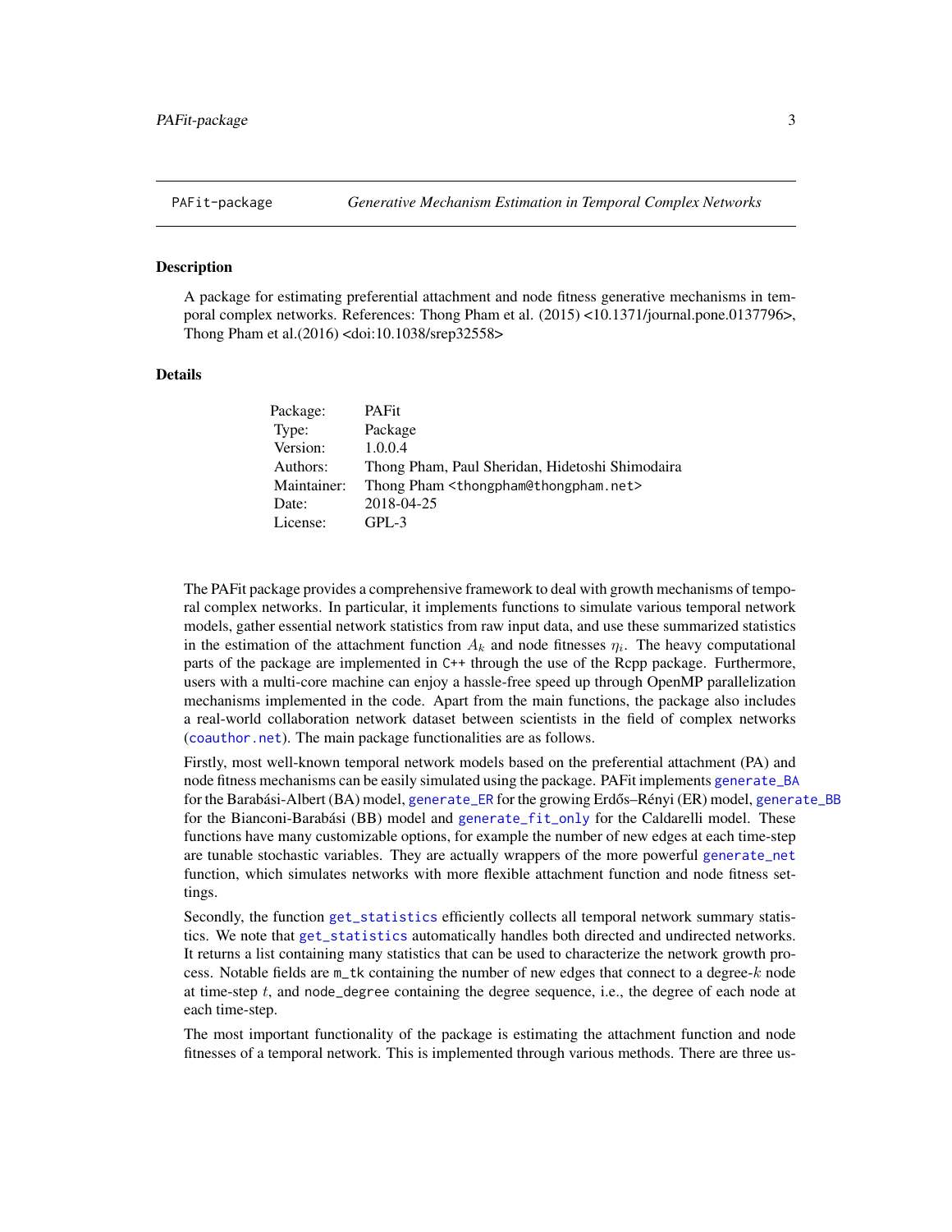PAFit-package — *Generative Mechanism Estimation in Temporal Complex Networks*

## Description

A package for estimating preferential attachment and node fitness generative mechanisms in temporal complex networks. References: Thong Pham et al. (2015) <10.1371/journal.pone.0137796>, Thong Pham et al.(2016) <doi:10.1038/srep32558>

## Details

| | |
|---|---|
| Package: | PAFit |
| Type: | Package |
| Version: | 1.0.0.4 |
| Authors: | Thong Pham, Paul Sheridan, Hidetoshi Shimodaira |
| Maintainer: | Thong Pham <thongpham@thongpham.net> |
| Date: | 2018-04-25 |
| License: | GPL-3 |

The PAFit package provides a comprehensive framework to deal with growth mechanisms of temporal complex networks. In particular, it implements functions to simulate various temporal network models, gather essential network statistics from raw input data, and use these summarized statistics in the estimation of the attachment function $A_k$ and node fitnesses $\eta_i$. The heavy computational parts of the package are implemented in `C++` through the use of the Rcpp package. Furthermore, users with a multi-core machine can enjoy a hassle-free speed up through OpenMP parallelization mechanisms implemented in the code. Apart from the main functions, the package also includes a real-world collaboration network dataset between scientists in the field of complex networks (`coauthor.net`). The main package functionalities are as follows.

Firstly, most well-known temporal network models based on the preferential attachment (PA) and node fitness mechanisms can be easily simulated using the package. PAFit implements `generate_BA` for the Barabási-Albert (BA) model, `generate_ER` for the growing Erdős–Rényi (ER) model, `generate_BB` for the Bianconi-Barabási (BB) model and `generate_fit_only` for the Caldarelli model. These functions have many customizable options, for example the number of new edges at each time-step are tunable stochastic variables. They are actually wrappers of the more powerful `generate_net` function, which simulates networks with more flexible attachment function and node fitness settings.

Secondly, the function `get_statistics` efficiently collects all temporal network summary statistics. We note that `get_statistics` automatically handles both directed and undirected networks. It returns a list containing many statistics that can be used to characterize the network growth process. Notable fields are `m_tk` containing the number of new edges that connect to a degree-$k$ node at time-step $t$, and `node_degree` containing the degree sequence, i.e., the degree of each node at each time-step.

The most important functionality of the package is estimating the attachment function and node fitnesses of a temporal network. This is implemented through various methods. There are three us-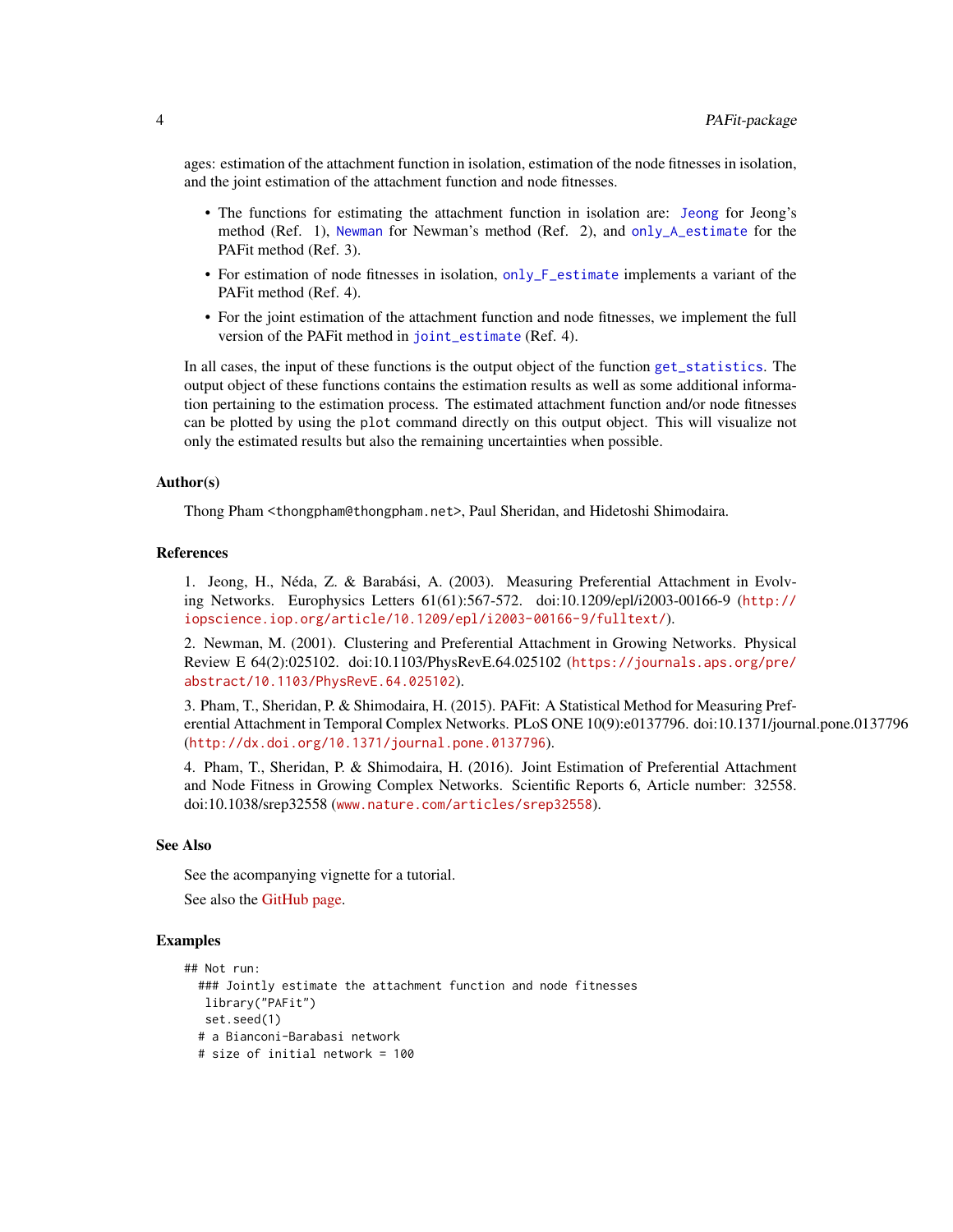ages: estimation of the attachment function in isolation, estimation of the node fitnesses in isolation, and the joint estimation of the attachment function and node fitnesses.

- The functions for estimating the attachment function in isolation are: `Jeong` for Jeong's method (Ref. 1), `Newman` for Newman's method (Ref. 2), and `only_A_estimate` for the PAFit method (Ref. 3).
- For estimation of node fitnesses in isolation, `only_F_estimate` implements a variant of the PAFit method (Ref. 4).
- For the joint estimation of the attachment function and node fitnesses, we implement the full version of the PAFit method in `joint_estimate` (Ref. 4).

In all cases, the input of these functions is the output object of the function `get_statistics`. The output object of these functions contains the estimation results as well as some additional information pertaining to the estimation process. The estimated attachment function and/or node fitnesses can be plotted by using the `plot` command directly on this output object. This will visualize not only the estimated results but also the remaining uncertainties when possible.

### Author(s)

Thong Pham <thongpham@thongpham.net>, Paul Sheridan, and Hidetoshi Shimodaira.

### References

1. Jeong, H., Néda, Z. & Barabási, A. (2003). Measuring Preferential Attachment in Evolving Networks. Europhysics Letters 61(61):567-572. doi:10.1209/epl/i2003-00166-9 (http://iopscience.iop.org/article/10.1209/epl/i2003-00166-9/fulltext/).

2. Newman, M. (2001). Clustering and Preferential Attachment in Growing Networks. Physical Review E 64(2):025102. doi:10.1103/PhysRevE.64.025102 (https://journals.aps.org/pre/abstract/10.1103/PhysRevE.64.025102).

3. Pham, T., Sheridan, P. & Shimodaira, H. (2015). PAFit: A Statistical Method for Measuring Preferential Attachment in Temporal Complex Networks. PLoS ONE 10(9):e0137796. doi:10.1371/journal.pone.0137796 (http://dx.doi.org/10.1371/journal.pone.0137796).

4. Pham, T., Sheridan, P. & Shimodaira, H. (2016). Joint Estimation of Preferential Attachment and Node Fitness in Growing Complex Networks. Scientific Reports 6, Article number: 32558. doi:10.1038/srep32558 (www.nature.com/articles/srep32558).

### See Also

See the acompanying vignette for a tutorial.

See also the GitHub page.

### Examples

```
## Not run:
  ### Jointly estimate the attachment function and node fitnesses
   library("PAFit")
   set.seed(1)
  # a Bianconi-Barabasi network
  # size of initial network = 100
```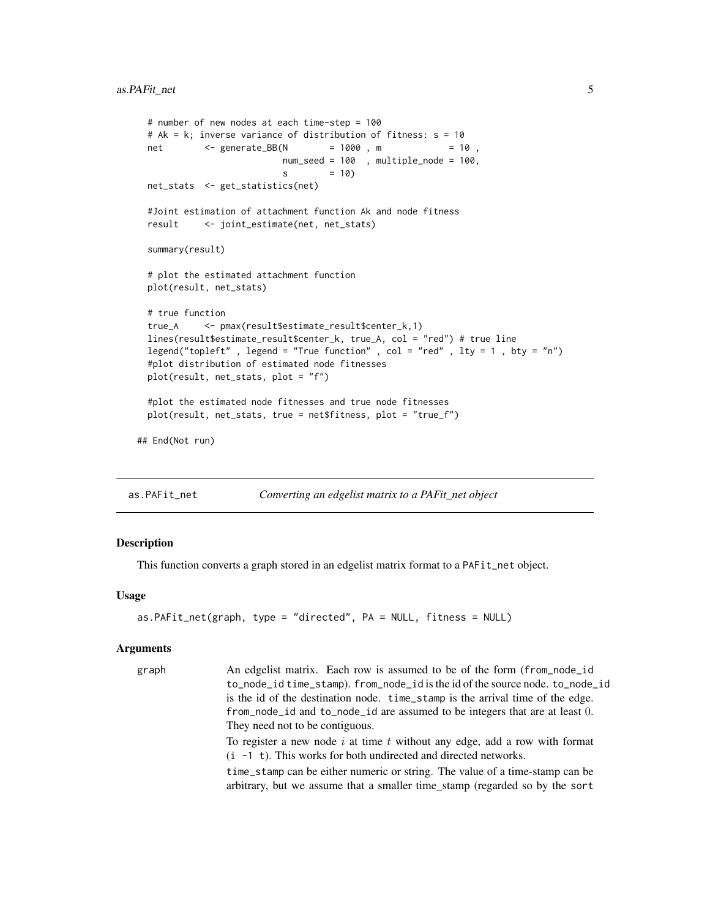```
  # number of new nodes at each time-step = 100
  # Ak = k; inverse variance of distribution of fitness: s = 10
  net        <- generate_BB(N        = 1000 , m             = 10 ,
                            num_seed = 100  , multiple_node = 100,
                            s        = 10)
  net_stats  <- get_statistics(net)

  #Joint estimation of attachment function Ak and node fitness
  result     <- joint_estimate(net, net_stats)

  summary(result)

  # plot the estimated attachment function
  plot(result, net_stats)

  # true function
  true_A     <- pmax(result$estimate_result$center_k,1)
  lines(result$estimate_result$center_k, true_A, col = "red") # true line
  legend("topleft" , legend = "True function" , col = "red" , lty = 1 , bty = "n")
  #plot distribution of estimated node fitnesses
  plot(result, net_stats, plot = "f")

  #plot the estimated node fitnesses and true node fitnesses
  plot(result, net_stats, true = net$fitness, plot = "true_f")

## End(Not run)
```

---

## as.PAFit_net — *Converting an edgelist matrix to a PAFit_net object*

### Description

This function converts a graph stored in an edgelist matrix format to a PAFit_net object.

### Usage

```
as.PAFit_net(graph, type = "directed", PA = NULL, fitness = NULL)
```

### Arguments

graph — An edgelist matrix. Each row is assumed to be of the form (from_node_id to_node_id time_stamp). from_node_id is the id of the source node. to_node_id is the id of the destination node. time_stamp is the arrival time of the edge. from_node_id and to_node_id are assumed to be integers that are at least 0. They need not to be contiguous.

To register a new node $i$ at time $t$ without any edge, add a row with format (i -1 t). This works for both undirected and directed networks.

time_stamp can be either numeric or string. The value of a time-stamp can be arbitrary, but we assume that a smaller time_stamp (regarded so by the sort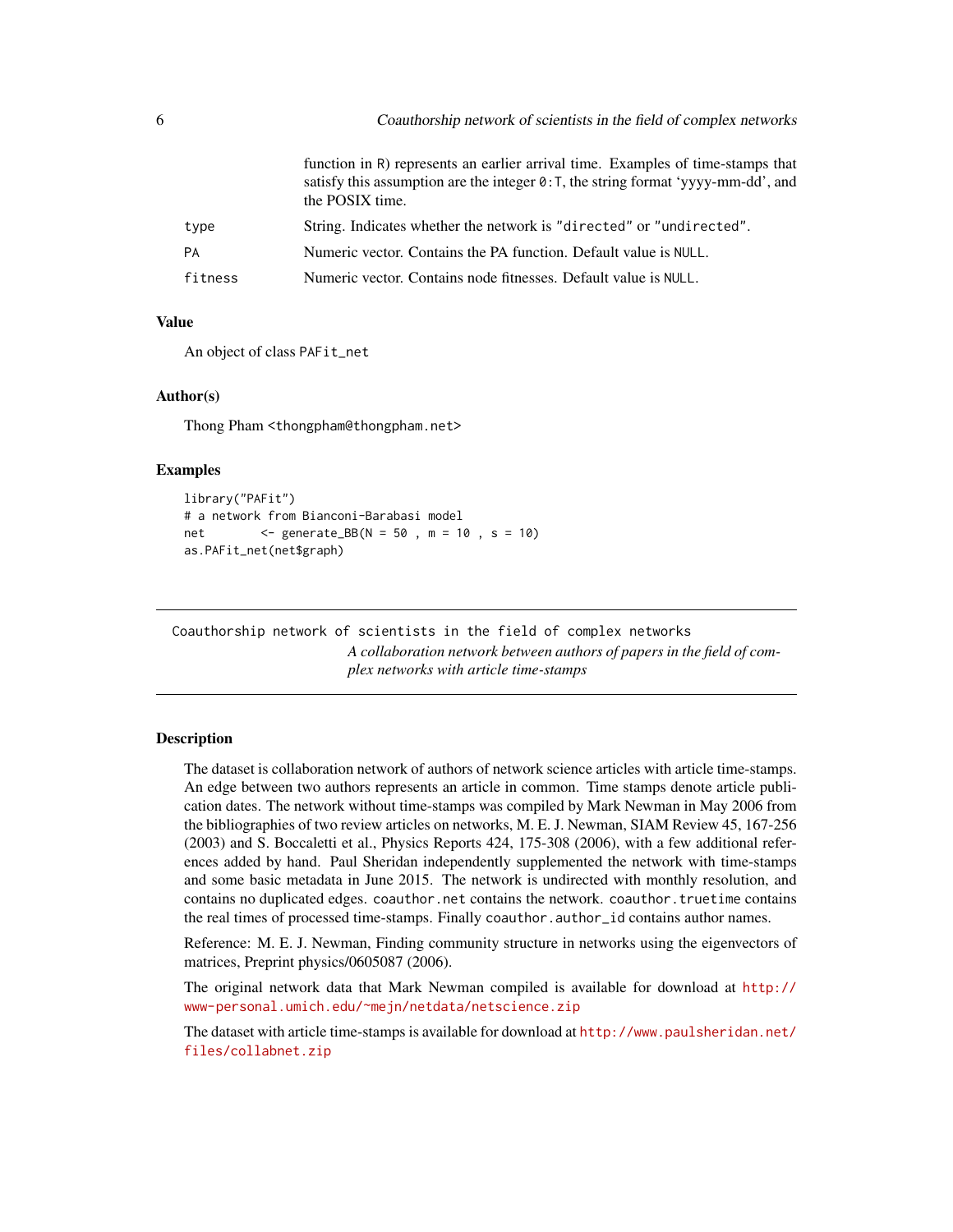function in R) represents an earlier arrival time. Examples of time-stamps that satisfy this assumption are the integer `0:T`, the string format 'yyyy-mm-dd', and the POSIX time.

| | |
|---|---|
| `type` | String. Indicates whether the network is `"directed"` or `"undirected"`. |
| `PA` | Numeric vector. Contains the PA function. Default value is `NULL`. |
| `fitness` | Numeric vector. Contains node fitnesses. Default value is `NULL`. |

### Value

An object of class `PAFit_net`

### Author(s)

Thong Pham <thongpham@thongpham.net>

### Examples

```
library("PAFit")
# a network from Bianconi-Barabasi model
net        <- generate_BB(N = 50 , m = 10 , s = 10)
as.PAFit_net(net$graph)
```

---

## Coauthorship network of scientists in the field of complex networks

*A collaboration network between authors of papers in the field of complex networks with article time-stamps*

---

### Description

The dataset is collaboration network of authors of network science articles with article time-stamps. An edge between two authors represents an article in common. Time stamps denote article publication dates. The network without time-stamps was compiled by Mark Newman in May 2006 from the bibliographies of two review articles on networks, M. E. J. Newman, SIAM Review 45, 167-256 (2003) and S. Boccaletti et al., Physics Reports 424, 175-308 (2006), with a few additional references added by hand. Paul Sheridan independently supplemented the network with time-stamps and some basic metadata in June 2015. The network is undirected with monthly resolution, and contains no duplicated edges. `coauthor.net` contains the network. `coauthor.truetime` contains the real times of processed time-stamps. Finally `coauthor.author_id` contains author names.

Reference: M. E. J. Newman, Finding community structure in networks using the eigenvectors of matrices, Preprint physics/0605087 (2006).

The original network data that Mark Newman compiled is available for download at http://www-personal.umich.edu/~mejn/netdata/netscience.zip

The dataset with article time-stamps is available for download at http://www.paulsheridan.net/files/collabnet.zip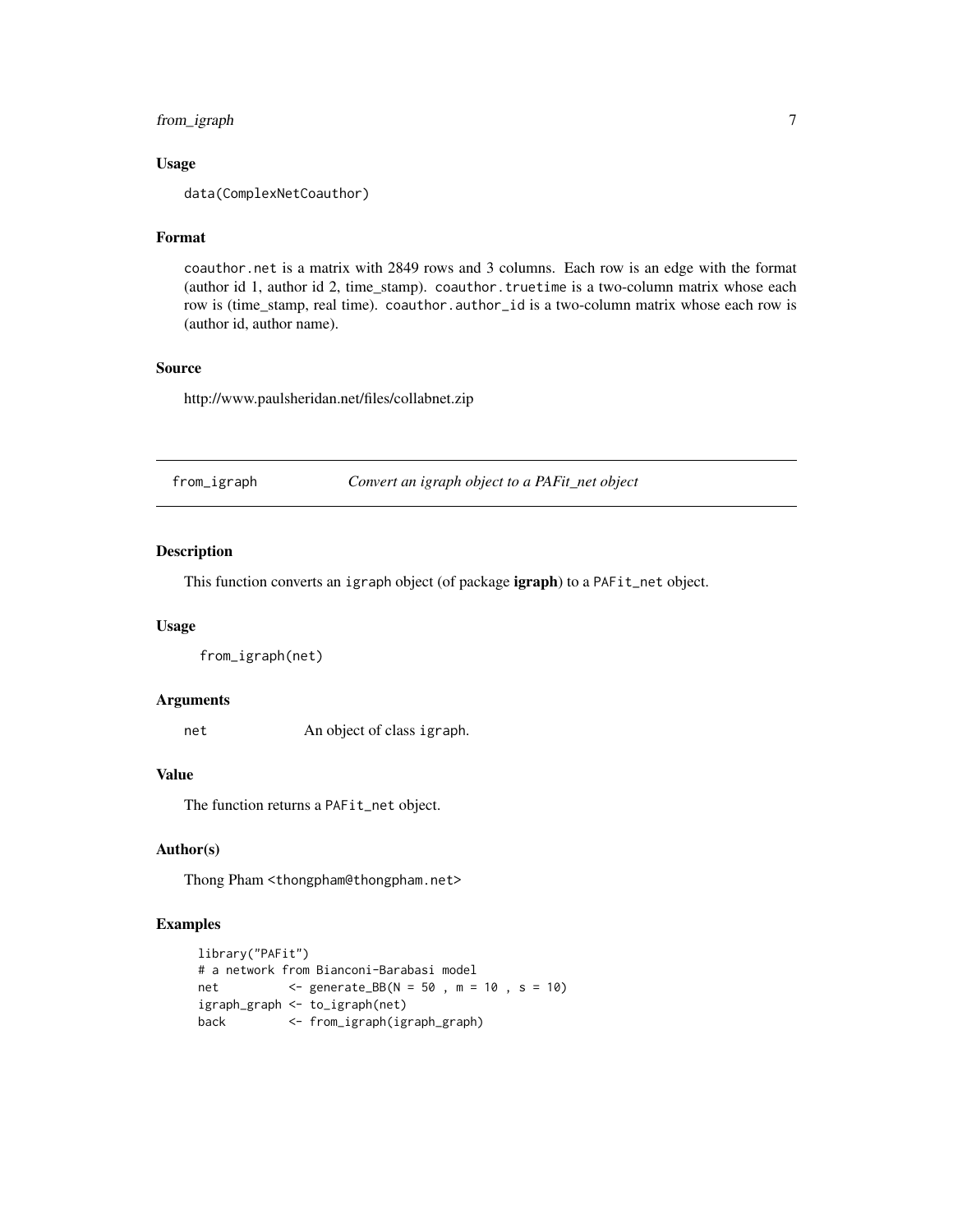### Usage

```
data(ComplexNetCoauthor)
```

### Format

coauthor.net is a matrix with 2849 rows and 3 columns. Each row is an edge with the format (author id 1, author id 2, time_stamp). coauthor.truetime is a two-column matrix whose each row is (time_stamp, real time). coauthor.author_id is a two-column matrix whose each row is (author id, author name).

### Source

http://www.paulsheridan.net/files/collabnet.zip

---

## from_igraph *Convert an igraph object to a PAFit_net object*

---

### Description

This function converts an igraph object (of package **igraph**) to a PAFit_net object.

### Usage

```
from_igraph(net)
```

### Arguments

| | |
|---|---|
| net | An object of class igraph. |

### Value

The function returns a PAFit_net object.

### Author(s)

Thong Pham <thongpham@thongpham.net>

### Examples

```
library("PAFit")
# a network from Bianconi-Barabasi model
net          <- generate_BB(N = 50 , m = 10 , s = 10)
igraph_graph <- to_igraph(net)
back         <- from_igraph(igraph_graph)
```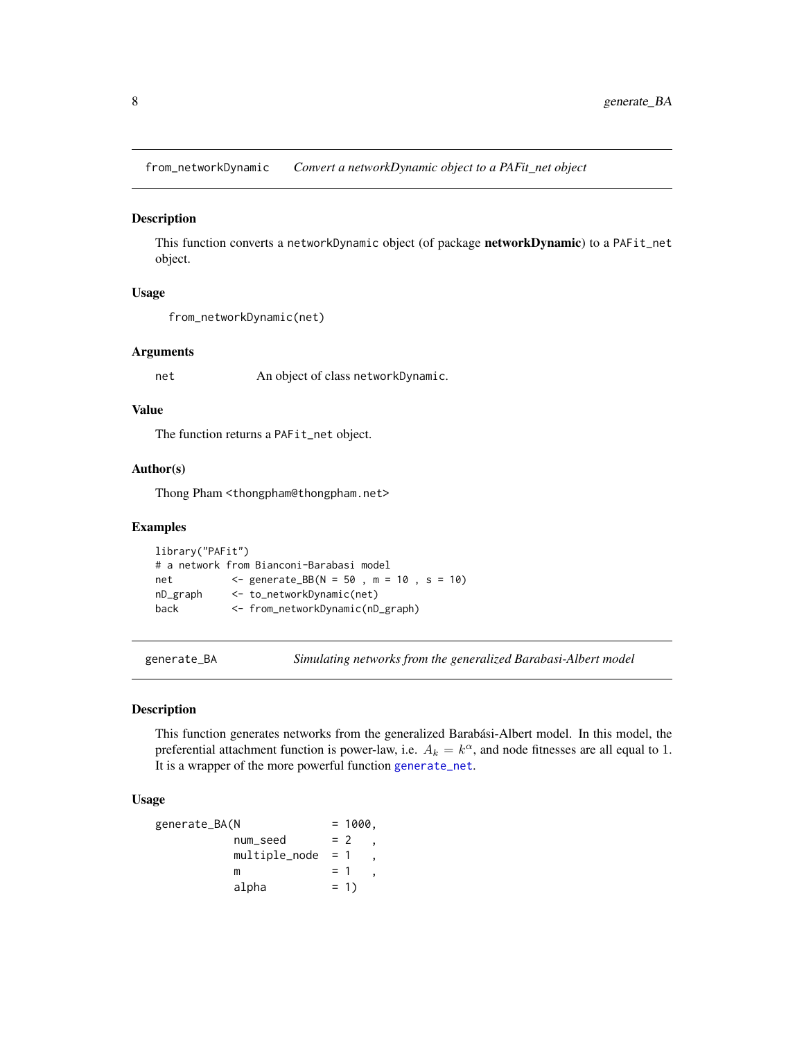## from_networkDynamic — *Convert a networkDynamic object to a PAFit_net object*

### Description

This function converts a `networkDynamic` object (of package **networkDynamic**) to a `PAFit_net` object.

### Usage

```
from_networkDynamic(net)
```

### Arguments

| | |
|---|---|
| net | An object of class `networkDynamic`. |

### Value

The function returns a `PAFit_net` object.

### Author(s)

Thong Pham <thongpham@thongpham.net>

### Examples

```
library("PAFit")
# a network from Bianconi-Barabasi model
net         <- generate_BB(N = 50 , m = 10 , s = 10)
nD_graph    <- to_networkDynamic(net)
back        <- from_networkDynamic(nD_graph)
```

## generate_BA — *Simulating networks from the generalized Barabasi-Albert model*

### Description

This function generates networks from the generalized Barabási-Albert model. In this model, the preferential attachment function is power-law, i.e. $A_k = k^\alpha$, and node fitnesses are all equal to 1. It is a wrapper of the more powerful function `generate_net`.

### Usage

```
generate_BA(N             = 1000,
            num_seed      = 2   ,
            multiple_node = 1   ,
            m             = 1   ,
            alpha         = 1)
```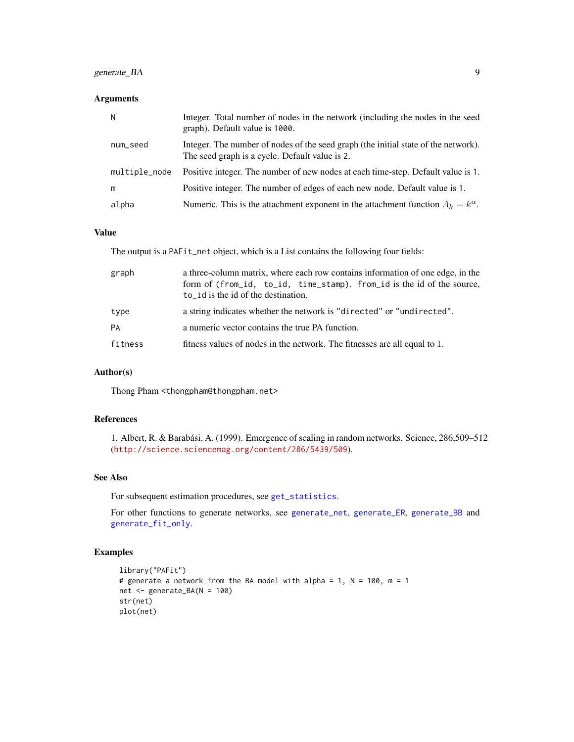### Arguments

| | |
|---|---|
| N | Integer. Total number of nodes in the network (including the nodes in the seed graph). Default value is 1000. |
| num_seed | Integer. The number of nodes of the seed graph (the initial state of the network). The seed graph is a cycle. Default value is 2. |
| multiple_node | Positive integer. The number of new nodes at each time-step. Default value is 1. |
| m | Positive integer. The number of edges of each new node. Default value is 1. |
| alpha | Numeric. This is the attachment exponent in the attachment function $A_k = k^\alpha$. |

### Value

The output is a PAFit_net object, which is a List contains the following four fields:

| | |
|---|---|
| graph | a three-column matrix, where each row contains information of one edge, in the form of (from_id, to_id, time_stamp). from_id is the id of the source, to_id is the id of the destination. |
| type | a string indicates whether the network is "directed" or "undirected". |
| PA | a numeric vector contains the true PA function. |
| fitness | fitness values of nodes in the network. The fitnesses are all equal to 1. |

### Author(s)

Thong Pham <thongpham@thongpham.net>

### References

1. Albert, R. & Barabási, A. (1999). Emergence of scaling in random networks. Science, 286,509–512 (http://science.sciencemag.org/content/286/5439/509).

### See Also

For subsequent estimation procedures, see get_statistics.

For other functions to generate networks, see generate_net, generate_ER, generate_BB and generate_fit_only.

### Examples

```
library("PAFit")
# generate a network from the BA model with alpha = 1, N = 100, m = 1
net <- generate_BA(N = 100)
str(net)
plot(net)
```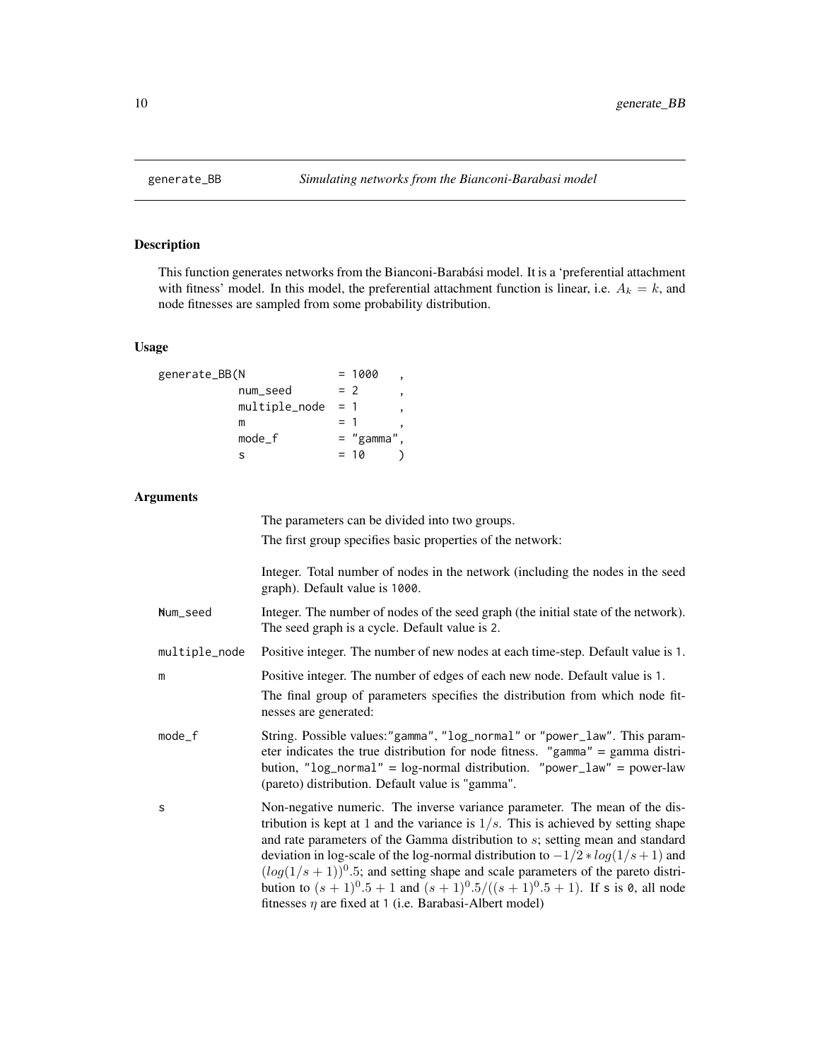# generate_BB — *Simulating networks from the Bianconi-Barabasi model*

## Description

This function generates networks from the Bianconi-Barabási model. It is a 'preferential attachment with fitness' model. In this model, the preferential attachment function is linear, i.e. $A_k = k$, and node fitnesses are sampled from some probability distribution.

## Usage

```
generate_BB(N               = 1000    ,
            num_seed        = 2       ,
            multiple_node   = 1       ,
            m               = 1       ,
            mode_f          = "gamma",
            s               = 10      )
```

## Arguments

The parameters can be divided into two groups.

The first group specifies basic properties of the network:

| Argument | Description |
|---|---|
| N | Integer. Total number of nodes in the network (including the nodes in the seed graph). Default value is 1000. |
| num_seed | Integer. The number of nodes of the seed graph (the initial state of the network). The seed graph is a cycle. Default value is 2. |
| multiple_node | Positive integer. The number of new nodes at each time-step. Default value is 1. |
| m | Positive integer. The number of edges of each new node. Default value is 1. |

The final group of parameters specifies the distribution from which node fitnesses are generated:

| Argument | Description |
|---|---|
| mode_f | String. Possible values:"gamma", "log_normal" or "power_law". This parameter indicates the true distribution for node fitness. "gamma" = gamma distribution, "log_normal" = log-normal distribution. "power_law" = power-law (pareto) distribution. Default value is "gamma". |
| s | Non-negative numeric. The inverse variance parameter. The mean of the distribution is kept at 1 and the variance is $1/s$. This is achieved by setting shape and rate parameters of the Gamma distribution to $s$; setting mean and standard deviation in log-scale of the log-normal distribution to $-1/2 * log(1/s+1)$ and $(log(1/s+1))^0.5$; and setting shape and scale parameters of the pareto distribution to $(s+1)^0.5+1$ and $(s+1)^0.5/((s+1)^0.5+1)$. If s is 0, all node fitnesses $\eta$ are fixed at 1 (i.e. Barabasi-Albert model) |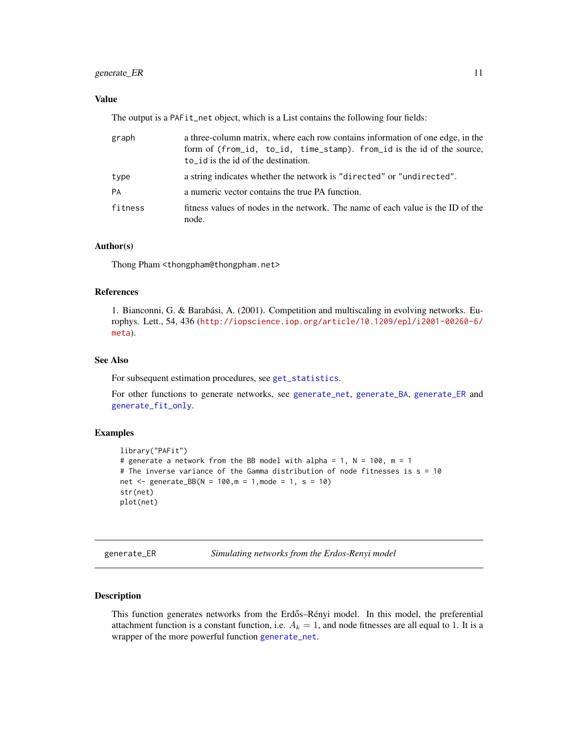### Value

The output is a `PAFit_net` object, which is a List contains the following four fields:

| | |
|---|---|
| `graph` | a three-column matrix, where each row contains information of one edge, in the form of `(from_id, to_id, time_stamp)`. `from_id` is the id of the source, `to_id` is the id of the destination. |
| `type` | a string indicates whether the network is `"directed"` or `"undirected"`. |
| `PA` | a numeric vector contains the true PA function. |
| `fitness` | fitness values of nodes in the network. The name of each value is the ID of the node. |

### Author(s)

Thong Pham `<thongpham@thongpham.net>`

### References

1. Bianconni, G. & Barabási, A. (2001). Competition and multiscaling in evolving networks. Europhys. Lett., 54, 436 (http://iopscience.iop.org/article/10.1209/epl/i2001-00260-6/meta).

### See Also

For subsequent estimation procedures, see `get_statistics`.

For other functions to generate networks, see `generate_net`, `generate_BA`, `generate_ER` and `generate_fit_only`.

### Examples

```
library("PAFit")
# generate a network from the BB model with alpha = 1, N = 100, m = 1
# The inverse variance of the Gamma distribution of node fitnesses is s = 10
net <- generate_BB(N = 100,m = 1,mode = 1, s = 10)
str(net)
plot(net)
```

---

## generate_ER *Simulating networks from the Erdos-Renyi model*

### Description

This function generates networks from the Erdős–Rényi model. In this model, the preferential attachment function is a constant function, i.e. $A_k = 1$, and node fitnesses are all equal to 1. It is a wrapper of the more powerful function `generate_net`.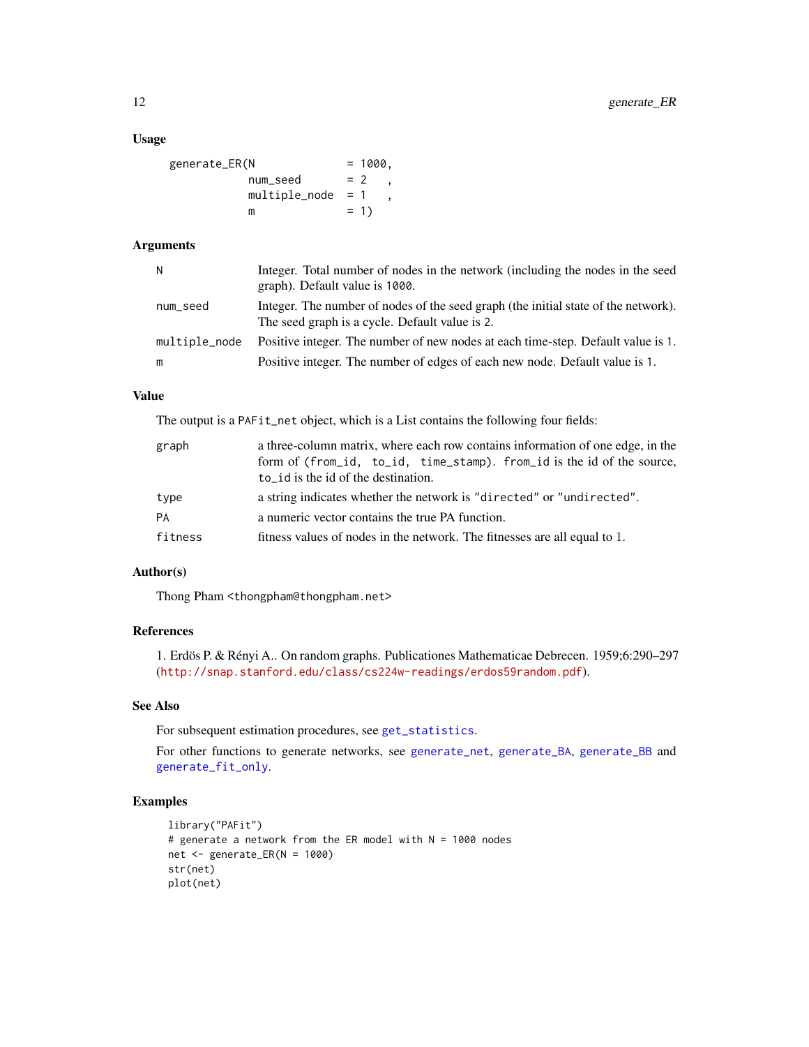## Usage

```
generate_ER(N             = 1000,
            num_seed      = 2   ,
            multiple_node = 1   ,
            m             = 1)
```

## Arguments

| | |
|---|---|
| N | Integer. Total number of nodes in the network (including the nodes in the seed graph). Default value is 1000. |
| num_seed | Integer. The number of nodes of the seed graph (the initial state of the network). The seed graph is a cycle. Default value is 2. |
| multiple_node | Positive integer. The number of new nodes at each time-step. Default value is 1. |
| m | Positive integer. The number of edges of each new node. Default value is 1. |

## Value

The output is a PAFit_net object, which is a List contains the following four fields:

| | |
|---|---|
| graph | a three-column matrix, where each row contains information of one edge, in the form of (from_id, to_id, time_stamp). from_id is the id of the source, to_id is the id of the destination. |
| type | a string indicates whether the network is "directed" or "undirected". |
| PA | a numeric vector contains the true PA function. |
| fitness | fitness values of nodes in the network. The fitnesses are all equal to 1. |

## Author(s)

Thong Pham <thongpham@thongpham.net>

## References

1. Erdös P. & Rényi A.. On random graphs. Publicationes Mathematicae Debrecen. 1959;6:290–297 (http://snap.stanford.edu/class/cs224w-readings/erdos59random.pdf).

## See Also

For subsequent estimation procedures, see get_statistics.

For other functions to generate networks, see generate_net, generate_BA, generate_BB and generate_fit_only.

## Examples

```
library("PAFit")
# generate a network from the ER model with N = 1000 nodes
net <- generate_ER(N = 1000)
str(net)
plot(net)
```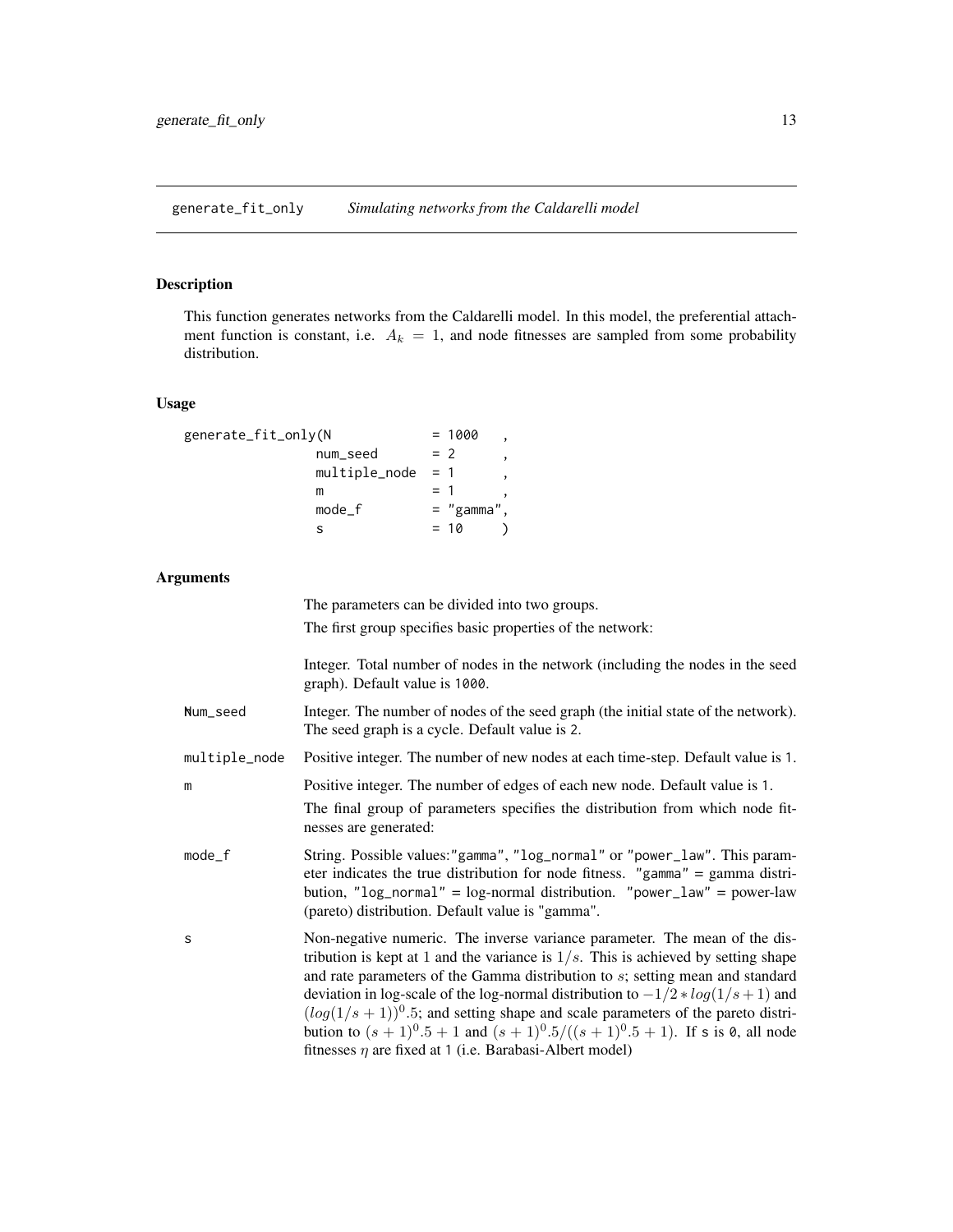## generate_fit_only *Simulating networks from the Caldarelli model*

### Description

This function generates networks from the Caldarelli model. In this model, the preferential attachment function is constant, i.e. $A_k = 1$, and node fitnesses are sampled from some probability distribution.

### Usage

```
generate_fit_only(N             = 1000    ,
                  num_seed      = 2       ,
                  multiple_node = 1       ,
                  m             = 1       ,
                  mode_f        = "gamma",
                  s             = 10      )
```

### Arguments

The parameters can be divided into two groups.

The first group specifies basic properties of the network:

| | |
|---|---|
| N | Integer. Total number of nodes in the network (including the nodes in the seed graph). Default value is 1000. |
| num_seed | Integer. The number of nodes of the seed graph (the initial state of the network). The seed graph is a cycle. Default value is 2. |
| multiple_node | Positive integer. The number of new nodes at each time-step. Default value is 1. |
| m | Positive integer. The number of edges of each new node. Default value is 1. The final group of parameters specifies the distribution from which node fitnesses are generated: |
| mode_f | String. Possible values:"gamma", "log_normal" or "power_law". This parameter indicates the true distribution for node fitness. "gamma" = gamma distribution, "log_normal" = log-normal distribution. "power_law" = power-law (pareto) distribution. Default value is "gamma". |
| s | Non-negative numeric. The inverse variance parameter. The mean of the distribution is kept at 1 and the variance is $1/s$. This is achieved by setting shape and rate parameters of the Gamma distribution to $s$; setting mean and standard deviation in log-scale of the log-normal distribution to $-1/2 * log(1/s + 1)$ and $(log(1/s + 1))^0.5$; and setting shape and scale parameters of the pareto distribution to $(s + 1)^0.5 + 1$ and $(s + 1)^0.5/((s + 1)^0.5 + 1)$. If s is 0, all node fitnesses $\eta$ are fixed at 1 (i.e. Barabasi-Albert model) |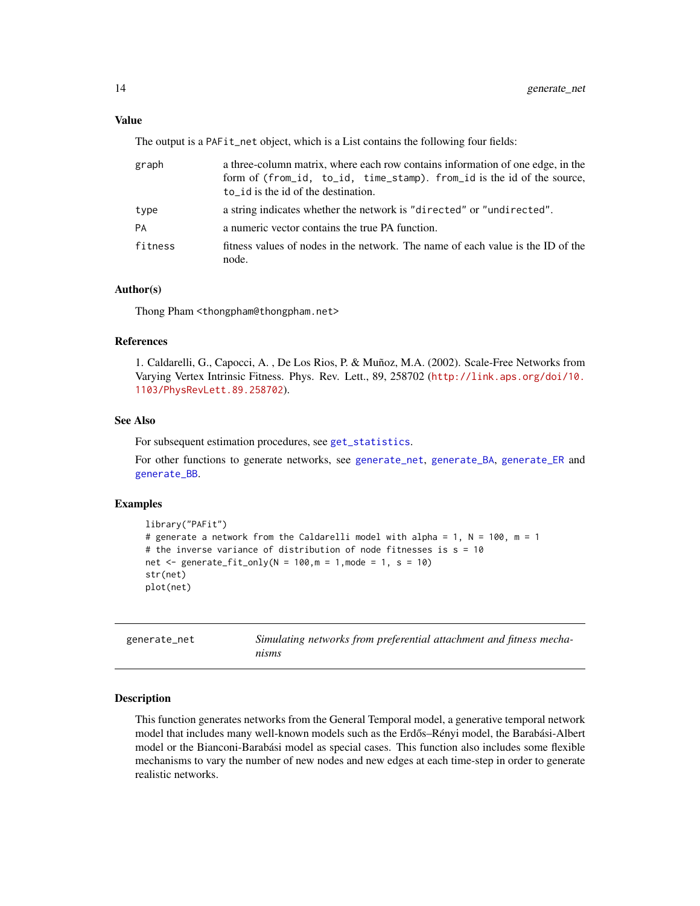### Value

The output is a PAFit_net object, which is a List contains the following four fields:

| | |
|---|---|
| graph | a three-column matrix, where each row contains information of one edge, in the form of (from_id, to_id, time_stamp). from_id is the id of the source, to_id is the id of the destination. |
| type | a string indicates whether the network is "directed" or "undirected". |
| PA | a numeric vector contains the true PA function. |
| fitness | fitness values of nodes in the network. The name of each value is the ID of the node. |

### Author(s)

Thong Pham <thongpham@thongpham.net>

### References

1. Caldarelli, G., Capocci, A. , De Los Rios, P. & Muñoz, M.A. (2002). Scale-Free Networks from Varying Vertex Intrinsic Fitness. Phys. Rev. Lett., 89, 258702 (http://link.aps.org/doi/10.1103/PhysRevLett.89.258702).

### See Also

For subsequent estimation procedures, see get_statistics.

For other functions to generate networks, see generate_net, generate_BA, generate_ER and generate_BB.

### Examples

```
library("PAFit")
# generate a network from the Caldarelli model with alpha = 1, N = 100, m = 1
# the inverse variance of distribution of node fitnesses is s = 10
net <- generate_fit_only(N = 100,m = 1,mode = 1, s = 10)
str(net)
plot(net)
```

---

## generate_net — *Simulating networks from preferential attachment and fitness mechanisms*

---

### Description

This function generates networks from the General Temporal model, a generative temporal network model that includes many well-known models such as the Erdős–Rényi model, the Barabási-Albert model or the Bianconi-Barabási model as special cases. This function also includes some flexible mechanisms to vary the number of new nodes and new edges at each time-step in order to generate realistic networks.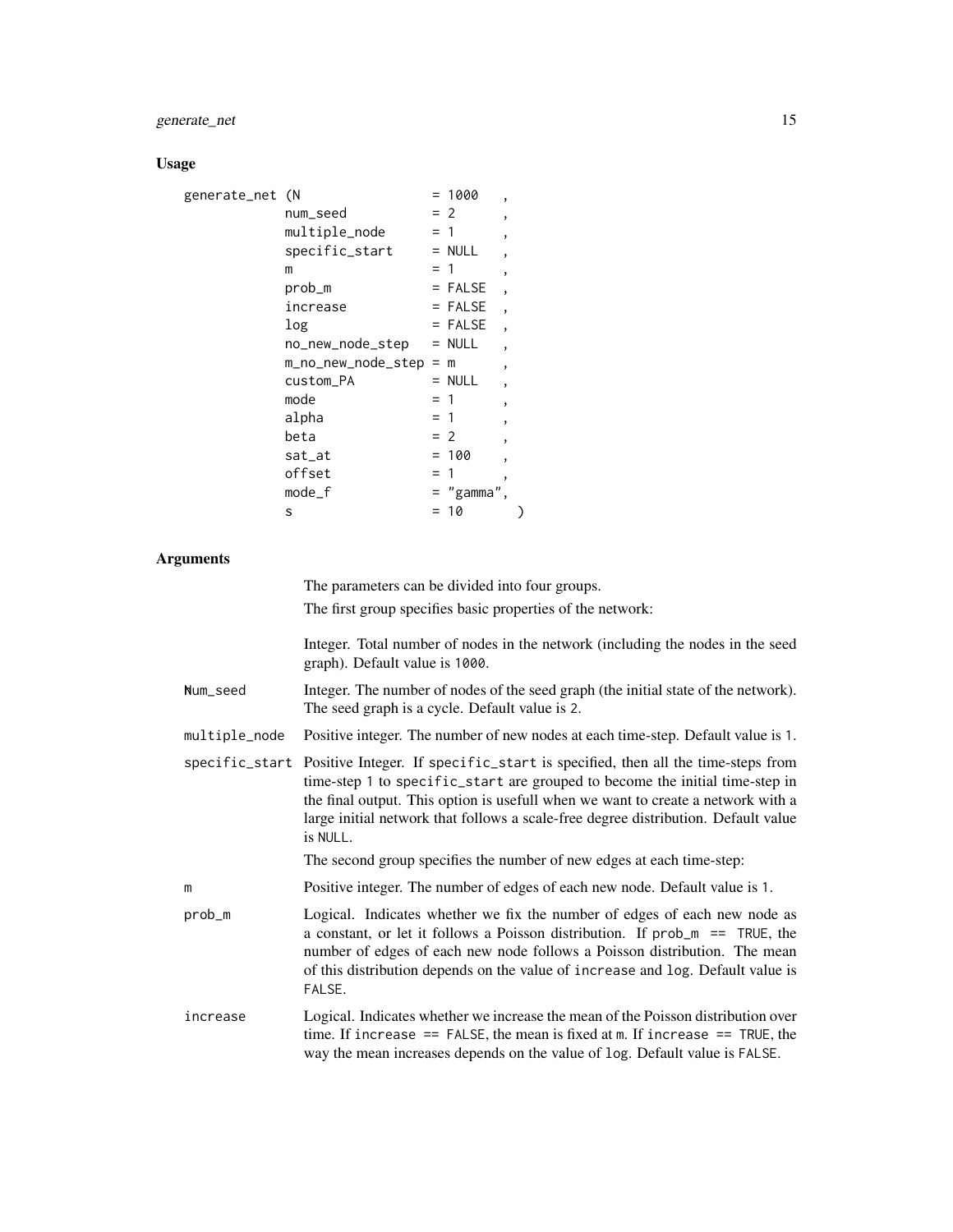## Usage

```
generate_net (N                 = 1000    ,
              num_seed          = 2       ,
              multiple_node     = 1       ,
              specific_start    = NULL    ,
              m                 = 1       ,
              prob_m            = FALSE   ,
              increase          = FALSE   ,
              log               = FALSE   ,
              no_new_node_step  = NULL    ,
              m_no_new_node_step = m      ,
              custom_PA         = NULL    ,
              mode              = 1       ,
              alpha             = 1       ,
              beta              = 2       ,
              sat_at            = 100     ,
              offset            = 1       ,
              mode_f            = "gamma",
              s                 = 10      )
```

## Arguments

The parameters can be divided into four groups.

The first group specifies basic properties of the network:

**N** Integer. Total number of nodes in the network (including the nodes in the seed graph). Default value is `1000`.

**num_seed** Integer. The number of nodes of the seed graph (the initial state of the network). The seed graph is a cycle. Default value is `2`.

**multiple_node** Positive integer. The number of new nodes at each time-step. Default value is `1`.

**specific_start** Positive Integer. If `specific_start` is specified, then all the time-steps from time-step `1` to `specific_start` are grouped to become the initial time-step in the final output. This option is usefull when we want to create a network with a large initial network that follows a scale-free degree distribution. Default value is `NULL`.

The second group specifies the number of new edges at each time-step:

**m** Positive integer. The number of edges of each new node. Default value is `1`.

**prob_m** Logical. Indicates whether we fix the number of edges of each new node as a constant, or let it follows a Poisson distribution. If `prob_m == TRUE`, the number of edges of each new node follows a Poisson distribution. The mean of this distribution depends on the value of `increase` and `log`. Default value is `FALSE`.

**increase** Logical. Indicates whether we increase the mean of the Poisson distribution over time. If `increase == FALSE`, the mean is fixed at `m`. If `increase == TRUE`, the way the mean increases depends on the value of `log`. Default value is `FALSE`.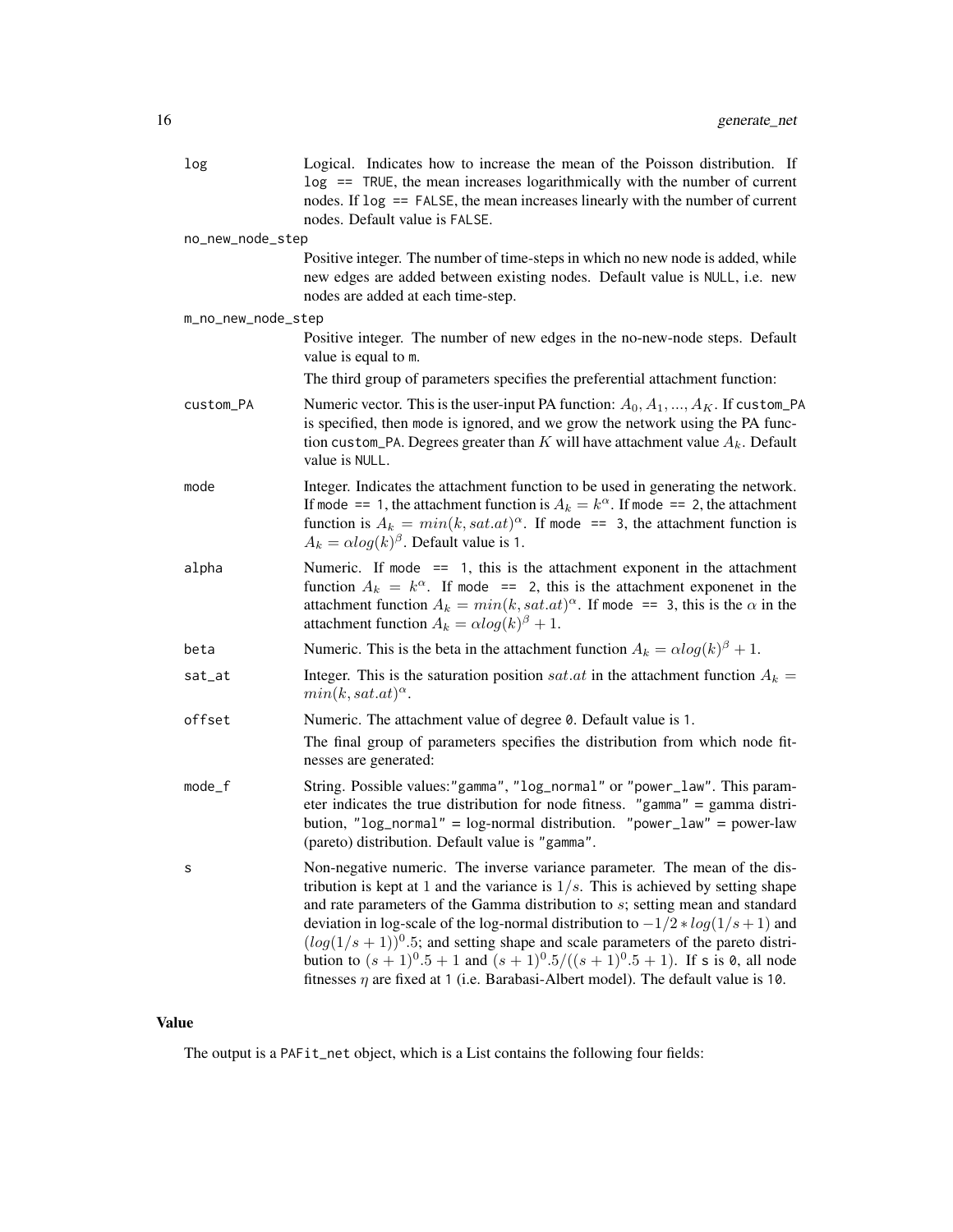log
: Logical. Indicates how to increase the mean of the Poisson distribution. If `log == TRUE`, the mean increases logarithmically with the number of current nodes. If `log == FALSE`, the mean increases linearly with the number of current nodes. Default value is `FALSE`.

no_new_node_step
: Positive integer. The number of time-steps in which no new node is added, while new edges are added between existing nodes. Default value is `NULL`, i.e. new nodes are added at each time-step.

m_no_new_node_step
: Positive integer. The number of new edges in the no-new-node steps. Default value is equal to `m`.

The third group of parameters specifies the preferential attachment function:

custom_PA
: Numeric vector. This is the user-input PA function: $A_0, A_1, ..., A_K$. If `custom_PA` is specified, then `mode` is ignored, and we grow the network using the PA function `custom_PA`. Degrees greater than $K$ will have attachment value $A_k$. Default value is `NULL`.

mode
: Integer. Indicates the attachment function to be used in generating the network. If `mode == 1`, the attachment function is $A_k = k^\alpha$. If `mode == 2`, the attachment function is $A_k = min(k, sat.at)^\alpha$. If `mode == 3`, the attachment function is $A_k = \alpha log(k)^\beta$. Default value is 1.

alpha
: Numeric. If `mode == 1`, this is the attachment exponent in the attachment function $A_k = k^\alpha$. If `mode == 2`, this is the attachment exponenet in the attachment function $A_k = min(k, sat.at)^\alpha$. If `mode == 3`, this is the $\alpha$ in the attachment function $A_k = \alpha log(k)^\beta + 1$.

beta
: Numeric. This is the beta in the attachment function $A_k = \alpha log(k)^\beta + 1$.

sat_at
: Integer. This is the saturation position $sat.at$ in the attachment function $A_k = min(k, sat.at)^\alpha$.

offset
: Numeric. The attachment value of degree 0. Default value is 1.

The final group of parameters specifies the distribution from which node fitnesses are generated:

mode_f
: String. Possible values:`"gamma"`, `"log_normal"` or `"power_law"`. This parameter indicates the true distribution for node fitness. `"gamma"` = gamma distribution, `"log_normal"` = log-normal distribution. `"power_law"` = power-law (pareto) distribution. Default value is `"gamma"`.

s
: Non-negative numeric. The inverse variance parameter. The mean of the distribution is kept at 1 and the variance is $1/s$. This is achieved by setting shape and rate parameters of the Gamma distribution to $s$; setting mean and standard deviation in log-scale of the log-normal distribution to $-1/2 * log(1/s + 1)$ and $(log(1/s + 1))^0.5$; and setting shape and scale parameters of the pareto distribution to $(s + 1)^0.5 + 1$ and $(s + 1)^0.5/((s + 1)^0.5 + 1)$. If `s` is 0, all node fitnesses $\eta$ are fixed at 1 (i.e. Barabasi-Albert model). The default value is 10.

## Value

The output is a `PAFit_net` object, which is a List contains the following four fields: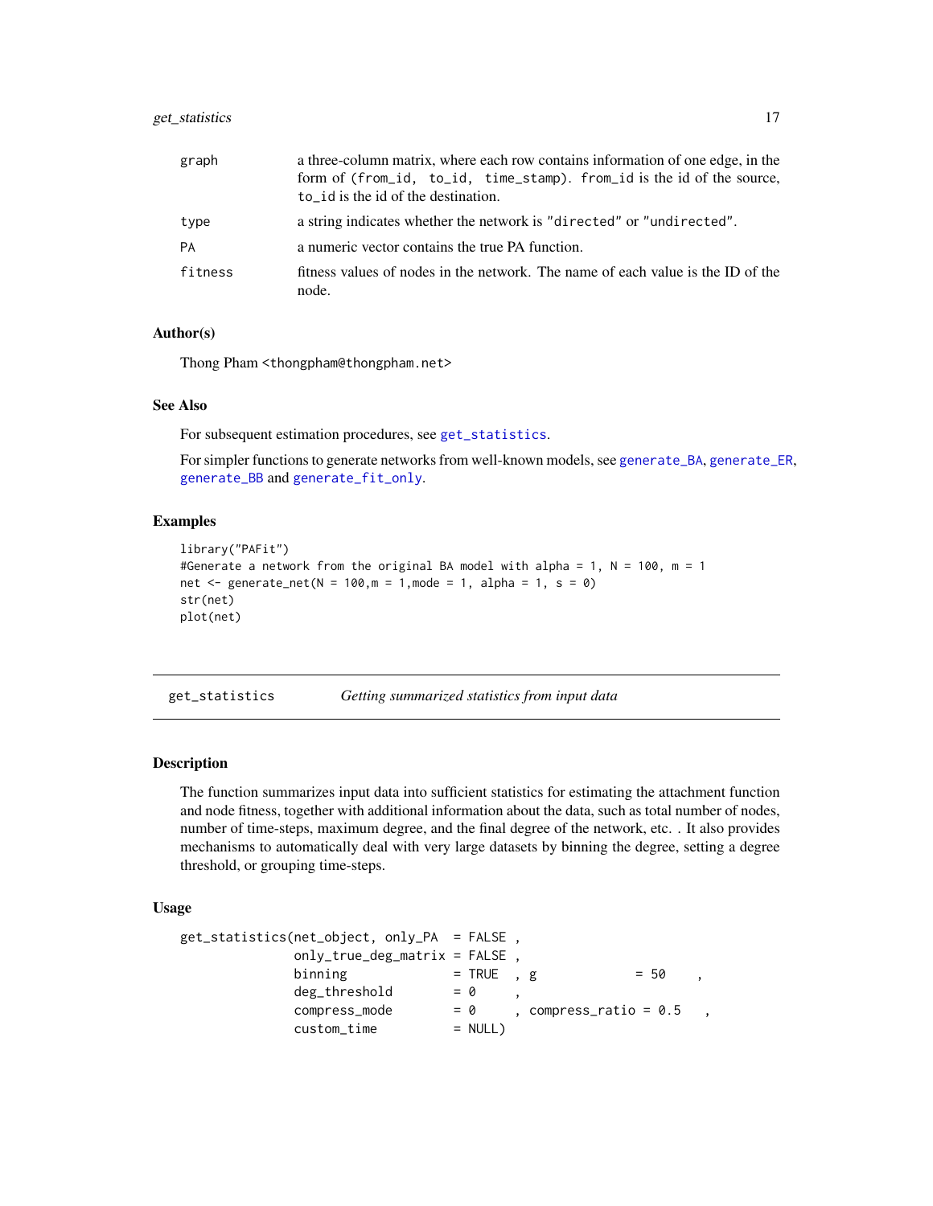| | |
|---|---|
| graph | a three-column matrix, where each row contains information of one edge, in the form of (from_id, to_id, time_stamp). from_id is the id of the source, to_id is the id of the destination. |
| type | a string indicates whether the network is "directed" or "undirected". |
| PA | a numeric vector contains the true PA function. |
| fitness | fitness values of nodes in the network. The name of each value is the ID of the node. |

### Author(s)

Thong Pham <thongpham@thongpham.net>

### See Also

For subsequent estimation procedures, see get_statistics.

For simpler functions to generate networks from well-known models, see generate_BA, generate_ER, generate_BB and generate_fit_only.

### Examples

```
library("PAFit")
#Generate a network from the original BA model with alpha = 1, N = 100, m = 1
net <- generate_net(N = 100,m = 1,mode = 1, alpha = 1, s = 0)
str(net)
plot(net)
```

---

## get_statistics *Getting summarized statistics from input data*

---

### Description

The function summarizes input data into sufficient statistics for estimating the attachment function and node fitness, together with additional information about the data, such as total number of nodes, number of time-steps, maximum degree, and the final degree of the network, etc. . It also provides mechanisms to automatically deal with very large datasets by binning the degree, setting a degree threshold, or grouping time-steps.

### Usage

```
get_statistics(net_object, only_PA  = FALSE ,
               only_true_deg_matrix = FALSE ,
               binning              = TRUE  , g              = 50    ,
               deg_threshold        = 0     ,
               compress_mode        = 0     , compress_ratio = 0.5   ,
               custom_time          = NULL)
```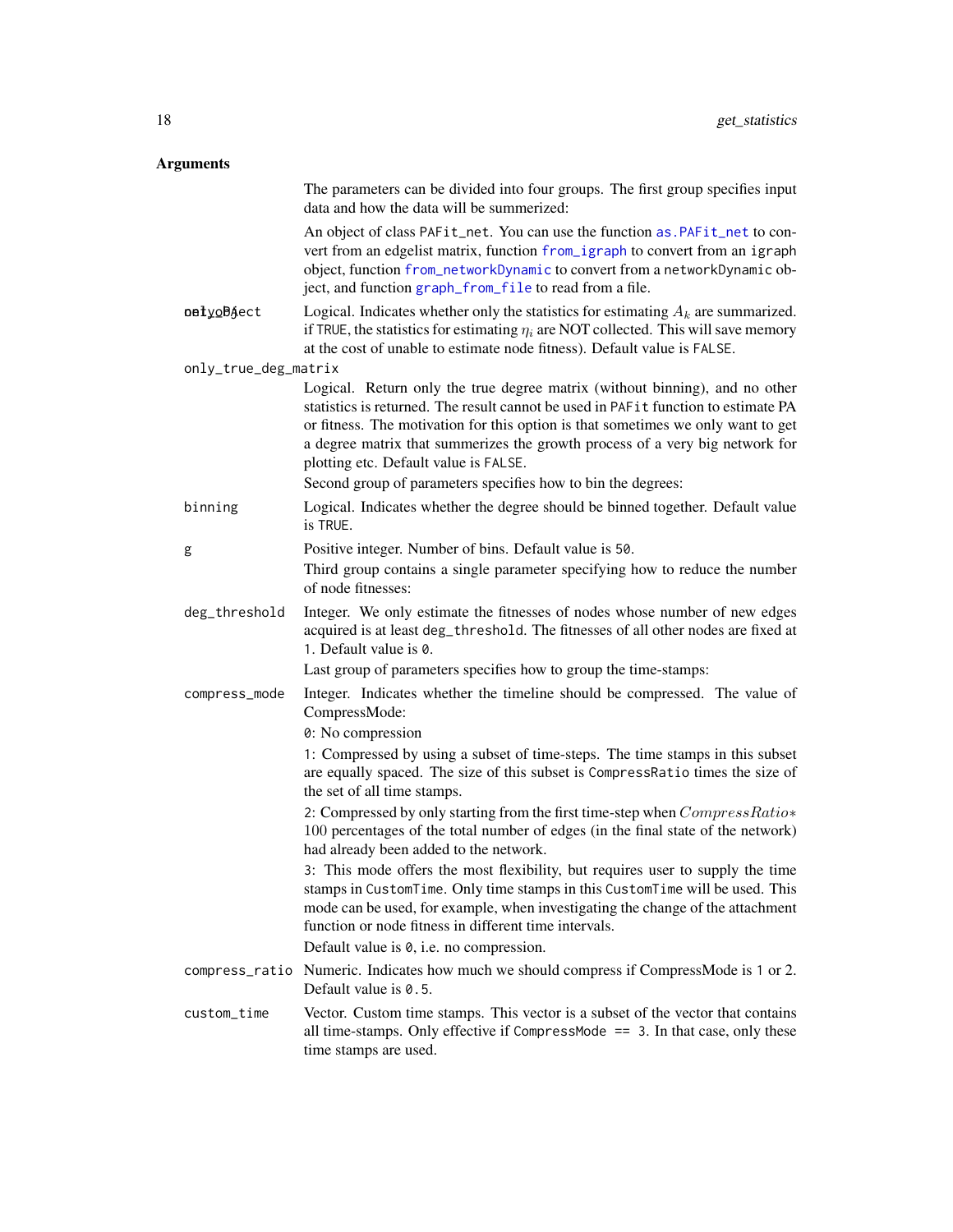## Arguments

The parameters can be divided into four groups. The first group specifies input data and how the data will be summerized:

| Argument | Description |
|---|---|
| net_object | An object of class `PAFit_net`. You can use the function `as.PAFit_net` to convert from an edgelist matrix, function `from_igraph` to convert from an `igraph` object, function `from_networkDynamic` to convert from a `networkDynamic` object, and function `graph_from_file` to read from a file. |
| only_PA | Logical. Indicates whether only the statistics for estimating $A_k$ are summarized. if `TRUE`, the statistics for estimating $\eta_i$ are NOT collected. This will save memory at the cost of unable to estimate node fitness). Default value is `FALSE`. |
| only_true_deg_matrix | Logical. Return only the true degree matrix (without binning), and no other statistics is returned. The result cannot be used in `PAFit` function to estimate PA or fitness. The motivation for this option is that sometimes we only want to get a degree matrix that summerizes the growth process of a very big network for plotting etc. Default value is `FALSE`.<br>Second group of parameters specifies how to bin the degrees: |
| binning | Logical. Indicates whether the degree should be binned together. Default value is `TRUE`. |
| g | Positive integer. Number of bins. Default value is `50`.<br>Third group contains a single parameter specifying how to reduce the number of node fitnesses: |
| deg_threshold | Integer. We only estimate the fitnesses of nodes whose number of new edges acquired is at least `deg_threshold`. The fitnesses of all other nodes are fixed at 1. Default value is `0`.<br>Last group of parameters specifies how to group the time-stamps: |
| compress_mode | Integer. Indicates whether the timeline should be compressed. The value of CompressMode:<br>`0`: No compression<br>`1`: Compressed by using a subset of time-steps. The time stamps in this subset are equally spaced. The size of this subset is `CompressRatio` times the size of the set of all time stamps.<br>`2`: Compressed by only starting from the first time-step when $CompressRatio * 100$ percentages of the total number of edges (in the final state of the network) had already been added to the network.<br>`3`: This mode offers the most flexibility, but requires user to supply the time stamps in `CustomTime`. Only time stamps in this `CustomTime` will be used. This mode can be used, for example, when investigating the change of the attachment function or node fitness in different time intervals.<br>Default value is `0`, i.e. no compression. |
| compress_ratio | Numeric. Indicates how much we should compress if CompressMode is `1` or 2. Default value is `0.5`. |
| custom_time | Vector. Custom time stamps. This vector is a subset of the vector that contains all time-stamps. Only effective if `CompressMode == 3`. In that case, only these time stamps are used. |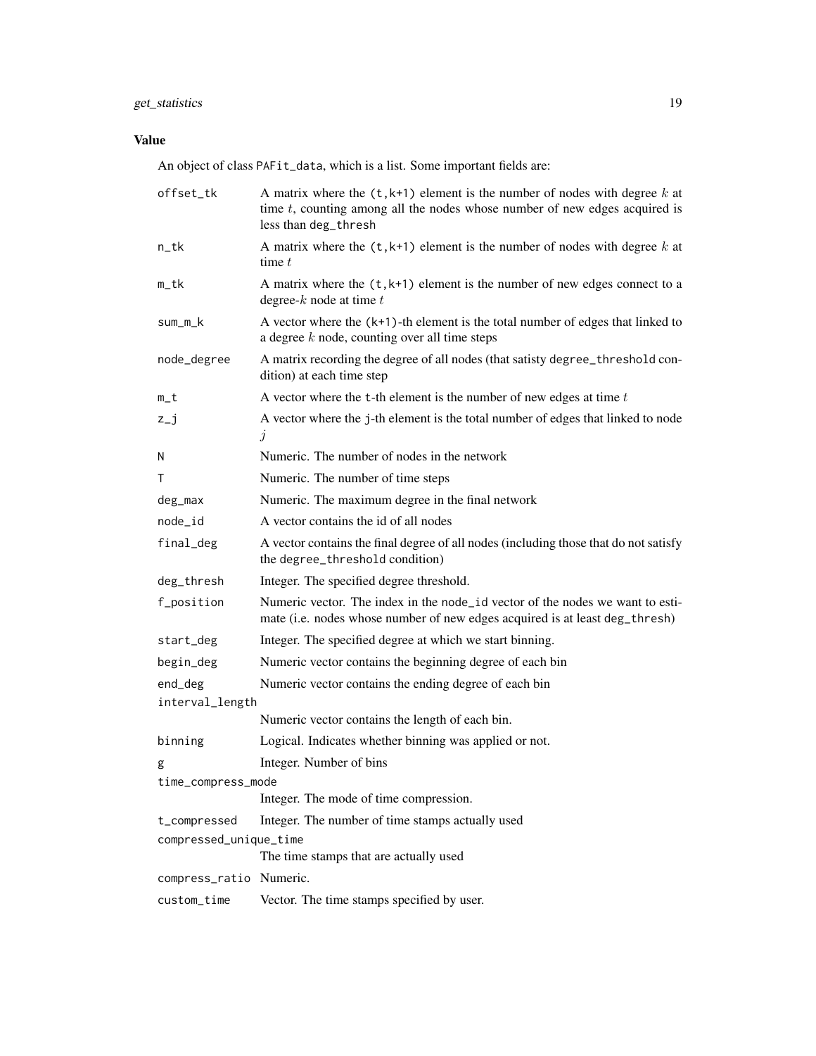## Value

An object of class `PAFit_data`, which is a list. Some important fields are:

| Field | Description |
|---|---|
| `offset_tk` | A matrix where the `(t,k+1)` element is the number of nodes with degree $k$ at time $t$, counting among all the nodes whose number of new edges acquired is less than `deg_thresh` |
| `n_tk` | A matrix where the `(t,k+1)` element is the number of nodes with degree $k$ at time $t$ |
| `m_tk` | A matrix where the `(t,k+1)` element is the number of new edges connect to a degree-$k$ node at time $t$ |
| `sum_m_k` | A vector where the `(k+1)`-th element is the total number of edges that linked to a degree $k$ node, counting over all time steps |
| `node_degree` | A matrix recording the degree of all nodes (that satisty `degree_threshold` condition) at each time step |
| `m_t` | A vector where the `t`-th element is the number of new edges at time $t$ |
| `z_j` | A vector where the `j`-th element is the total number of edges that linked to node $j$ |
| `N` | Numeric. The number of nodes in the network |
| `T` | Numeric. The number of time steps |
| `deg_max` | Numeric. The maximum degree in the final network |
| `node_id` | A vector contains the id of all nodes |
| `final_deg` | A vector contains the final degree of all nodes (including those that do not satisfy the `degree_threshold` condition) |
| `deg_thresh` | Integer. The specified degree threshold. |
| `f_position` | Numeric vector. The index in the `node_id` vector of the nodes we want to estimate (i.e. nodes whose number of new edges acquired is at least `deg_thresh`) |
| `start_deg` | Integer. The specified degree at which we start binning. |
| `begin_deg` | Numeric vector contains the beginning degree of each bin |
| `end_deg` | Numeric vector contains the ending degree of each bin |
| `interval_length` | Numeric vector contains the length of each bin. |
| `binning` | Logical. Indicates whether binning was applied or not. |
| `g` | Integer. Number of bins |
| `time_compress_mode` | Integer. The mode of time compression. |
| `t_compressed` | Integer. The number of time stamps actually used |
| `compressed_unique_time` | The time stamps that are actually used |
| `compress_ratio` | Numeric. |
| `custom_time` | Vector. The time stamps specified by user. |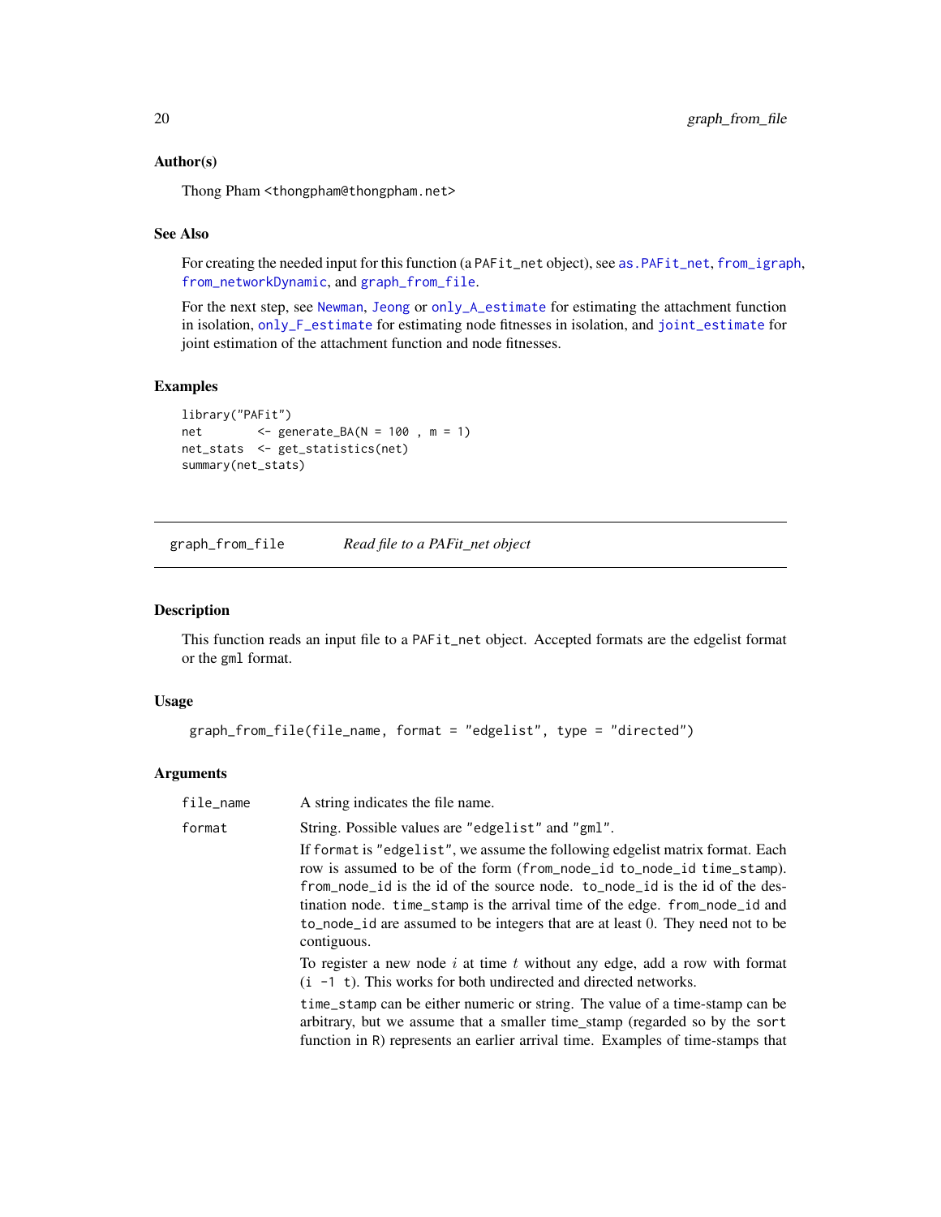### Author(s)

Thong Pham <thongpham@thongpham.net>

### See Also

For creating the needed input for this function (a PAFit_net object), see as.PAFit_net, from_igraph, from_networkDynamic, and graph_from_file.

For the next step, see Newman, Jeong or only_A_estimate for estimating the attachment function in isolation, only_F_estimate for estimating node fitnesses in isolation, and joint_estimate for joint estimation of the attachment function and node fitnesses.

### Examples

```
library("PAFit")
net        <- generate_BA(N = 100 , m = 1)
net_stats  <- get_statistics(net)
summary(net_stats)
```

---

## graph_from_file &nbsp;&nbsp;&nbsp; *Read file to a PAFit_net object*

### Description

This function reads an input file to a PAFit_net object. Accepted formats are the edgelist format or the gml format.

### Usage

```
graph_from_file(file_name, format = "edgelist", type = "directed")
```

### Arguments

| | |
|---|---|
| file_name | A string indicates the file name. |
| format | String. Possible values are "edgelist" and "gml". <br> If format is "edgelist", we assume the following edgelist matrix format. Each row is assumed to be of the form (from_node_id to_node_id time_stamp). from_node_id is the id of the source node. to_node_id is the id of the destination node. time_stamp is the arrival time of the edge. from_node_id and to_node_id are assumed to be integers that are at least 0. They need not to be contiguous. <br> To register a new node $i$ at time $t$ without any edge, add a row with format (i -1 t). This works for both undirected and directed networks. <br> time_stamp can be either numeric or string. The value of a time-stamp can be arbitrary, but we assume that a smaller time_stamp (regarded so by the sort function in R) represents an earlier arrival time. Examples of time-stamps that |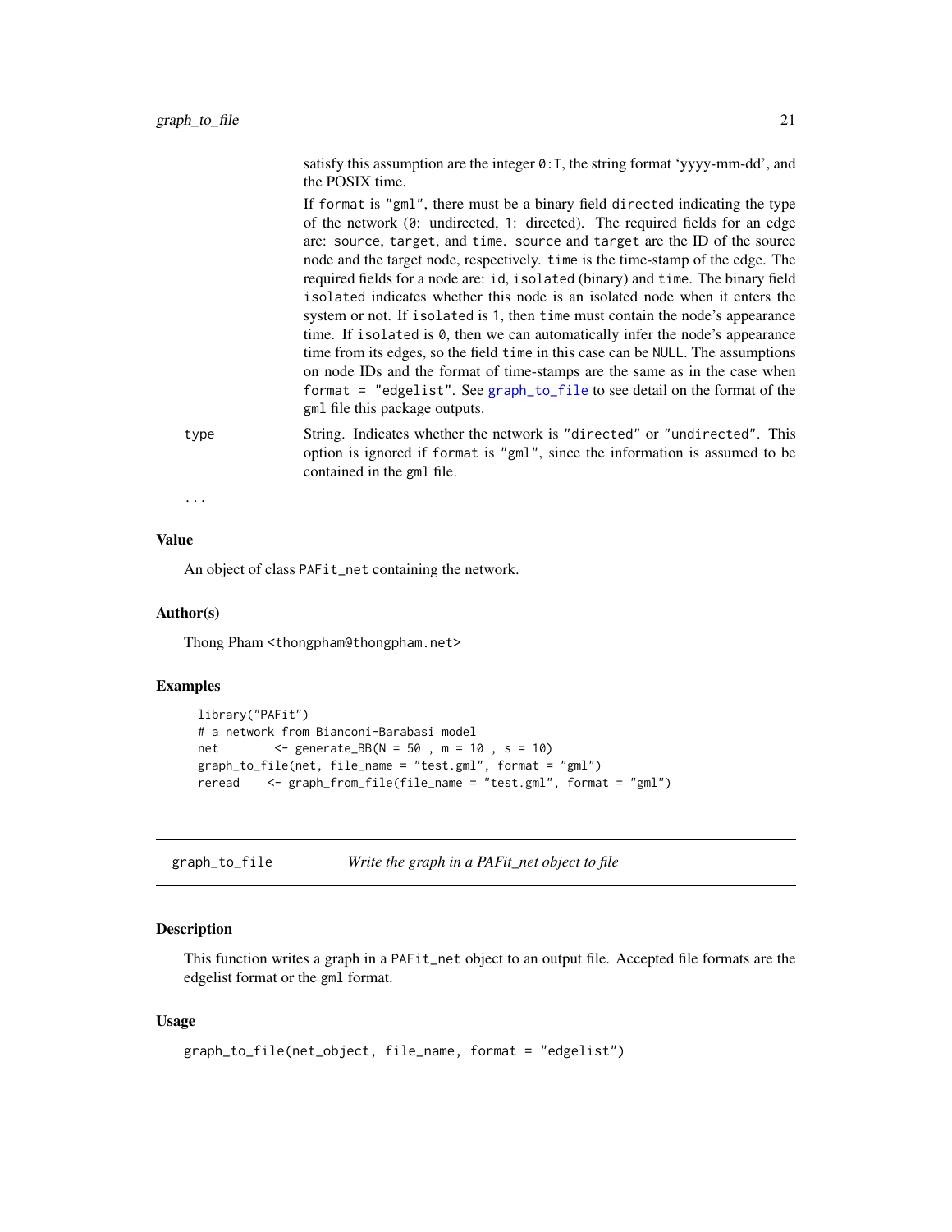satisfy this assumption are the integer `0:T`, the string format 'yyyy-mm-dd', and the POSIX time.

If `format` is `"gml"`, there must be a binary field `directed` indicating the type of the network (`0`: undirected, `1`: directed). The required fields for an edge are: `source`, `target`, and `time`. `source` and `target` are the ID of the source node and the target node, respectively. `time` is the time-stamp of the edge. The required fields for a node are: `id`, `isolated` (binary) and `time`. The binary field `isolated` indicates whether this node is an isolated node when it enters the system or not. If `isolated` is `1`, then `time` must contain the node's appearance time. If `isolated` is `0`, then we can automatically infer the node's appearance time from its edges, so the field `time` in this case can be `NULL`. The assumptions on node IDs and the format of time-stamps are the same as in the case when `format = "edgelist"`. See `graph_to_file` to see detail on the format of the `gml` file this package outputs.

`type` String. Indicates whether the network is `"directed"` or `"undirected"`. This option is ignored if `format` is `"gml"`, since the information is assumed to be contained in the `gml` file.

`...`

### Value

An object of class `PAFit_net` containing the network.

### Author(s)

Thong Pham <thongpham@thongpham.net>

### Examples

```
library("PAFit")
# a network from Bianconi-Barabasi model
net       <- generate_BB(N = 50 , m = 10 , s = 10)
graph_to_file(net, file_name = "test.gml", format = "gml")
reread    <- graph_from_file(file_name = "test.gml", format = "gml")
```

---

## graph_to_file *Write the graph in a PAFit_net object to file*

### Description

This function writes a graph in a `PAFit_net` object to an output file. Accepted file formats are the edgelist format or the `gml` format.

### Usage

```
graph_to_file(net_object, file_name, format = "edgelist")
```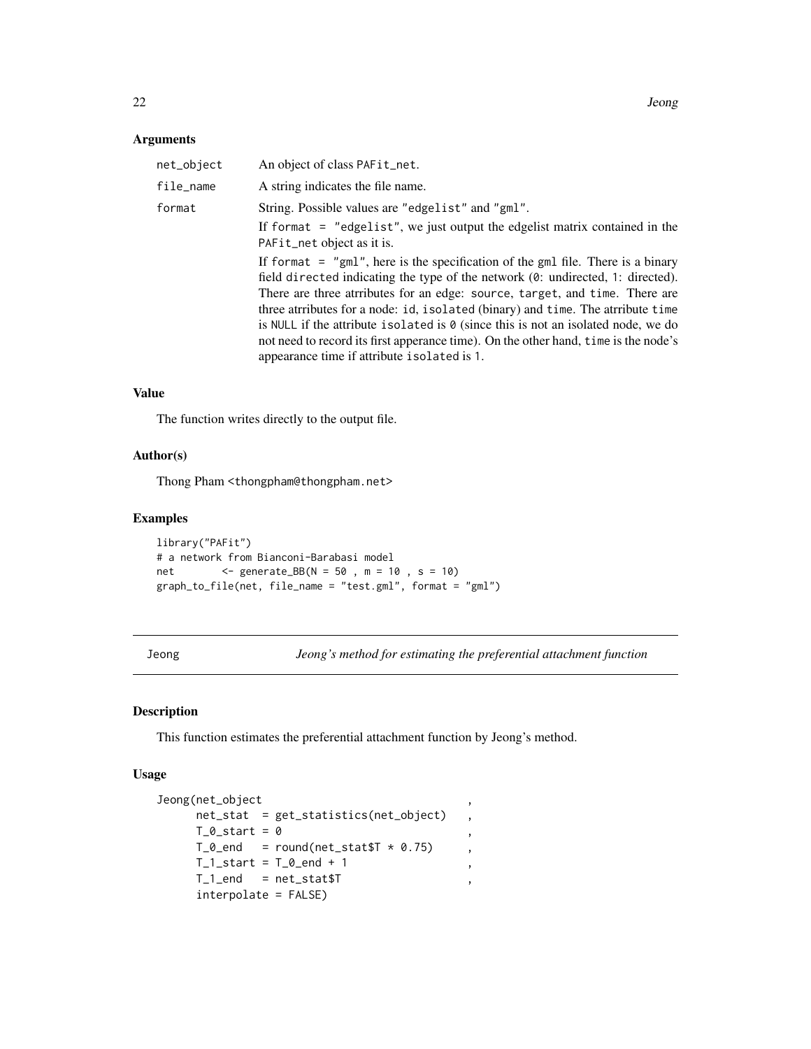### Arguments

| | |
|---|---|
| net_object | An object of class PAFit_net. |
| file_name | A string indicates the file name. |
| format | String. Possible values are "edgelist" and "gml". If format = "edgelist", we just output the edgelist matrix contained in the PAFit_net object as it is. If format = "gml", here is the specification of the gml file. There is a binary field directed indicating the type of the network (0: undirected, 1: directed). There are three atrributes for an edge: source, target, and time. There are three atrributes for a node: id, isolated (binary) and time. The atrribute time is NULL if the attribute isolated is 0 (since this is not an isolated node, we do not need to record its first apperance time). On the other hand, time is the node's appearance time if attribute isolated is 1. |

### Value

The function writes directly to the output file.

### Author(s)

Thong Pham <thongpham@thongpham.net>

### Examples

```
library("PAFit")
# a network from Bianconi-Barabasi model
net        <- generate_BB(N = 50 , m = 10 , s = 10)
graph_to_file(net, file_name = "test.gml", format = "gml")
```

---

## Jeong — *Jeong's method for estimating the preferential attachment function*

### Description

This function estimates the preferential attachment function by Jeong's method.

### Usage

```
Jeong(net_object                            ,
      net_stat  = get_statistics(net_object)   ,
      T_0_start = 0                            ,
      T_0_end   = round(net_stat$T * 0.75)     ,
      T_1_start = T_0_end + 1                  ,
      T_1_end   = net_stat$T                   ,
      interpolate = FALSE)
```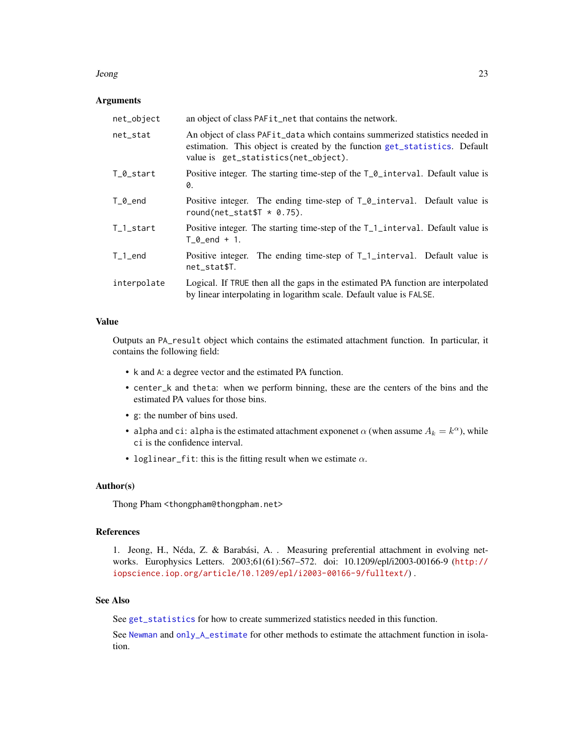### Arguments

| | |
|---|---|
| `net_object` | an object of class `PAFit_net` that contains the network. |
| `net_stat` | An object of class `PAFit_data` which contains summerized statistics needed in estimation. This object is created by the function `get_statistics`. Default value is `get_statistics(net_object)`. |
| `T_0_start` | Positive integer. The starting time-step of the `T_0_interval`. Default value is `0`. |
| `T_0_end` | Positive integer. The ending time-step of `T_0_interval`. Default value is `round(net_stat$T * 0.75)`. |
| `T_1_start` | Positive integer. The starting time-step of the `T_1_interval`. Default value is `T_0_end + 1`. |
| `T_1_end` | Positive integer. The ending time-step of `T_1_interval`. Default value is `net_stat$T`. |
| `interpolate` | Logical. If `TRUE` then all the gaps in the estimated PA function are interpolated by linear interpolating in logarithm scale. Default value is `FALSE`. |

### Value

Outputs an `PA_result` object which contains the estimated attachment function. In particular, it contains the following field:

- `k` and `A`: a degree vector and the estimated PA function.
- `center_k` and `theta`: when we perform binning, these are the centers of the bins and the estimated PA values for those bins.
- `g`: the number of bins used.
- `alpha` and `ci`: `alpha` is the estimated attachment exponenet $\alpha$ (when assume $A_k = k^\alpha$), while `ci` is the confidence interval.
- `loglinear_fit`: this is the fitting result when we estimate $\alpha$.

### Author(s)

Thong Pham <thongpham@thongpham.net>

### References

1. Jeong, H., Néda, Z. & Barabási, A. . Measuring preferential attachment in evolving networks. Europhysics Letters. 2003;61(61):567–572. doi: 10.1209/epl/i2003-00166-9 (http://iopscience.iop.org/article/10.1209/epl/i2003-00166-9/fulltext/) .

### See Also

See `get_statistics` for how to create summerized statistics needed in this function.

See `Newman` and `only_A_estimate` for other methods to estimate the attachment function in isolation.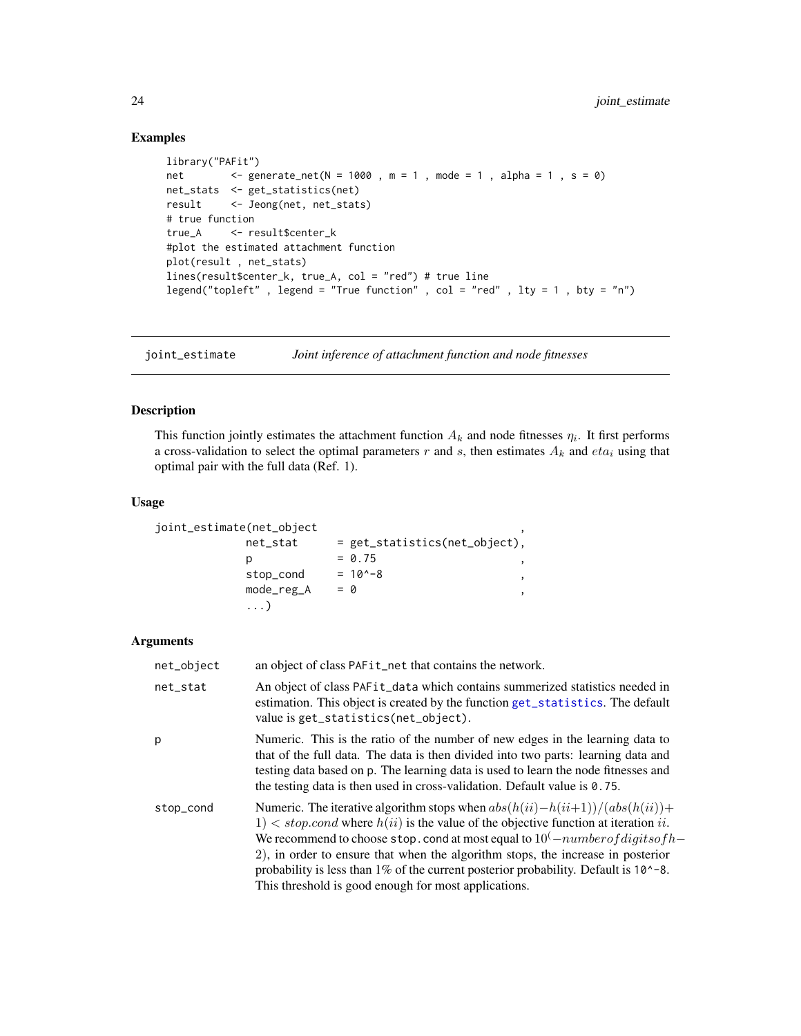### Examples

```
library("PAFit")
net        <- generate_net(N = 1000 , m = 1 , mode = 1 , alpha = 1 , s = 0)
net_stats  <- get_statistics(net)
result     <- Jeong(net, net_stats)
# true function
true_A     <- result$center_k
#plot the estimated attachment function
plot(result , net_stats)
lines(result$center_k, true_A, col = "red") # true line
legend("topleft" , legend = "True function" , col = "red" , lty = 1 , bty = "n")
```

---

## joint_estimate — *Joint inference of attachment function and node fitnesses*

---

### Description

This function jointly estimates the attachment function $A_k$ and node fitnesses $\eta_i$. It first performs a cross-validation to select the optimal parameters $r$ and $s$, then estimates $A_k$ and $eta_i$ using that optimal pair with the full data (Ref. 1).

### Usage

```
joint_estimate(net_object                                ,
               net_stat      = get_statistics(net_object),
               p             = 0.75                      ,
               stop_cond     = 10^-8                     ,
               mode_reg_A    = 0                         ,
               ...)
```

### Arguments

| | |
|---|---|
| net_object | an object of class PAFit_net that contains the network. |
| net_stat | An object of class PAFit_data which contains summerized statistics needed in estimation. This object is created by the function get_statistics. The default value is get_statistics(net_object). |
| p | Numeric. This is the ratio of the number of new edges in the learning data to that of the full data. The data is then divided into two parts: learning data and testing data based on p. The learning data is used to learn the node fitnesses and the testing data is then used in cross-validation. Default value is 0.75. |
| stop_cond | Numeric. The iterative algorithm stops when $abs(h(ii)-h(ii+1))/(abs(h(ii))+1) < stop.cond$ where $h(ii)$ is the value of the objective function at iteration $ii$. We recommend to choose stop.cond at most equal to $10^(-number of digits of h-2)$, in order to ensure that when the algorithm stops, the increase in posterior probability is less than 1% of the current posterior probability. Default is 10^-8. This threshold is good enough for most applications. |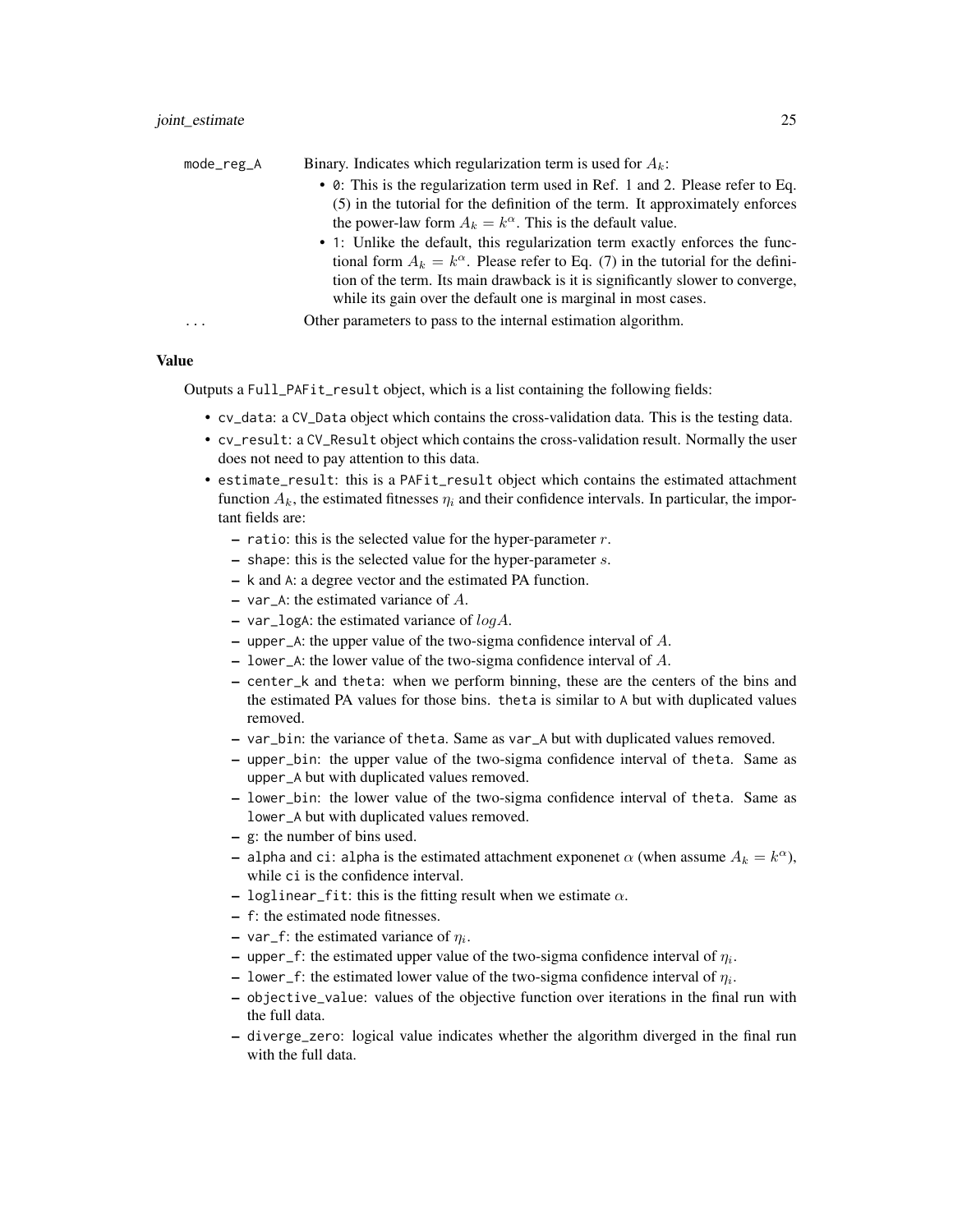`mode_reg_A` Binary. Indicates which regularization term is used for $A_k$:

- `0`: This is the regularization term used in Ref. 1 and 2. Please refer to Eq. (5) in the tutorial for the definition of the term. It approximately enforces the power-law form $A_k = k^\alpha$. This is the default value.
- `1`: Unlike the default, this regularization term exactly enforces the functional form $A_k = k^\alpha$. Please refer to Eq. (7) in the tutorial for the definition of the term. Its main drawback is it is significantly slower to converge, while its gain over the default one is marginal in most cases.

`...` Other parameters to pass to the internal estimation algorithm.

### Value

Outputs a `Full_PAFit_result` object, which is a list containing the following fields:

- `cv_data`: a `CV_Data` object which contains the cross-validation data. This is the testing data.
- `cv_result`: a `CV_Result` object which contains the cross-validation result. Normally the user does not need to pay attention to this data.
- `estimate_result`: this is a `PAFit_result` object which contains the estimated attachment function $A_k$, the estimated fitnesses $\eta_i$ and their confidence intervals. In particular, the important fields are:
  - `ratio`: this is the selected value for the hyper-parameter $r$.
  - `shape`: this is the selected value for the hyper-parameter $s$.
  - `k` and `A`: a degree vector and the estimated PA function.
  - `var_A`: the estimated variance of $A$.
  - `var_logA`: the estimated variance of $log A$.
  - `upper_A`: the upper value of the two-sigma confidence interval of $A$.
  - `lower_A`: the lower value of the two-sigma confidence interval of $A$.
  - `center_k` and `theta`: when we perform binning, these are the centers of the bins and the estimated PA values for those bins. `theta` is similar to `A` but with duplicated values removed.
  - `var_bin`: the variance of `theta`. Same as `var_A` but with duplicated values removed.
  - `upper_bin`: the upper value of the two-sigma confidence interval of `theta`. Same as `upper_A` but with duplicated values removed.
  - `lower_bin`: the lower value of the two-sigma confidence interval of `theta`. Same as `lower_A` but with duplicated values removed.
  - `g`: the number of bins used.
  - `alpha` and `ci`: `alpha` is the estimated attachment exponenet $\alpha$ (when assume $A_k = k^\alpha$), while `ci` is the confidence interval.
  - `loglinear_fit`: this is the fitting result when we estimate $\alpha$.
  - `f`: the estimated node fitnesses.
  - `var_f`: the estimated variance of $\eta_i$.
  - `upper_f`: the estimated upper value of the two-sigma confidence interval of $\eta_i$.
  - `lower_f`: the estimated lower value of the two-sigma confidence interval of $\eta_i$.
  - `objective_value`: values of the objective function over iterations in the final run with the full data.
  - `diverge_zero`: logical value indicates whether the algorithm diverged in the final run with the full data.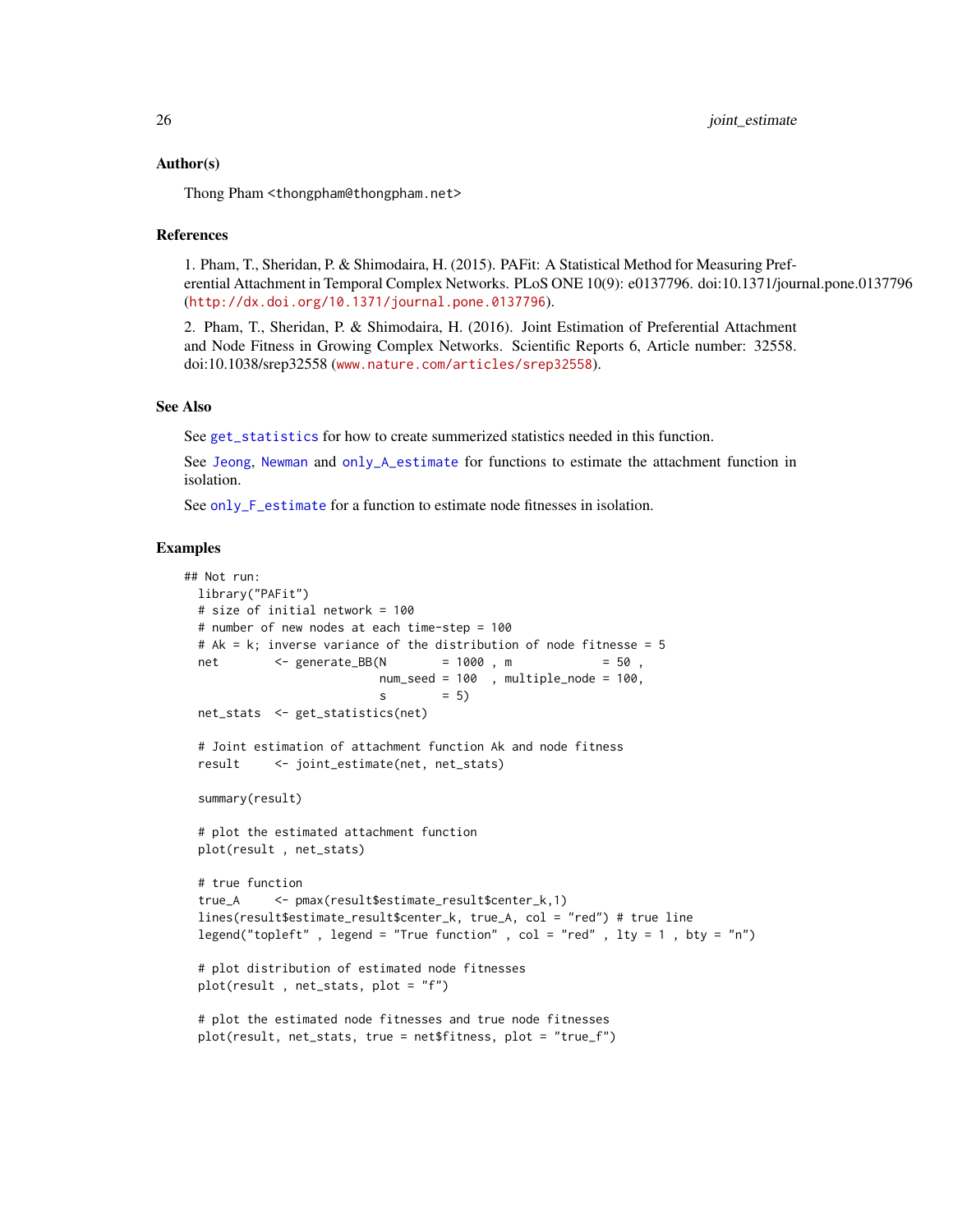### Author(s)

Thong Pham <thongpham@thongpham.net>

### References

1. Pham, T., Sheridan, P. & Shimodaira, H. (2015). PAFit: A Statistical Method for Measuring Preferential Attachment in Temporal Complex Networks. PLoS ONE 10(9): e0137796. doi:10.1371/journal.pone.0137796 (http://dx.doi.org/10.1371/journal.pone.0137796).

2. Pham, T., Sheridan, P. & Shimodaira, H. (2016). Joint Estimation of Preferential Attachment and Node Fitness in Growing Complex Networks. Scientific Reports 6, Article number: 32558. doi:10.1038/srep32558 (www.nature.com/articles/srep32558).

### See Also

See get_statistics for how to create summerized statistics needed in this function.

See Jeong, Newman and only_A_estimate for functions to estimate the attachment function in isolation.

See only_F_estimate for a function to estimate node fitnesses in isolation.

### Examples

```
## Not run:
  library("PAFit")
  # size of initial network = 100
  # number of new nodes at each time-step = 100
  # Ak = k; inverse variance of the distribution of node fitnesse = 5
  net        <- generate_BB(N        = 1000 , m             = 50 ,
                            num_seed = 100  , multiple_node = 100,
                            s        = 5)
  net_stats  <- get_statistics(net)

  # Joint estimation of attachment function Ak and node fitness
  result     <- joint_estimate(net, net_stats)

  summary(result)

  # plot the estimated attachment function
  plot(result , net_stats)

  # true function
  true_A     <- pmax(result$estimate_result$center_k,1)
  lines(result$estimate_result$center_k, true_A, col = "red") # true line
  legend("topleft" , legend = "True function" , col = "red" , lty = 1 , bty = "n")

  # plot distribution of estimated node fitnesses
  plot(result , net_stats, plot = "f")

  # plot the estimated node fitnesses and true node fitnesses
  plot(result, net_stats, true = net$fitness, plot = "true_f")
```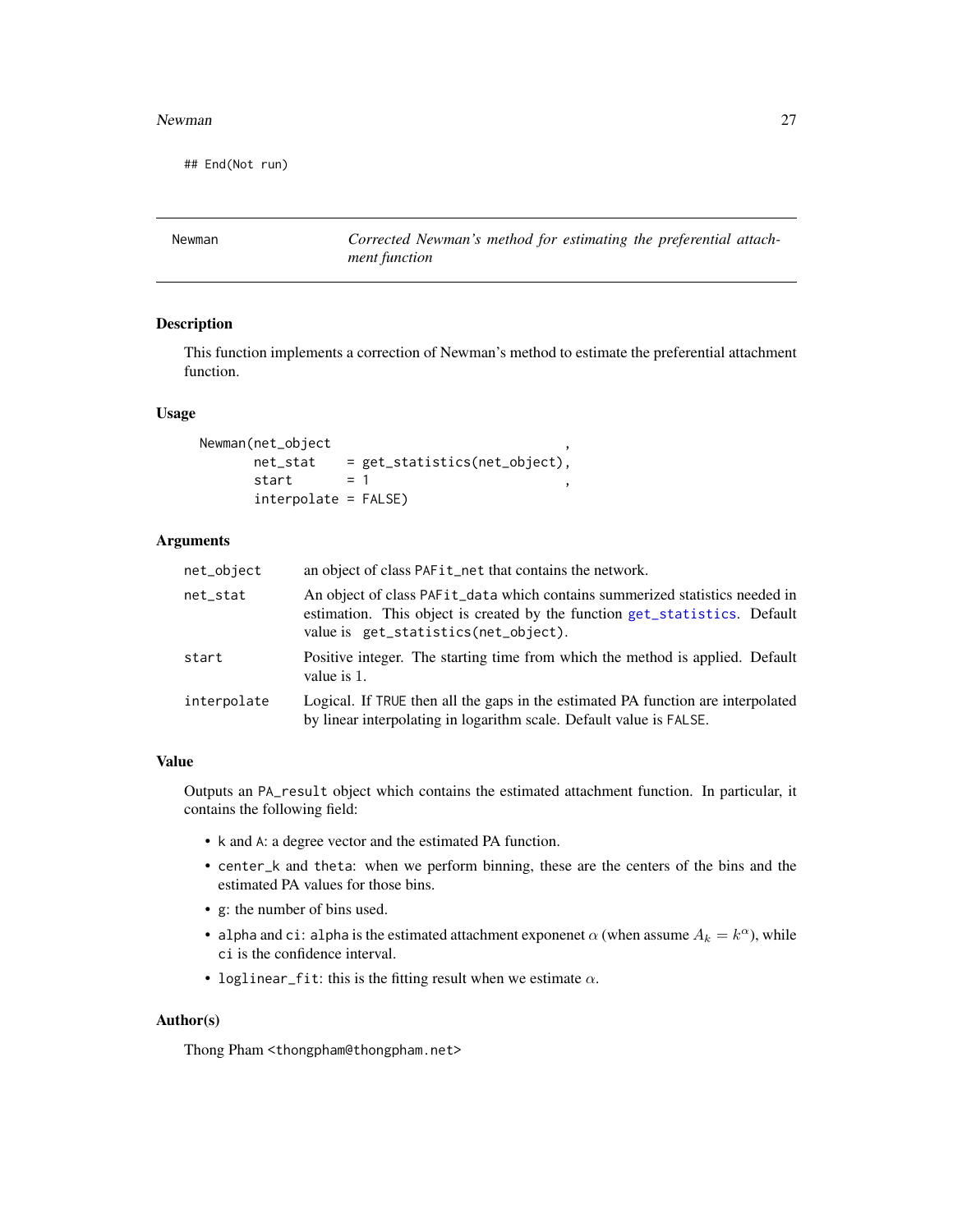```
## End(Not run)
```

---

**Newman** — *Corrected Newman's method for estimating the preferential attachment function*

---

### Description

This function implements a correction of Newman's method to estimate the preferential attachment function.

### Usage

```
Newman(net_object                              ,
       net_stat    = get_statistics(net_object),
       start       = 1                         ,
       interpolate = FALSE)
```

### Arguments

| | |
|---|---|
| `net_object` | an object of class `PAFit_net` that contains the network. |
| `net_stat` | An object of class `PAFit_data` which contains summerized statistics needed in estimation. This object is created by the function `get_statistics`. Default value is `get_statistics(net_object)`. |
| `start` | Positive integer. The starting time from which the method is applied. Default value is 1. |
| `interpolate` | Logical. If `TRUE` then all the gaps in the estimated PA function are interpolated by linear interpolating in logarithm scale. Default value is `FALSE`. |

### Value

Outputs an `PA_result` object which contains the estimated attachment function. In particular, it contains the following field:

- `k` and `A`: a degree vector and the estimated PA function.
- `center_k` and `theta`: when we perform binning, these are the centers of the bins and the estimated PA values for those bins.
- `g`: the number of bins used.
- `alpha` and `ci`: `alpha` is the estimated attachment exponenet $\alpha$ (when assume $A_k = k^\alpha$), while `ci` is the confidence interval.
- `loglinear_fit`: this is the fitting result when we estimate $\alpha$.

### Author(s)

Thong Pham <thongpham@thongpham.net>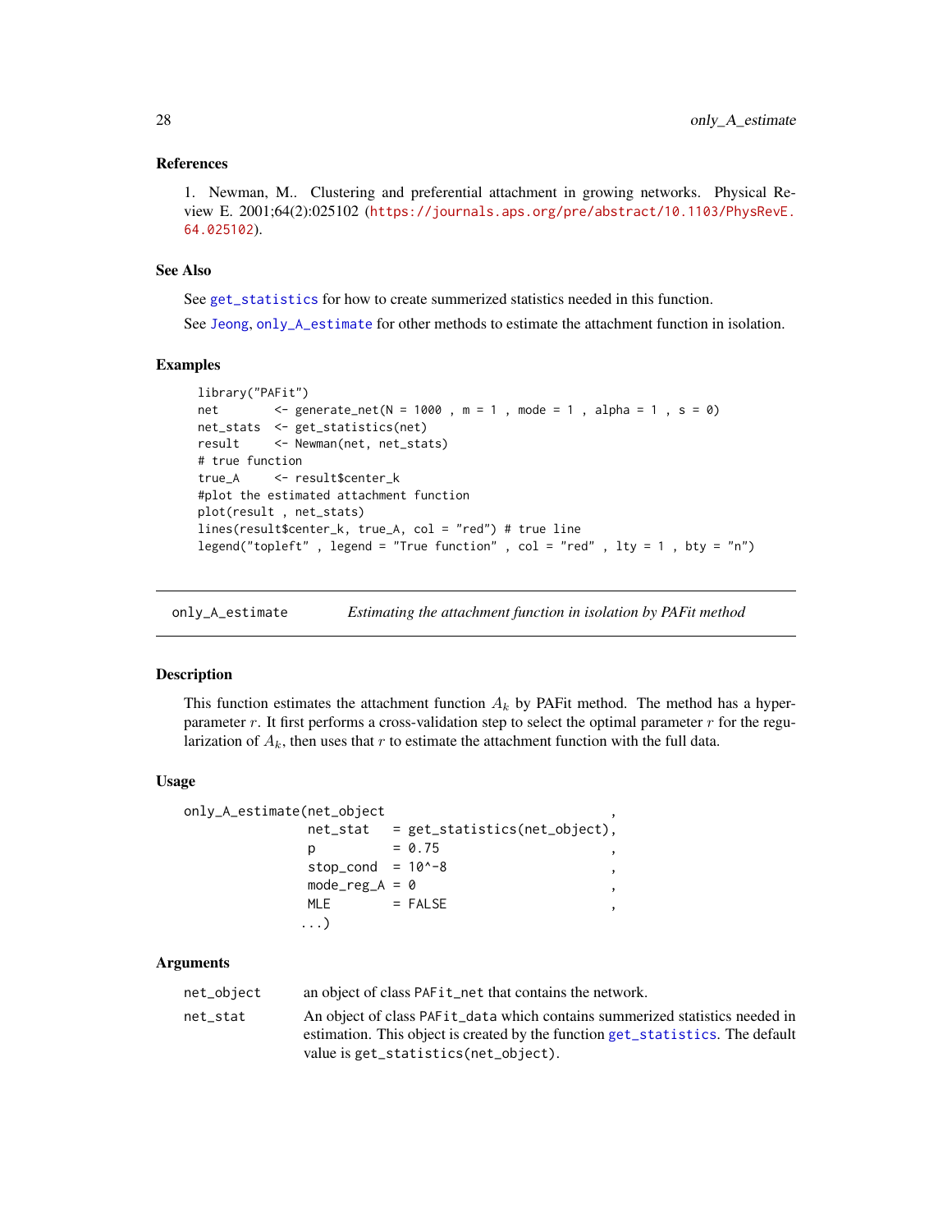### References

1. Newman, M.. Clustering and preferential attachment in growing networks. Physical Review E. 2001;64(2):025102 (https://journals.aps.org/pre/abstract/10.1103/PhysRevE.64.025102).

### See Also

See get_statistics for how to create summerized statistics needed in this function.

See Jeong, only_A_estimate for other methods to estimate the attachment function in isolation.

### Examples

```
library("PAFit")
net        <- generate_net(N = 1000 , m = 1 , mode = 1 , alpha = 1 , s = 0)
net_stats  <- get_statistics(net)
result     <- Newman(net, net_stats)
# true function
true_A     <- result$center_k
#plot the estimated attachment function
plot(result , net_stats)
lines(result$center_k, true_A, col = "red") # true line
legend("topleft" , legend = "True function" , col = "red" , lty = 1 , bty = "n")
```

---

## only_A_estimate — *Estimating the attachment function in isolation by PAFit method*

### Description

This function estimates the attachment function $A_k$ by PAFit method. The method has a hyper-parameter $r$. It first performs a cross-validation step to select the optimal parameter $r$ for the regularization of $A_k$, then uses that $r$ to estimate the attachment function with the full data.

### Usage

```
only_A_estimate(net_object                          ,
                net_stat   = get_statistics(net_object),
                p          = 0.75                   ,
                stop_cond  = 10^-8                  ,
                mode_reg_A = 0                      ,
                MLE        = FALSE                  ,
               ...)
```

### Arguments

| | |
|---|---|
| net_object | an object of class PAFit_net that contains the network. |
| net_stat | An object of class PAFit_data which contains summerized statistics needed in estimation. This object is created by the function get_statistics. The default value is get_statistics(net_object). |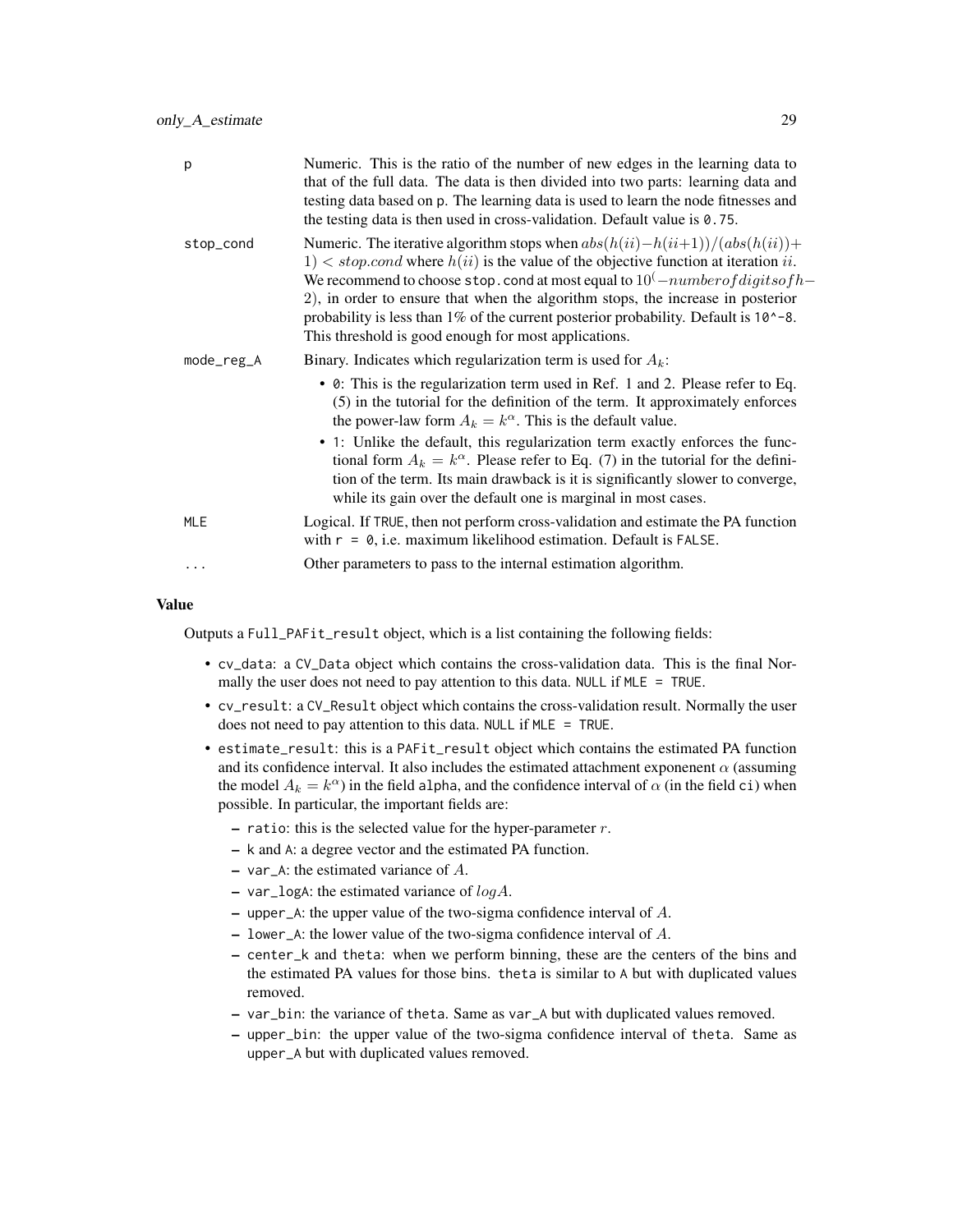| | |
|---|---|
| p | Numeric. This is the ratio of the number of new edges in the learning data to that of the full data. The data is then divided into two parts: learning data and testing data based on p. The learning data is used to learn the node fitnesses and the testing data is then used in cross-validation. Default value is `0.75`. |
| stop_cond | Numeric. The iterative algorithm stops when $abs(h(ii)-h(ii+1))/(abs(h(ii))+1) < stop.cond$ where $h(ii)$ is the value of the objective function at iteration $ii$. We recommend to choose `stop.cond` at most equal to $10^(-number of digits of h-2)$, in order to ensure that when the algorithm stops, the increase in posterior probability is less than 1% of the current posterior probability. Default is `10^-8`. This threshold is good enough for most applications. |
| mode_reg_A | Binary. Indicates which regularization term is used for $A_k$:<br>• `0`: This is the regularization term used in Ref. 1 and 2. Please refer to Eq. (5) in the tutorial for the definition of the term. It approximately enforces the power-law form $A_k = k^\alpha$. This is the default value.<br>• `1`: Unlike the default, this regularization term exactly enforces the functional form $A_k = k^\alpha$. Please refer to Eq. (7) in the tutorial for the definition of the term. Its main drawback is it is significantly slower to converge, while its gain over the default one is marginal in most cases. |
| MLE | Logical. If `TRUE`, then not perform cross-validation and estimate the PA function with `r = 0`, i.e. maximum likelihood estimation. Default is `FALSE`. |
| ... | Other parameters to pass to the internal estimation algorithm. |

## Value

Outputs a `Full_PAFit_result` object, which is a list containing the following fields:

- `cv_data`: a `CV_Data` object which contains the cross-validation data. This is the final Normally the user does not need to pay attention to this data. `NULL` if `MLE = TRUE`.
- `cv_result`: a `CV_Result` object which contains the cross-validation result. Normally the user does not need to pay attention to this data. `NULL` if `MLE = TRUE`.
- `estimate_result`: this is a `PAFit_result` object which contains the estimated PA function and its confidence interval. It also includes the estimated attachment exponenent $\alpha$ (assuming the model $A_k = k^\alpha$) in the field `alpha`, and the confidence interval of $\alpha$ (in the field `ci`) when possible. In particular, the important fields are:
  - `ratio`: this is the selected value for the hyper-parameter $r$.
  - `k` and `A`: a degree vector and the estimated PA function.
  - `var_A`: the estimated variance of $A$.
  - `var_logA`: the estimated variance of $logA$.
  - `upper_A`: the upper value of the two-sigma confidence interval of $A$.
  - `lower_A`: the lower value of the two-sigma confidence interval of $A$.
  - `center_k` and `theta`: when we perform binning, these are the centers of the bins and the estimated PA values for those bins. `theta` is similar to `A` but with duplicated values removed.
  - `var_bin`: the variance of `theta`. Same as `var_A` but with duplicated values removed.
  - `upper_bin`: the upper value of the two-sigma confidence interval of `theta`. Same as `upper_A` but with duplicated values removed.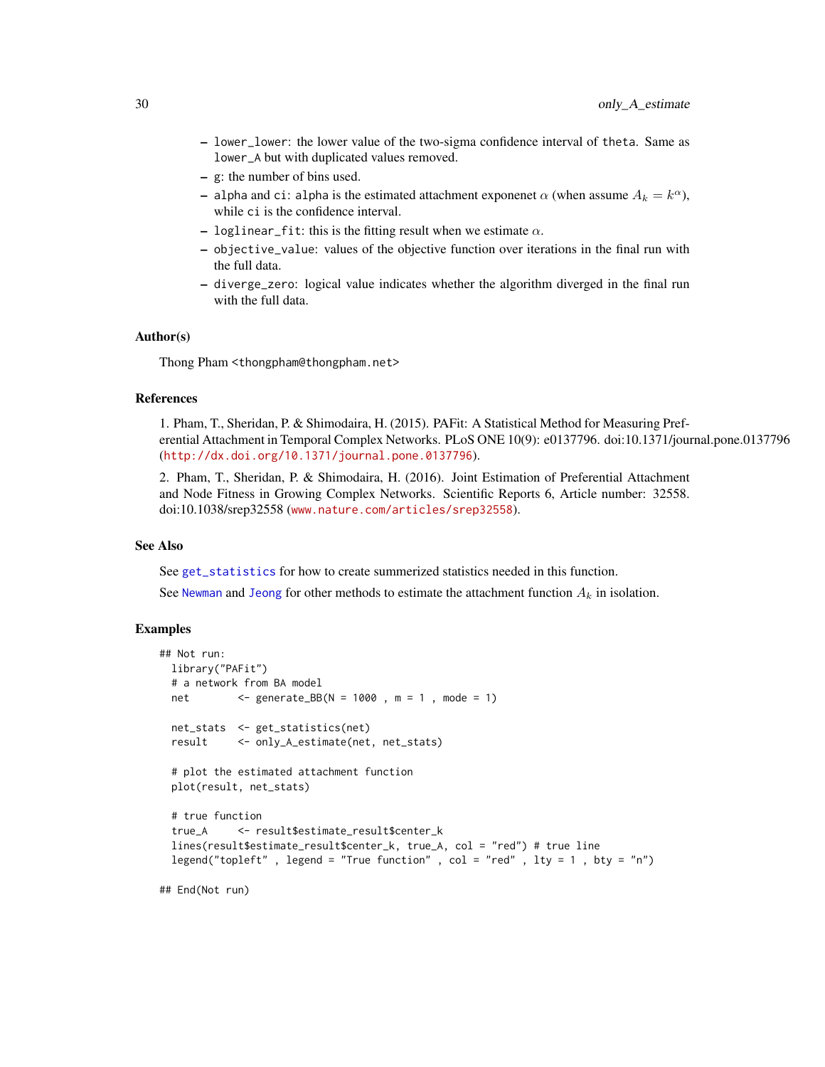- `lower_lower`: the lower value of the two-sigma confidence interval of `theta`. Same as `lower_A` but with duplicated values removed.
- `g`: the number of bins used.
- `alpha` and `ci`: `alpha` is the estimated attachment exponenet $\alpha$ (when assume $A_k = k^{\alpha}$), while `ci` is the confidence interval.
- `loglinear_fit`: this is the fitting result when we estimate $\alpha$.
- `objective_value`: values of the objective function over iterations in the final run with the full data.
- `diverge_zero`: logical value indicates whether the algorithm diverged in the final run with the full data.

### Author(s)

Thong Pham <thongpham@thongpham.net>

### References

1. Pham, T., Sheridan, P. & Shimodaira, H. (2015). PAFit: A Statistical Method for Measuring Preferential Attachment in Temporal Complex Networks. PLoS ONE 10(9): e0137796. doi:10.1371/journal.pone.0137796 (http://dx.doi.org/10.1371/journal.pone.0137796).

2. Pham, T., Sheridan, P. & Shimodaira, H. (2016). Joint Estimation of Preferential Attachment and Node Fitness in Growing Complex Networks. Scientific Reports 6, Article number: 32558. doi:10.1038/srep32558 (www.nature.com/articles/srep32558).

### See Also

See `get_statistics` for how to create summerized statistics needed in this function.

See `Newman` and `Jeong` for other methods to estimate the attachment function $A_k$ in isolation.

### Examples

```
## Not run:
  library("PAFit")
  # a network from BA model
  net        <- generate_BB(N = 1000 , m = 1 , mode = 1)

  net_stats  <- get_statistics(net)
  result     <- only_A_estimate(net, net_stats)

  # plot the estimated attachment function
  plot(result, net_stats)

  # true function
  true_A     <- result$estimate_result$center_k
  lines(result$estimate_result$center_k, true_A, col = "red") # true line
  legend("topleft" , legend = "True function" , col = "red" , lty = 1 , bty = "n")

## End(Not run)
```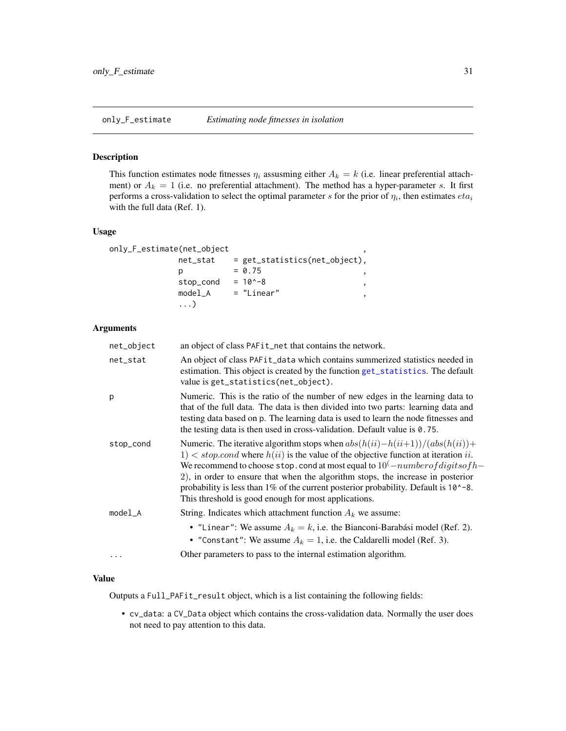only_F_estimate *Estimating node fitnesses in isolation*

## Description

This function estimates node fitnesses $\eta_i$ assusming either $A_k = k$ (i.e. linear preferential attachment) or $A_k = 1$ (i.e. no preferential attachment). The method has a hyper-parameter $s$. It first performs a cross-validation to select the optimal parameter $s$ for the prior of $\eta_i$, then estimates $eta_i$ with the full data (Ref. 1).

## Usage

```
only_F_estimate(net_object                              ,
                net_stat    = get_statistics(net_object),
                p           = 0.75                      ,
                stop_cond   = 10^-8                     ,
                model_A     = "Linear"                  ,
                ...)
```

## Arguments

| | |
|---|---|
| `net_object` | an object of class `PAFit_net` that contains the network. |
| `net_stat` | An object of class `PAFit_data` which contains summerized statistics needed in estimation. This object is created by the function `get_statistics`. The default value is `get_statistics(net_object)`. |
| `p` | Numeric. This is the ratio of the number of new edges in the learning data to that of the full data. The data is then divided into two parts: learning data and testing data based on `p`. The learning data is used to learn the node fitnesses and the testing data is then used in cross-validation. Default value is `0.75`. |
| `stop_cond` | Numeric. The iterative algorithm stops when $abs(h(ii) - h(ii+1))/(abs(h(ii)) + 1) < stop.cond$ where $h(ii)$ is the value of the objective function at iteration $ii$. We recommend to choose `stop.cond` at most equal to $10^(-number of digits of h - 2)$, in order to ensure that when the algorithm stops, the increase in posterior probability is less than 1% of the current posterior probability. Default is `10^-8`. This threshold is good enough for most applications. |
| `model_A` | String. Indicates which attachment function $A_k$ we assume:<br>• `"Linear"`: We assume $A_k = k$, i.e. the Bianconi-Barabási model (Ref. 2).<br>• `"Constant"`: We assume $A_k = 1$, i.e. the Caldarelli model (Ref. 3). |
| `...` | Other parameters to pass to the internal estimation algorithm. |

## Value

Outputs a `Full_PAFit_result` object, which is a list containing the following fields:

- `cv_data`: a `CV_Data` object which contains the cross-validation data. Normally the user does not need to pay attention to this data.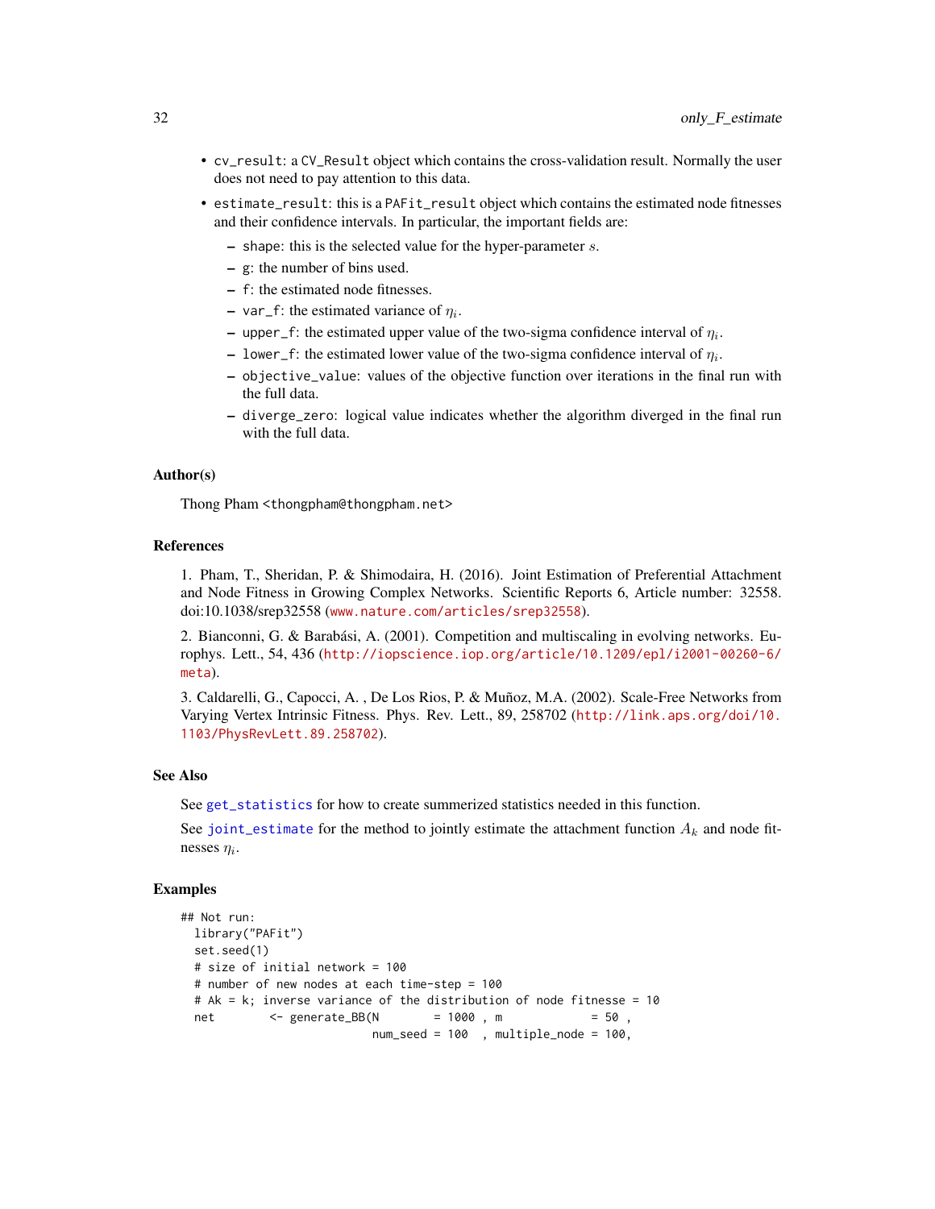- `cv_result`: a `CV_Result` object which contains the cross-validation result. Normally the user does not need to pay attention to this data.
- `estimate_result`: this is a `PAFit_result` object which contains the estimated node fitnesses and their confidence intervals. In particular, the important fields are:
  - `shape`: this is the selected value for the hyper-parameter $s$.
  - `g`: the number of bins used.
  - `f`: the estimated node fitnesses.
  - `var_f`: the estimated variance of $\eta_i$.
  - `upper_f`: the estimated upper value of the two-sigma confidence interval of $\eta_i$.
  - `lower_f`: the estimated lower value of the two-sigma confidence interval of $\eta_i$.
  - `objective_value`: values of the objective function over iterations in the final run with the full data.
  - `diverge_zero`: logical value indicates whether the algorithm diverged in the final run with the full data.

### Author(s)

Thong Pham <thongpham@thongpham.net>

### References

1. Pham, T., Sheridan, P. & Shimodaira, H. (2016). Joint Estimation of Preferential Attachment and Node Fitness in Growing Complex Networks. Scientific Reports 6, Article number: 32558. doi:10.1038/srep32558 (www.nature.com/articles/srep32558).

2. Bianconni, G. & Barabási, A. (2001). Competition and multiscaling in evolving networks. Europhys. Lett., 54, 436 (http://iopscience.iop.org/article/10.1209/epl/i2001-00260-6/meta).

3. Caldarelli, G., Capocci, A. , De Los Rios, P. & Muñoz, M.A. (2002). Scale-Free Networks from Varying Vertex Intrinsic Fitness. Phys. Rev. Lett., 89, 258702 (http://link.aps.org/doi/10.1103/PhysRevLett.89.258702).

### See Also

See `get_statistics` for how to create summerized statistics needed in this function.

See `joint_estimate` for the method to jointly estimate the attachment function $A_k$ and node fitnesses $\eta_i$.

### Examples

```
## Not run:
  library("PAFit")
  set.seed(1)
  # size of initial network = 100
  # number of new nodes at each time-step = 100
  # Ak = k; inverse variance of the distribution of node fitnesse = 10
  net        <- generate_BB(N        = 1000 , m             = 50 ,
                            num_seed = 100  , multiple_node = 100,
```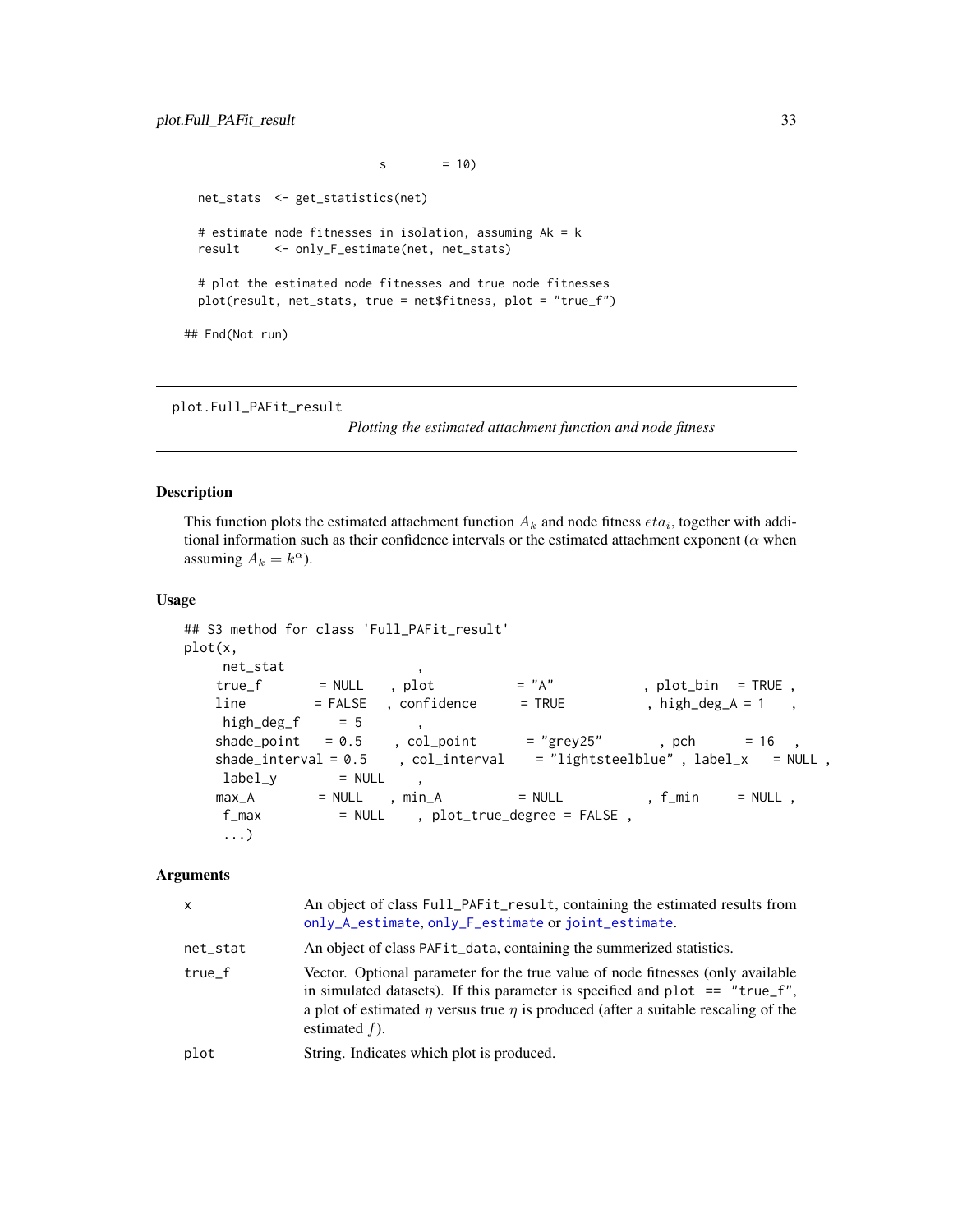```
                        s        = 10)

  net_stats  <- get_statistics(net)

  # estimate node fitnesses in isolation, assuming Ak = k
  result     <- only_F_estimate(net, net_stats)

  # plot the estimated node fitnesses and true node fitnesses
  plot(result, net_stats, true = net$fitness, plot = "true_f")

## End(Not run)
```

---

`plot.Full_PAFit_result` *Plotting the estimated attachment function and node fitness*

---

### Description

This function plots the estimated attachment function $A_k$ and node fitness $eta_i$, together with additional information such as their confidence intervals or the estimated attachment exponent ($\alpha$ when assuming $A_k = k^\alpha$).

### Usage

```
## S3 method for class 'Full_PAFit_result'
plot(x,
      net_stat                  ,
     true_f        = NULL    , plot           = "A"            , plot_bin   = TRUE ,
     line         = FALSE   , confidence      = TRUE           , high_deg_A = 1    ,
      high_deg_f     = 5       ,
     shade_point   = 0.5     , col_point       = "grey25"        , pch       = 16   ,
     shade_interval = 0.5     , col_interval    = "lightsteelblue" , label_x    = NULL ,
      label_y        = NULL    ,
     max_A        = NULL    , min_A           = NULL            , f_min      = NULL ,
      f_max          = NULL    , plot_true_degree = FALSE ,
      ...)
```

### Arguments

| | |
|---|---|
| x | An object of class Full_PAFit_result, containing the estimated results from only_A_estimate, only_F_estimate or joint_estimate. |
| net_stat | An object of class PAFit_data, containing the summerized statistics. |
| true_f | Vector. Optional parameter for the true value of node fitnesses (only available in simulated datasets). If this parameter is specified and plot == "true_f", a plot of estimated $\eta$ versus true $\eta$ is produced (after a suitable rescaling of the estimated $f$). |
| plot | String. Indicates which plot is produced. |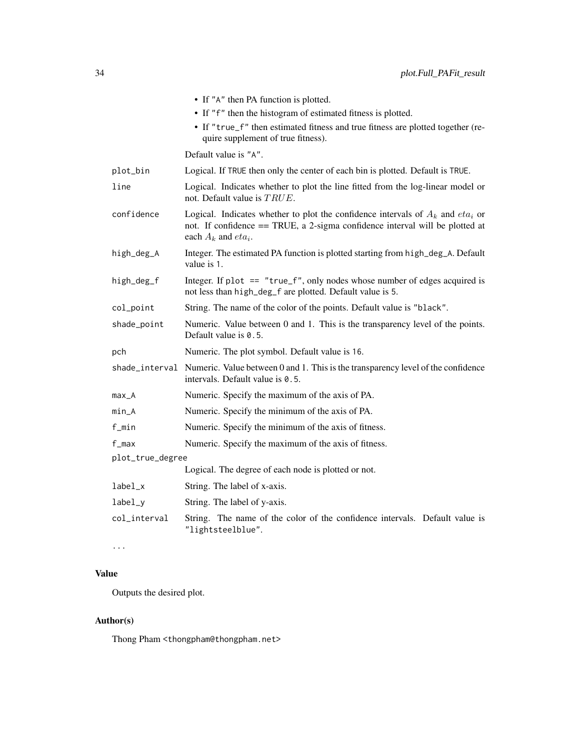- If "A" then PA function is plotted.
- If "f" then the histogram of estimated fitness is plotted.
- If "true_f" then estimated fitness and true fitness are plotted together (require supplement of true fitness).

Default value is "A".

| | |
|---|---|
| plot_bin | Logical. If TRUE then only the center of each bin is plotted. Default is TRUE. |
| line | Logical. Indicates whether to plot the line fitted from the log-linear model or not. Default value is $TRUE$. |
| confidence | Logical. Indicates whether to plot the confidence intervals of $A_k$ and $eta_i$ or not. If confidence == TRUE, a 2-sigma confidence interval will be plotted at each $A_k$ and $eta_i$. |
| high_deg_A | Integer. The estimated PA function is plotted starting from high_deg_A. Default value is 1. |
| high_deg_f | Integer. If plot == "true_f", only nodes whose number of edges acquired is not less than high_deg_f are plotted. Default value is 5. |
| col_point | String. The name of the color of the points. Default value is "black". |
| shade_point | Numeric. Value between 0 and 1. This is the transparency level of the points. Default value is 0.5. |
| pch | Numeric. The plot symbol. Default value is 16. |
| shade_interval | Numeric. Value between 0 and 1. This is the transparency level of the confidence intervals. Default value is 0.5. |
| max_A | Numeric. Specify the maximum of the axis of PA. |
| min_A | Numeric. Specify the minimum of the axis of PA. |
| f_min | Numeric. Specify the minimum of the axis of fitness. |
| f_max | Numeric. Specify the maximum of the axis of fitness. |
| plot_true_degree | Logical. The degree of each node is plotted or not. |
| label_x | String. The label of x-axis. |
| label_y | String. The label of y-axis. |
| col_interval | String. The name of the color of the confidence intervals. Default value is "lightsteelblue". |
| ... | |

## Value

Outputs the desired plot.

## Author(s)

Thong Pham <thongpham@thongpham.net>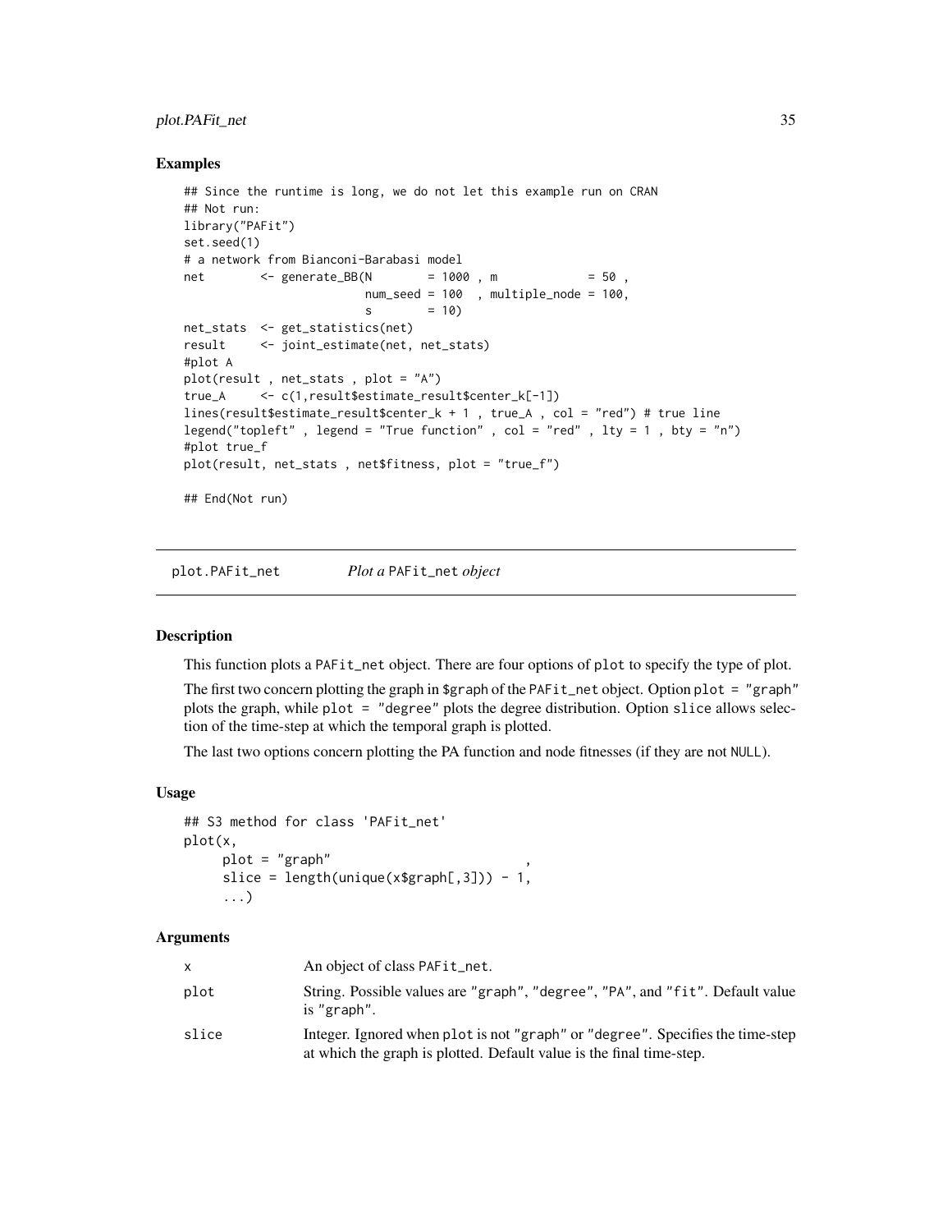## Examples

```
## Since the runtime is long, we do not let this example run on CRAN
## Not run:
library("PAFit")
set.seed(1)
# a network from Bianconi-Barabasi model
net        <- generate_BB(N        = 1000 , m             = 50 ,
                          num_seed = 100  , multiple_node = 100,
                          s        = 10)
net_stats  <- get_statistics(net)
result     <- joint_estimate(net, net_stats)
#plot A
plot(result , net_stats , plot = "A")
true_A     <- c(1,result$estimate_result$center_k[-1])
lines(result$estimate_result$center_k + 1 , true_A , col = "red") # true line
legend("topleft" , legend = "True function" , col = "red" , lty = 1 , bty = "n")
#plot true_f
plot(result, net_stats , net$fitness, plot = "true_f")

## End(Not run)
```

---

# plot.PAFit_net — *Plot a* PAFit_net *object*

## Description

This function plots a PAFit_net object. There are four options of plot to specify the type of plot.

The first two concern plotting the graph in $graph of the PAFit_net object. Option plot = "graph" plots the graph, while plot = "degree" plots the degree distribution. Option slice allows selection of the time-step at which the temporal graph is plotted.

The last two options concern plotting the PA function and node fitnesses (if they are not NULL).

## Usage

```
## S3 method for class 'PAFit_net'
plot(x,
     plot = "graph"                       ,
     slice = length(unique(x$graph[,3])) - 1,
     ...)
```

## Arguments

| | |
|---|---|
| x | An object of class PAFit_net. |
| plot | String. Possible values are "graph", "degree", "PA", and "fit". Default value is "graph". |
| slice | Integer. Ignored when plot is not "graph" or "degree". Specifies the time-step at which the graph is plotted. Default value is the final time-step. |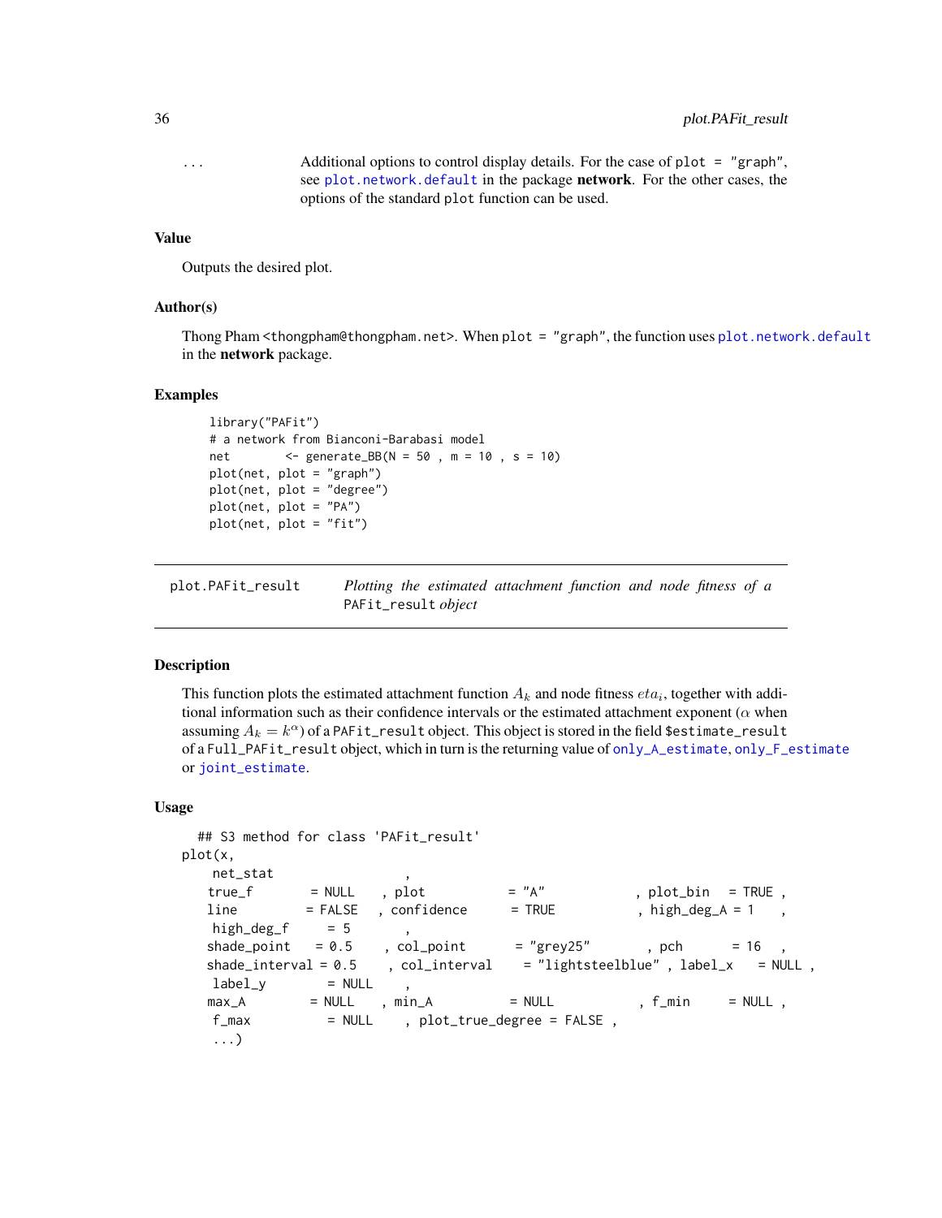`...` Additional options to control display details. For the case of `plot = "graph"`, see `plot.network.default` in the package **network**. For the other cases, the options of the standard `plot` function can be used.

### Value

Outputs the desired plot.

### Author(s)

Thong Pham <thongpham@thongpham.net>. When `plot = "graph"`, the function uses `plot.network.default` in the **network** package.

### Examples

```
library("PAFit")
# a network from Bianconi-Barabasi model
net        <- generate_BB(N = 50 , m = 10 , s = 10)
plot(net, plot = "graph")
plot(net, plot = "degree")
plot(net, plot = "PA")
plot(net, plot = "fit")
```

---

## plot.PAFit_result — *Plotting the estimated attachment function and node fitness of a* `PAFit_result` *object*

---

### Description

This function plots the estimated attachment function $A_k$ and node fitness $eta_i$, together with additional information such as their confidence intervals or the estimated attachment exponent ($\alpha$ when assuming $A_k = k^\alpha$) of a `PAFit_result` object. This object is stored in the field `$estimate_result` of a `Full_PAFit_result` object, which in turn is the returning value of `only_A_estimate`, `only_F_estimate` or `joint_estimate`.

### Usage

```
## S3 method for class 'PAFit_result'
plot(x,
    net_stat                ,
   true_f        = NULL    , plot           = "A"            , plot_bin   = TRUE ,
   line         = FALSE   , confidence      = TRUE           , high_deg_A = 1    ,
    high_deg_f     = 5       ,
   shade_point    = 0.5     , col_point       = "grey25"        , pch       = 16   ,
   shade_interval = 0.5     , col_interval     = "lightsteelblue" , label_x    = NULL ,
    label_y        = NULL    ,
   max_A         = NULL    , min_A           = NULL            , f_min      = NULL ,
    f_max          = NULL    , plot_true_degree = FALSE ,
    ...)
```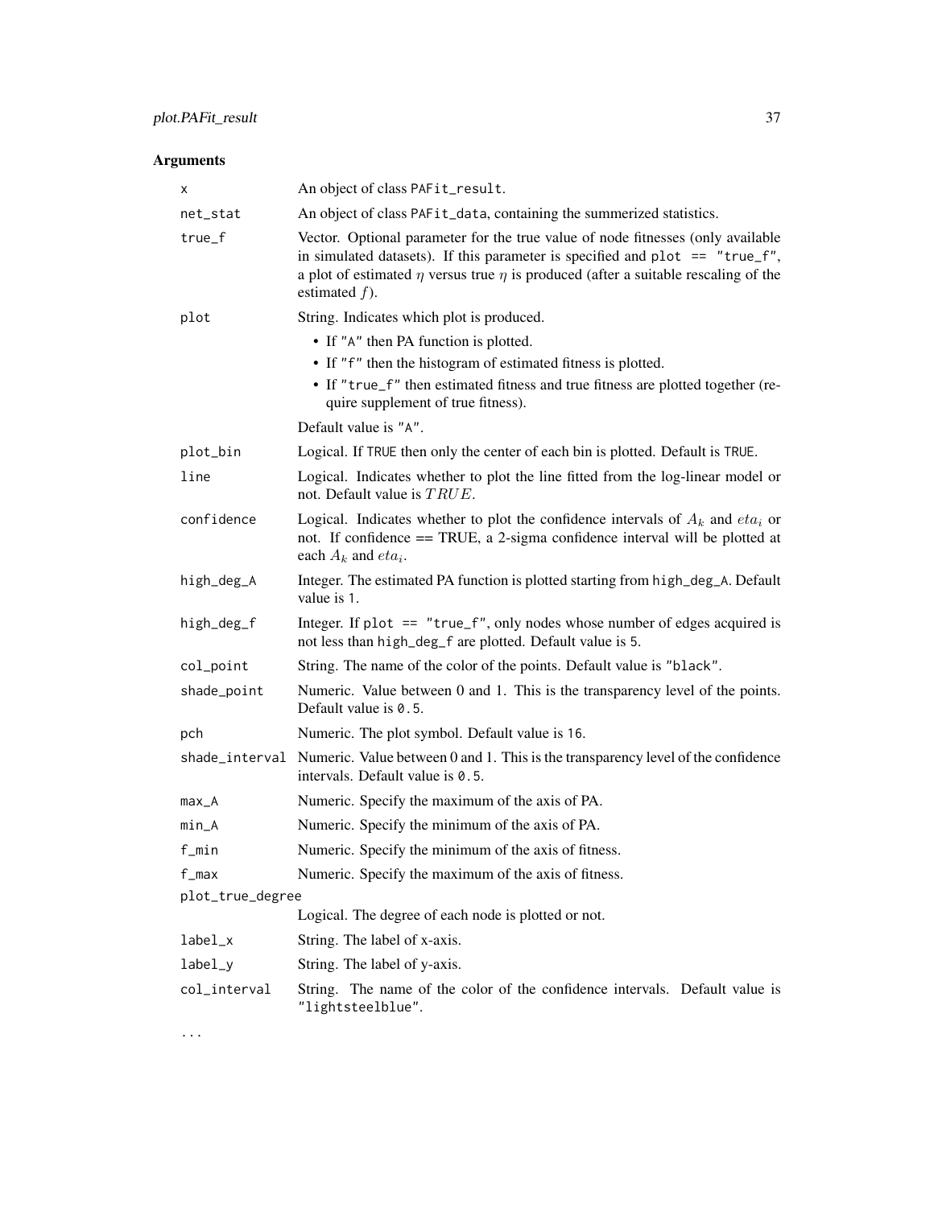## Arguments

| | |
|---|---|
| `x` | An object of class `PAFit_result`. |
| `net_stat` | An object of class `PAFit_data`, containing the summerized statistics. |
| `true_f` | Vector. Optional parameter for the true value of node fitnesses (only available in simulated datasets). If this parameter is specified and `plot == "true_f"`, a plot of estimated $\eta$ versus true $\eta$ is produced (after a suitable rescaling of the estimated $f$). |
| `plot` | String. Indicates which plot is produced. <br>• If `"A"` then PA function is plotted. <br>• If `"f"` then the histogram of estimated fitness is plotted. <br>• If `"true_f"` then estimated fitness and true fitness are plotted together (require supplement of true fitness). <br>Default value is `"A"`. |
| `plot_bin` | Logical. If `TRUE` then only the center of each bin is plotted. Default is `TRUE`. |
| `line` | Logical. Indicates whether to plot the line fitted from the log-linear model or not. Default value is $TRUE$. |
| `confidence` | Logical. Indicates whether to plot the confidence intervals of $A_k$ and $eta_i$ or not. If confidence == TRUE, a 2-sigma confidence interval will be plotted at each $A_k$ and $eta_i$. |
| `high_deg_A` | Integer. The estimated PA function is plotted starting from `high_deg_A`. Default value is `1`. |
| `high_deg_f` | Integer. If `plot == "true_f"`, only nodes whose number of edges acquired is not less than `high_deg_f` are plotted. Default value is `5`. |
| `col_point` | String. The name of the color of the points. Default value is `"black"`. |
| `shade_point` | Numeric. Value between 0 and 1. This is the transparency level of the points. Default value is `0.5`. |
| `pch` | Numeric. The plot symbol. Default value is `16`. |
| `shade_interval` | Numeric. Value between 0 and 1. This is the transparency level of the confidence intervals. Default value is `0.5`. |
| `max_A` | Numeric. Specify the maximum of the axis of PA. |
| `min_A` | Numeric. Specify the minimum of the axis of PA. |
| `f_min` | Numeric. Specify the minimum of the axis of fitness. |
| `f_max` | Numeric. Specify the maximum of the axis of fitness. |
| `plot_true_degree` | Logical. The degree of each node is plotted or not. |
| `label_x` | String. The label of x-axis. |
| `label_y` | String. The label of y-axis. |
| `col_interval` | String. The name of the color of the confidence intervals. Default value is `"lightsteelblue"`. |
| `...` | |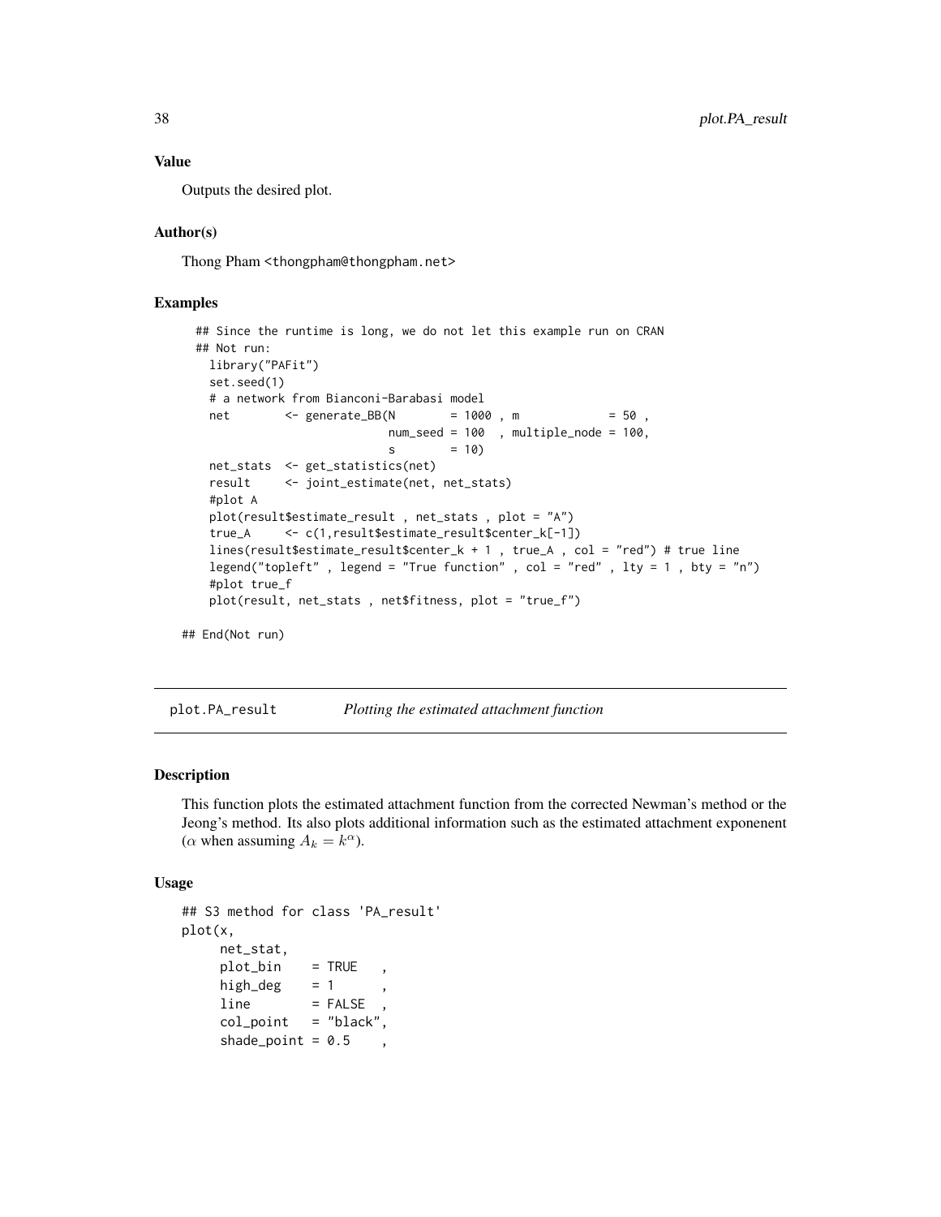### Value

Outputs the desired plot.

### Author(s)

Thong Pham <thongpham@thongpham.net>

### Examples

```
## Since the runtime is long, we do not let this example run on CRAN
## Not run:
  library("PAFit")
  set.seed(1)
  # a network from Bianconi-Barabasi model
  net        <- generate_BB(N        = 1000 , m             = 50 ,
                            num_seed = 100  , multiple_node = 100,
                            s        = 10)
  net_stats  <- get_statistics(net)
  result     <- joint_estimate(net, net_stats)
  #plot A
  plot(result$estimate_result , net_stats , plot = "A")
  true_A     <- c(1,result$estimate_result$center_k[-1])
  lines(result$estimate_result$center_k + 1 , true_A , col = "red") # true line
  legend("topleft" , legend = "True function" , col = "red" , lty = 1 , bty = "n")
  #plot true_f
  plot(result, net_stats , net$fitness, plot = "true_f")

## End(Not run)
```

---

## plot.PA_result *Plotting the estimated attachment function*

### Description

This function plots the estimated attachment function from the corrected Newman's method or the Jeong's method. Its also plots additional information such as the estimated attachment exponenent ($\alpha$ when assuming $A_k = k^\alpha$).

### Usage

```
## S3 method for class 'PA_result'
plot(x,
     net_stat,
     plot_bin    = TRUE   ,
     high_deg    = 1      ,
     line        = FALSE  ,
     col_point   = "black",
     shade_point = 0.5    ,
```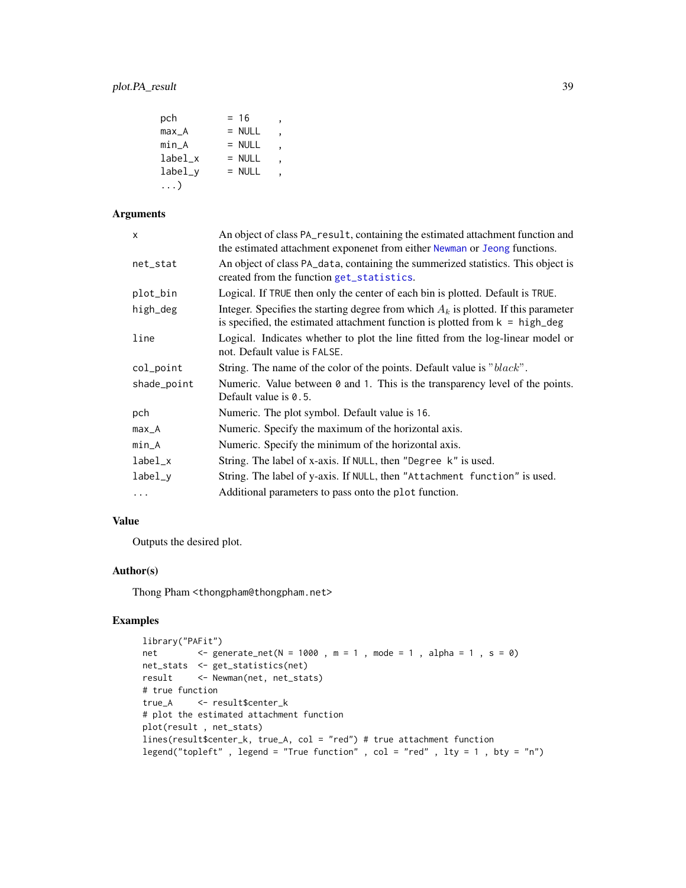```
    pch          = 16     ,
    max_A        = NULL   ,
    min_A        = NULL   ,
    label_x      = NULL   ,
    label_y      = NULL   ,
    ...)
```

### Arguments

| | |
|---|---|
| x | An object of class PA_result, containing the estimated attachment function and the estimated attachment exponenet from either Newman or Jeong functions. |
| net_stat | An object of class PA_data, containing the summerized statistics. This object is created from the function get_statistics. |
| plot_bin | Logical. If TRUE then only the center of each bin is plotted. Default is TRUE. |
| high_deg | Integer. Specifies the starting degree from which $A_k$ is plotted. If this parameter is specified, the estimated attachment function is plotted from k = high_deg |
| line | Logical. Indicates whether to plot the line fitted from the log-linear model or not. Default value is FALSE. |
| col_point | String. The name of the color of the points. Default value is "*black*". |
| shade_point | Numeric. Value between 0 and 1. This is the transparency level of the points. Default value is 0.5. |
| pch | Numeric. The plot symbol. Default value is 16. |
| max_A | Numeric. Specify the maximum of the horizontal axis. |
| min_A | Numeric. Specify the minimum of the horizontal axis. |
| label_x | String. The label of x-axis. If NULL, then "Degree k" is used. |
| label_y | String. The label of y-axis. If NULL, then "Attachment function" is used. |
| ... | Additional parameters to pass onto the plot function. |

### Value

Outputs the desired plot.

### Author(s)

Thong Pham <thongpham@thongpham.net>

### Examples

```
library("PAFit")
net        <- generate_net(N = 1000 , m = 1 , mode = 1 , alpha = 1 , s = 0)
net_stats  <- get_statistics(net)
result     <- Newman(net, net_stats)
# true function
true_A     <- result$center_k
# plot the estimated attachment function
plot(result , net_stats)
lines(result$center_k, true_A, col = "red") # true attachment function
legend("topleft" , legend = "True function" , col = "red" , lty = 1 , bty = "n")
```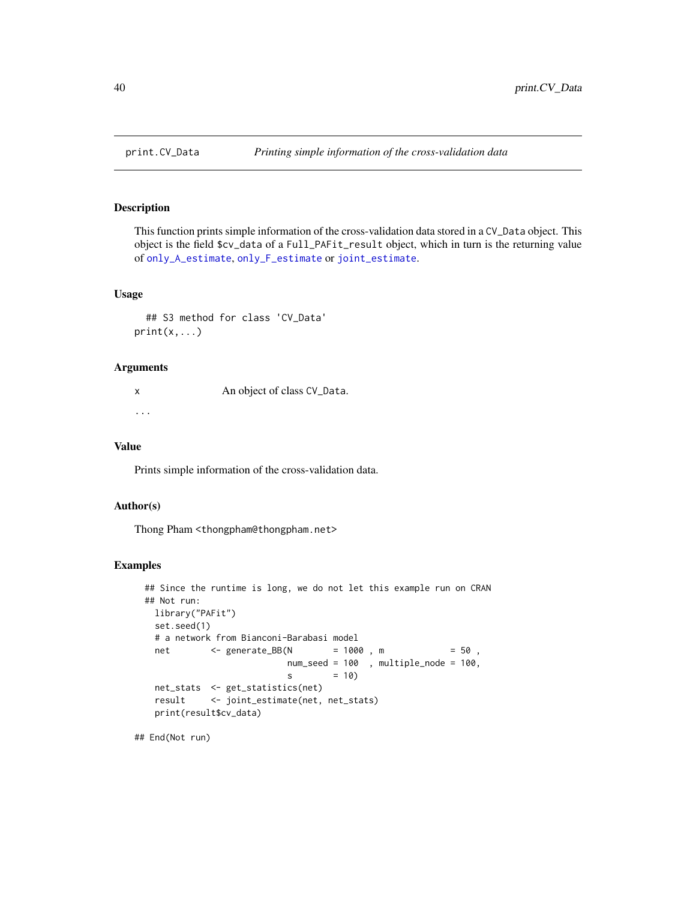# print.CV_Data — *Printing simple information of the cross-validation data*

## Description

This function prints simple information of the cross-validation data stored in a `CV_Data` object. This object is the field `$cv_data` of a `Full_PAFit_result` object, which in turn is the returning value of `only_A_estimate`, `only_F_estimate` or `joint_estimate`.

## Usage

```
## S3 method for class 'CV_Data'
print(x,...)
```

## Arguments

| | |
|---|---|
| x | An object of class `CV_Data`. |
| ... | |

## Value

Prints simple information of the cross-validation data.

## Author(s)

Thong Pham <thongpham@thongpham.net>

## Examples

```
## Since the runtime is long, we do not let this example run on CRAN
## Not run:
  library("PAFit")
  set.seed(1)
  # a network from Bianconi-Barabasi model
  net        <- generate_BB(N        = 1000 , m             = 50 ,
                            num_seed = 100  , multiple_node = 100,
                            s        = 10)
  net_stats  <- get_statistics(net)
  result     <- joint_estimate(net, net_stats)
  print(result$cv_data)

## End(Not run)
```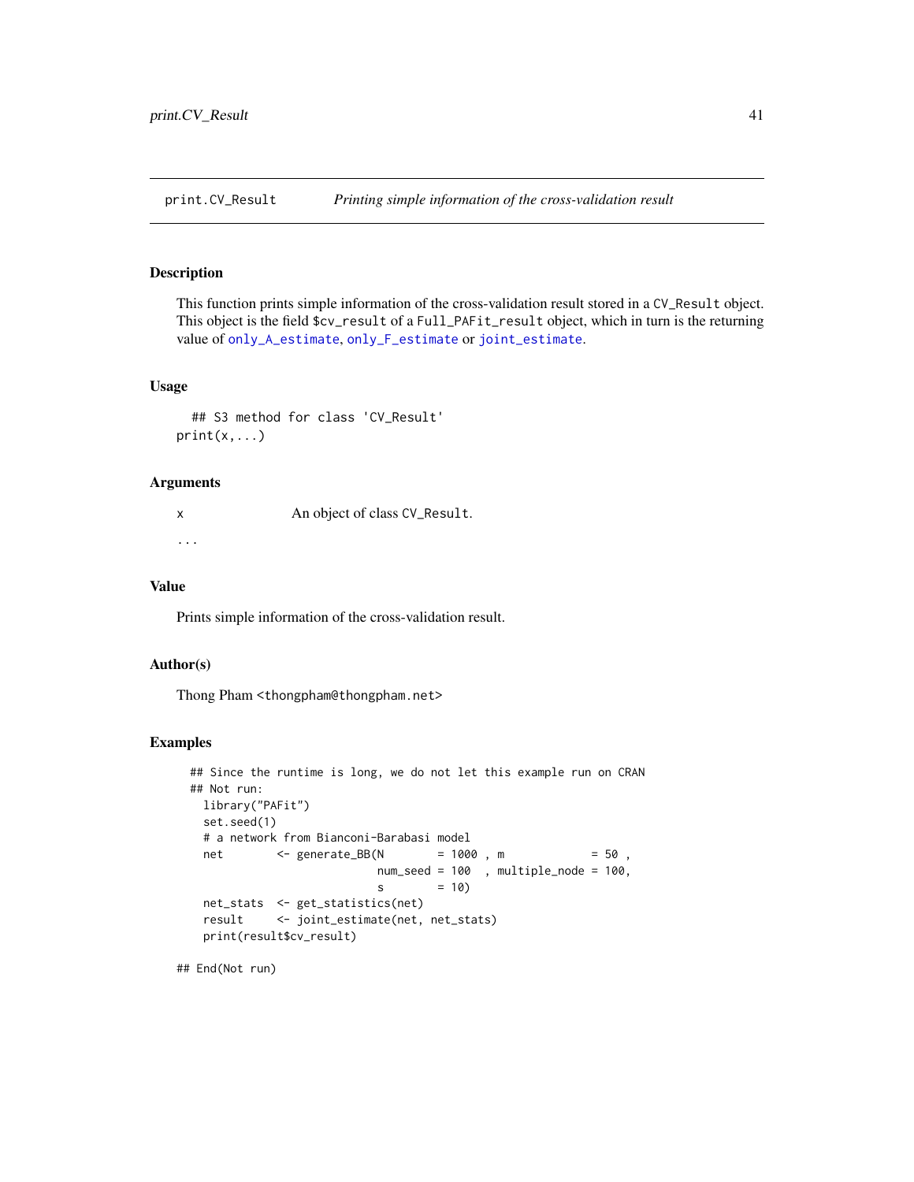# print.CV_Result *Printing simple information of the cross-validation result*

## Description

This function prints simple information of the cross-validation result stored in a `CV_Result` object. This object is the field `$cv_result` of a `Full_PAFit_result` object, which in turn is the returning value of `only_A_estimate`, `only_F_estimate` or `joint_estimate`.

## Usage

```
  ## S3 method for class 'CV_Result'
print(x,...)
```

## Arguments

| | |
|---|---|
| x | An object of class `CV_Result`. |
| ... | |

## Value

Prints simple information of the cross-validation result.

## Author(s)

Thong Pham <thongpham@thongpham.net>

## Examples

```
  ## Since the runtime is long, we do not let this example run on CRAN
  ## Not run:
    library("PAFit")
    set.seed(1)
    # a network from Bianconi-Barabasi model
    net        <- generate_BB(N        = 1000 , m             = 50 ,
                              num_seed = 100  , multiple_node = 100,
                              s        = 10)
    net_stats  <- get_statistics(net)
    result     <- joint_estimate(net, net_stats)
    print(result$cv_result)

## End(Not run)
```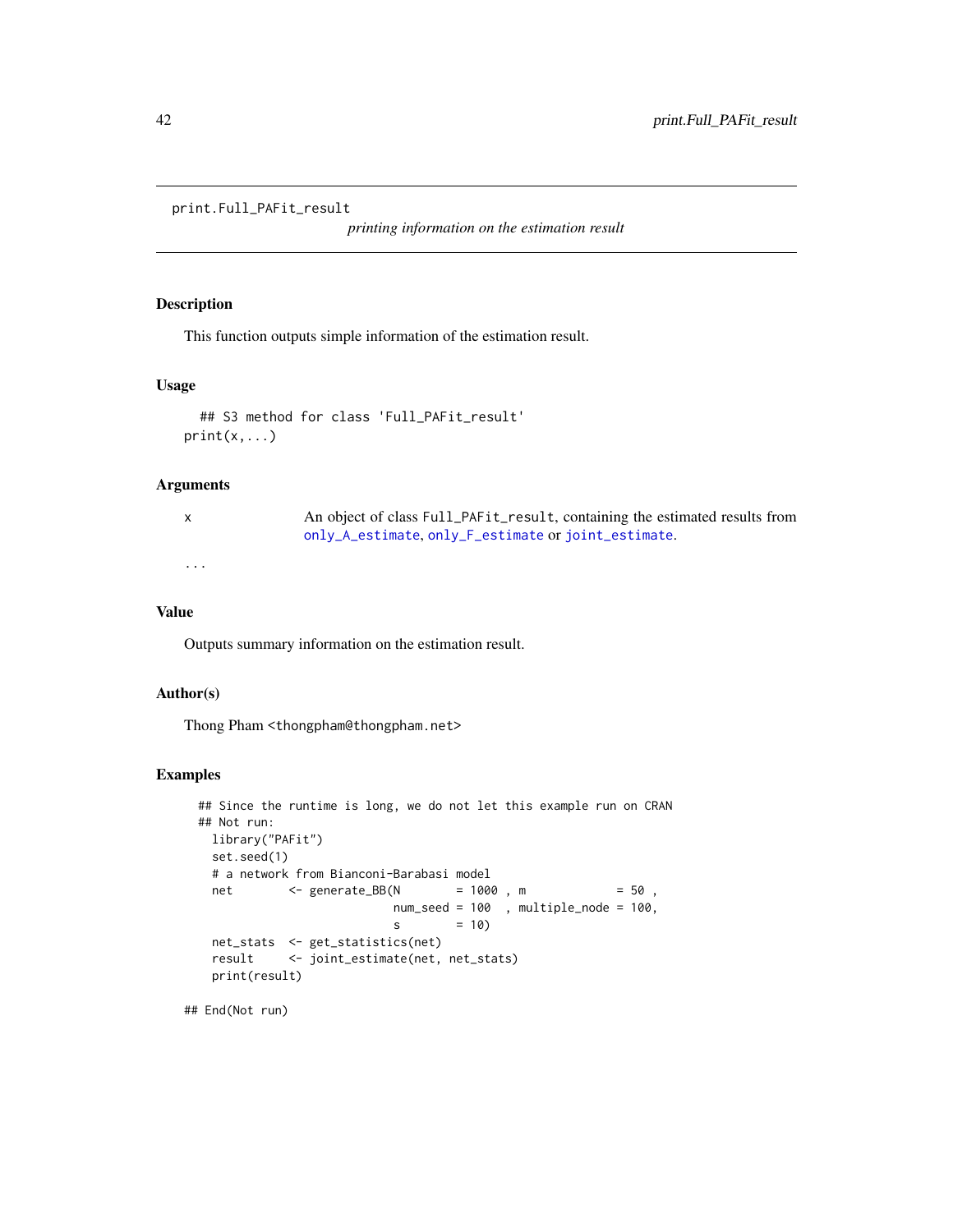print.Full_PAFit_result — *printing information on the estimation result*

## Description

This function outputs simple information of the estimation result.

## Usage

```
## S3 method for class 'Full_PAFit_result'
print(x,...)
```

## Arguments

| | |
|---|---|
| x | An object of class Full_PAFit_result, containing the estimated results from only_A_estimate, only_F_estimate or joint_estimate. |
| ... | |

## Value

Outputs summary information on the estimation result.

## Author(s)

Thong Pham <thongpham@thongpham.net>

## Examples

```
## Since the runtime is long, we do not let this example run on CRAN
## Not run:
  library("PAFit")
  set.seed(1)
  # a network from Bianconi-Barabasi model
  net        <- generate_BB(N        = 1000 , m             = 50 ,
                            num_seed = 100  , multiple_node = 100,
                            s        = 10)
  net_stats  <- get_statistics(net)
  result     <- joint_estimate(net, net_stats)
  print(result)

## End(Not run)
```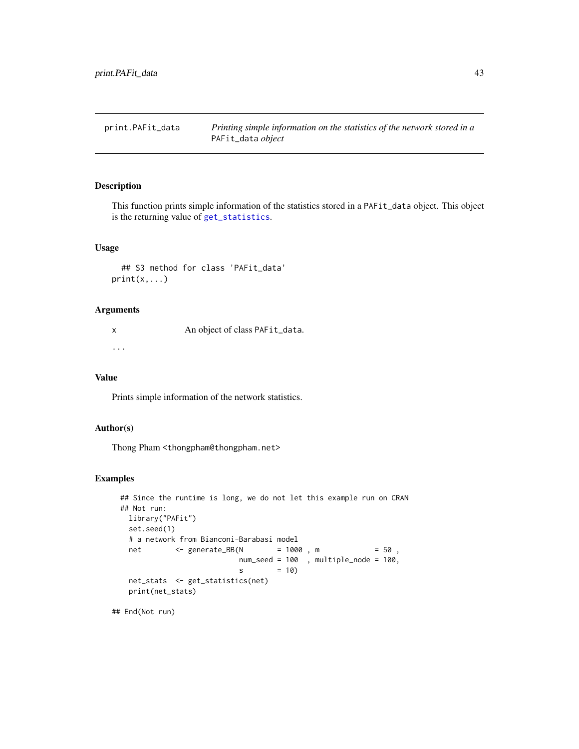# print.PAFit_data

*Printing simple information on the statistics of the network stored in a* `PAFit_data` *object*

## Description

This function prints simple information of the statistics stored in a `PAFit_data` object. This object is the returning value of `get_statistics`.

## Usage

```
  ## S3 method for class 'PAFit_data'
print(x,...)
```

## Arguments

| | |
|---|---|
| `x` | An object of class `PAFit_data`. |
| `...` | |

## Value

Prints simple information of the network statistics.

## Author(s)

Thong Pham <thongpham@thongpham.net>

## Examples

```
  ## Since the runtime is long, we do not let this example run on CRAN
  ## Not run:
    library("PAFit")
    set.seed(1)
    # a network from Bianconi-Barabasi model
    net        <- generate_BB(N        = 1000 , m             = 50 ,
                              num_seed = 100  , multiple_node = 100,
                              s        = 10)
    net_stats  <- get_statistics(net)
    print(net_stats)

## End(Not run)
```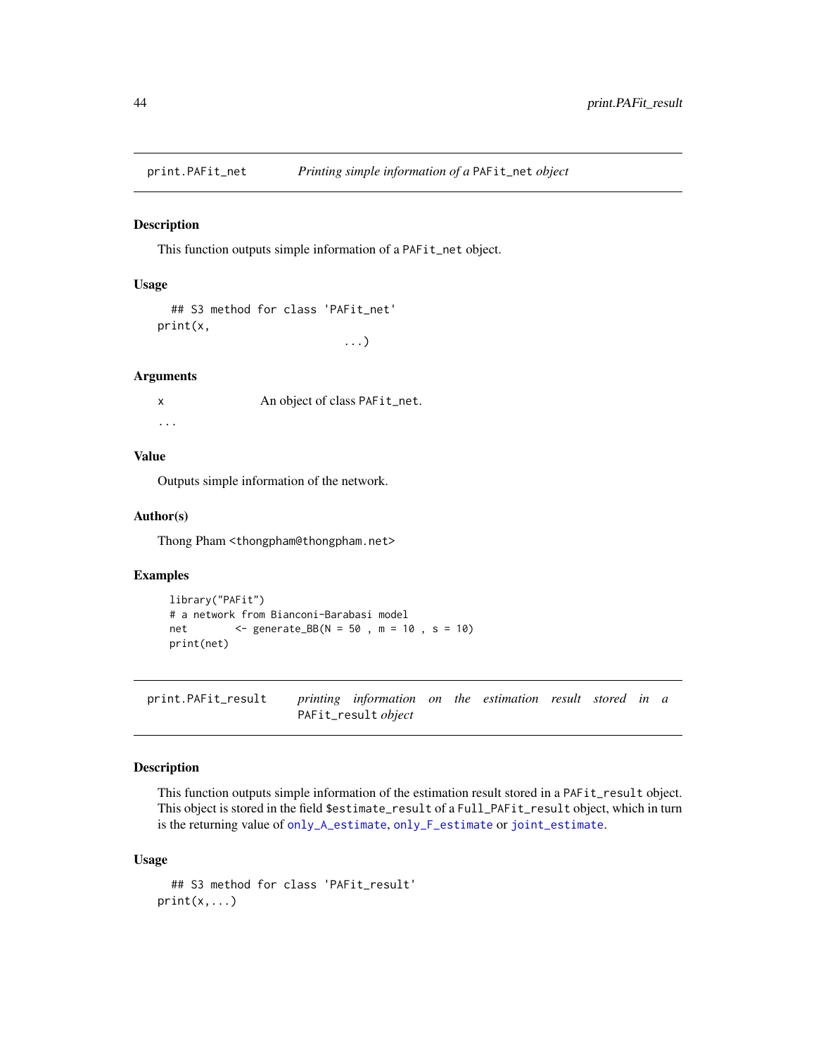print.PAFit_net — *Printing simple information of a* `PAFit_net` *object*

## Description

This function outputs simple information of a `PAFit_net` object.

## Usage

```
## S3 method for class 'PAFit_net'
print(x,
                        ...)
```

## Arguments

| | |
|---|---|
| x | An object of class `PAFit_net`. |
| ... | |

## Value

Outputs simple information of the network.

## Author(s)

Thong Pham <thongpham@thongpham.net>

## Examples

```
library("PAFit")
# a network from Bianconi-Barabasi model
net        <- generate_BB(N = 50 , m = 10 , s = 10)
print(net)
```

---

print.PAFit_result — *printing information on the estimation result stored in a* `PAFit_result` *object*

## Description

This function outputs simple information of the estimation result stored in a `PAFit_result` object. This object is stored in the field `$estimate_result` of a `Full_PAFit_result` object, which in turn is the returning value of `only_A_estimate`, `only_F_estimate` or `joint_estimate`.

## Usage

```
## S3 method for class 'PAFit_result'
print(x,...)
```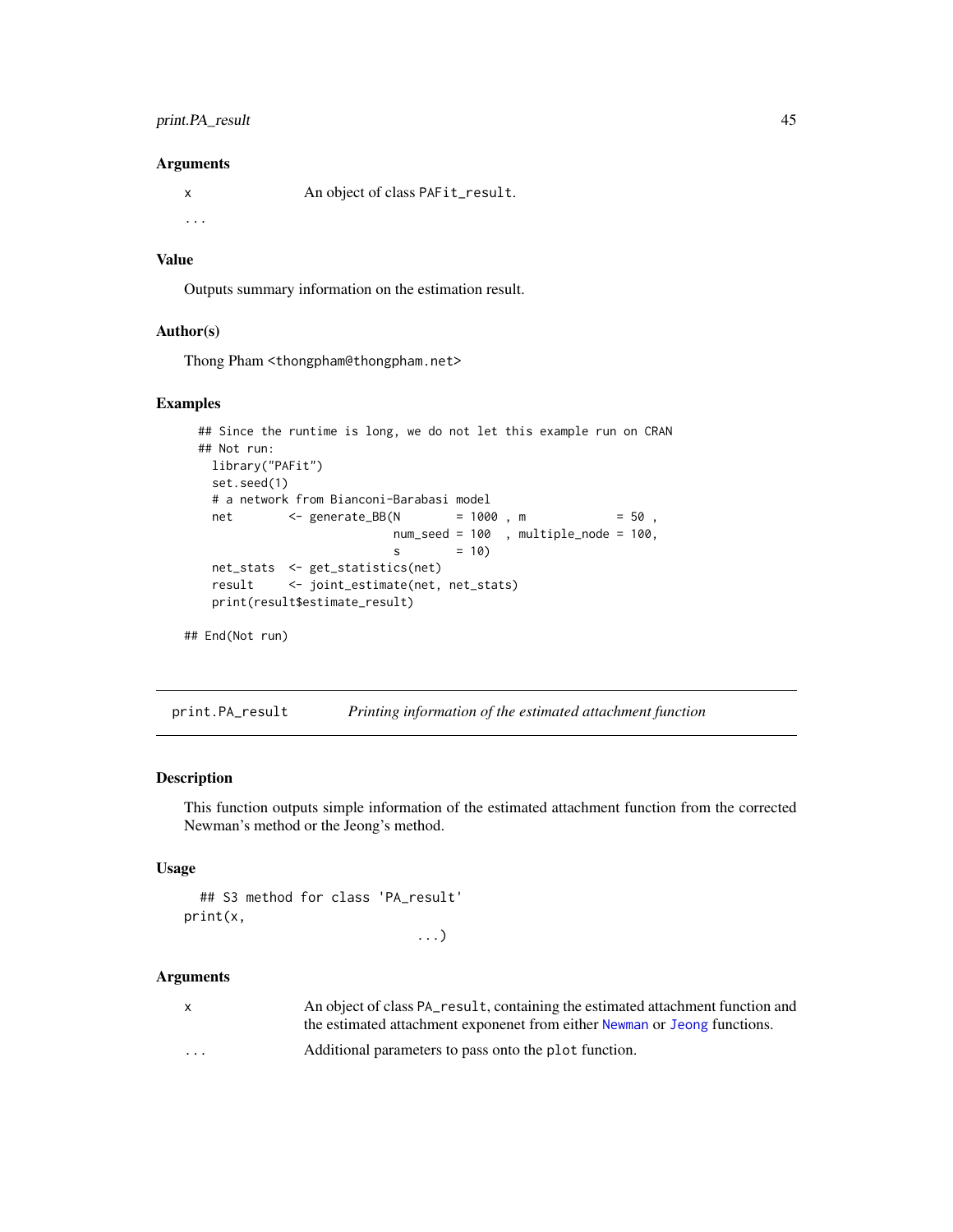### Arguments

| | |
|---|---|
| x | An object of class `PAFit_result`. |
| ... | |

### Value

Outputs summary information on the estimation result.

### Author(s)

Thong Pham <thongpham@thongpham.net>

### Examples

```
  ## Since the runtime is long, we do not let this example run on CRAN
  ## Not run:
    library("PAFit")
    set.seed(1)
    # a network from Bianconi-Barabasi model
    net        <- generate_BB(N        = 1000 , m             = 50 ,
                              num_seed = 100  , multiple_node = 100,
                              s        = 10)
    net_stats  <- get_statistics(net)
    result     <- joint_estimate(net, net_stats)
    print(result$estimate_result)

## End(Not run)
```

---

## print.PA_result    *Printing information of the estimated attachment function*

### Description

This function outputs simple information of the estimated attachment function from the corrected Newman's method or the Jeong's method.

### Usage

```
  ## S3 method for class 'PA_result'
print(x,
                                 ...)
```

### Arguments

| | |
|---|---|
| x | An object of class `PA_result`, containing the estimated attachment function and the estimated attachment exponenet from either `Newman` or `Jeong` functions. |
| ... | Additional parameters to pass onto the `plot` function. |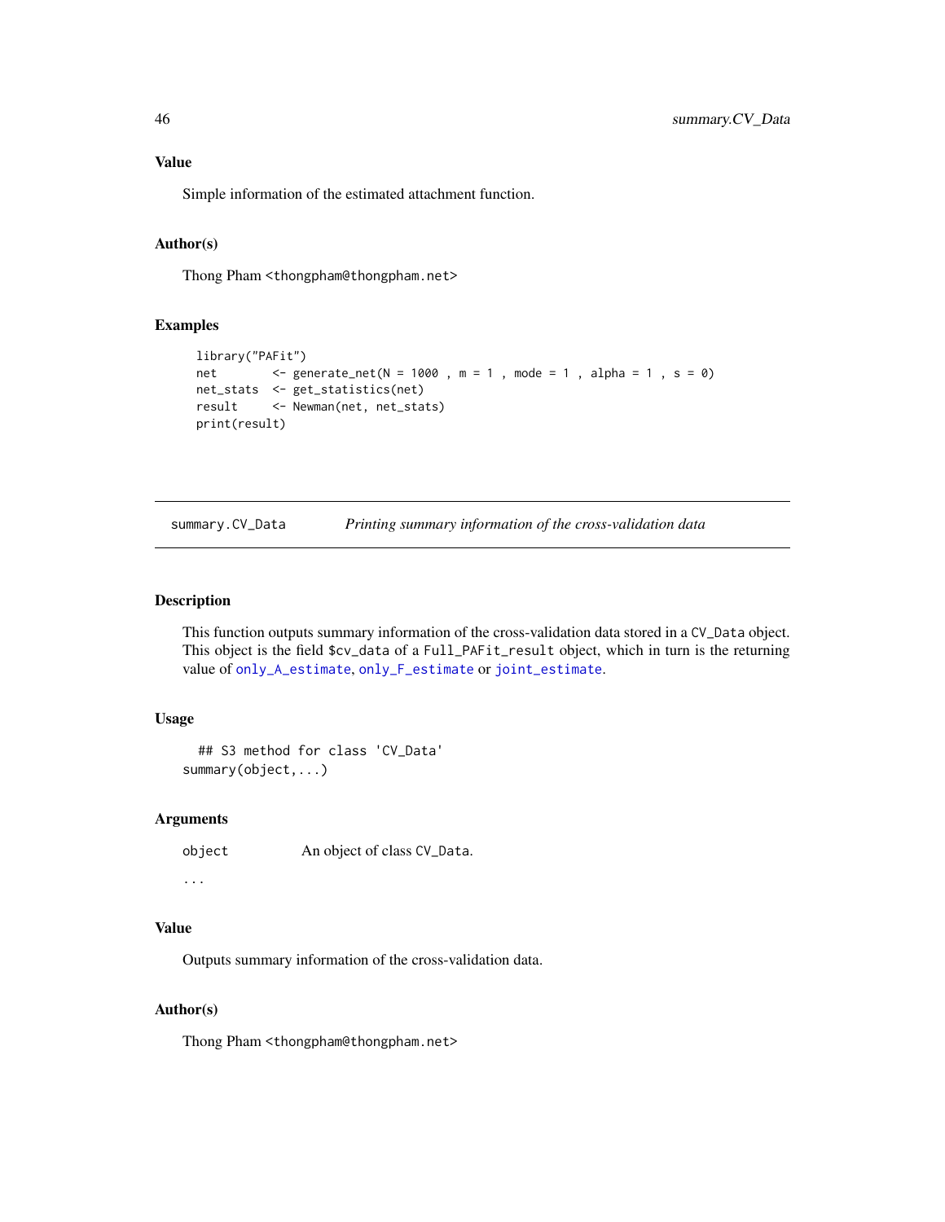### Value

Simple information of the estimated attachment function.

### Author(s)

Thong Pham <thongpham@thongpham.net>

### Examples

```
library("PAFit")
net        <- generate_net(N = 1000 , m = 1 , mode = 1 , alpha = 1 , s = 0)
net_stats  <- get_statistics(net)
result     <- Newman(net, net_stats)
print(result)
```

---

## summary.CV_Data &nbsp;&nbsp;&nbsp;&nbsp; *Printing summary information of the cross-validation data*

---

### Description

This function outputs summary information of the cross-validation data stored in a CV_Data object. This object is the field $cv_data of a Full_PAFit_result object, which in turn is the returning value of only_A_estimate, only_F_estimate or joint_estimate.

### Usage

```
  ## S3 method for class 'CV_Data'
summary(object,...)
```

### Arguments

| | |
|---|---|
| object | An object of class CV_Data. |
| ... | |

### Value

Outputs summary information of the cross-validation data.

### Author(s)

Thong Pham <thongpham@thongpham.net>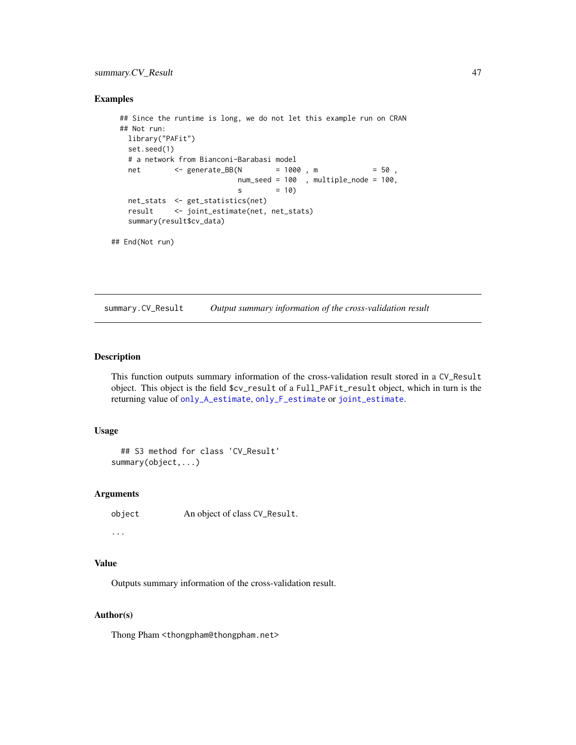### Examples

```
  ## Since the runtime is long, we do not let this example run on CRAN
  ## Not run:
    library("PAFit")
    set.seed(1)
    # a network from Bianconi-Barabasi model
    net        <- generate_BB(N        = 1000 , m             = 50 ,
                              num_seed = 100  , multiple_node = 100,
                              s        = 10)
    net_stats  <- get_statistics(net)
    result     <- joint_estimate(net, net_stats)
    summary(result$cv_data)

## End(Not run)
```

---

`summary.CV_Result` *Output summary information of the cross-validation result*

---

### Description

This function outputs summary information of the cross-validation result stored in a `CV_Result` object. This object is the field `$cv_result` of a `Full_PAFit_result` object, which in turn is the returning value of `only_A_estimate`, `only_F_estimate` or `joint_estimate`.

### Usage

```
  ## S3 method for class 'CV_Result'
summary(object,...)
```

### Arguments

| | |
|---|---|
| `object` | An object of class `CV_Result`. |
| `...` | |

### Value

Outputs summary information of the cross-validation result.

### Author(s)

Thong Pham <thongpham@thongpham.net>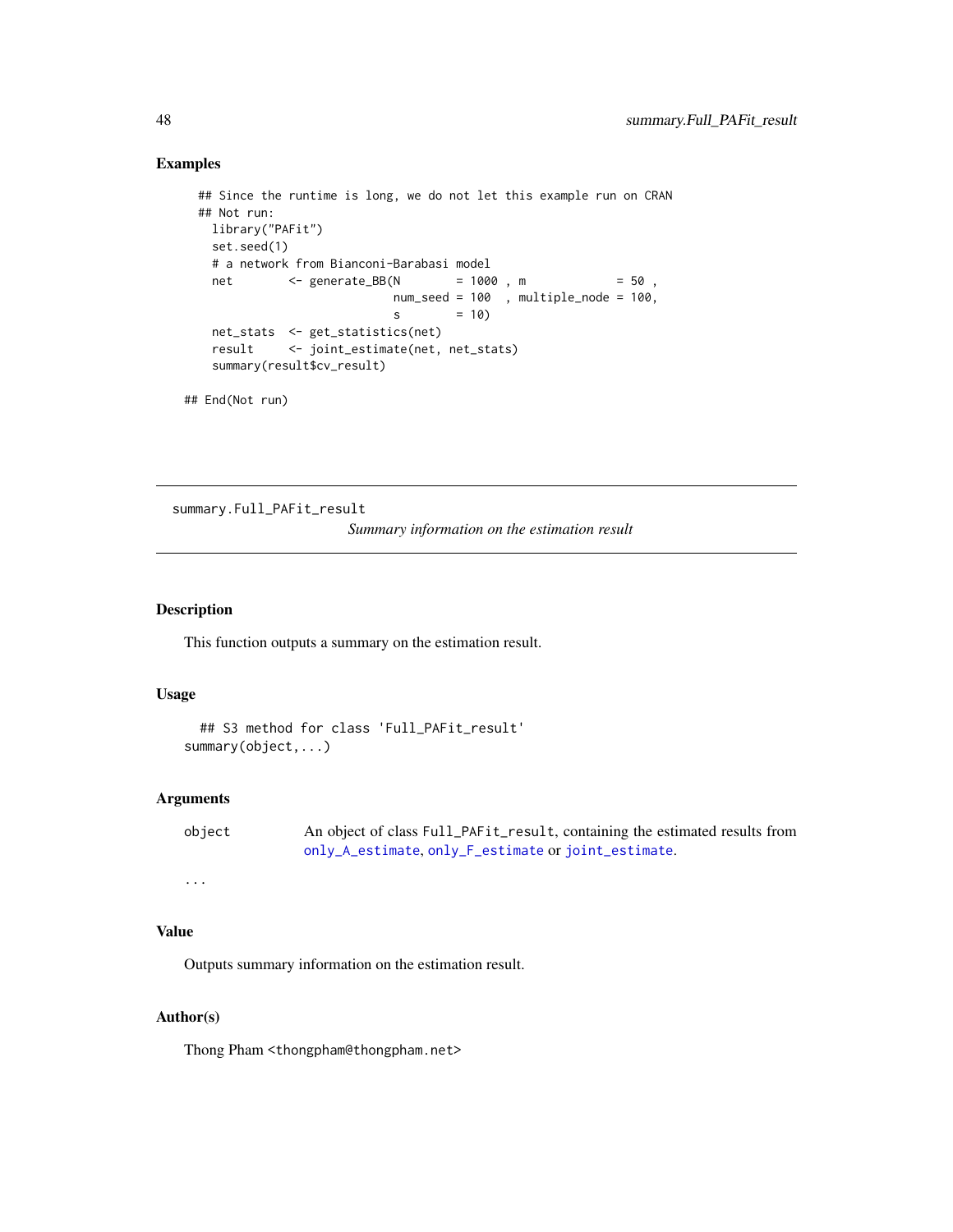### Examples

```
## Since the runtime is long, we do not let this example run on CRAN
## Not run:
  library("PAFit")
  set.seed(1)
  # a network from Bianconi-Barabasi model
  net        <- generate_BB(N        = 1000 , m             = 50 ,
                            num_seed = 100  , multiple_node = 100,
                            s        = 10)
  net_stats  <- get_statistics(net)
  result     <- joint_estimate(net, net_stats)
  summary(result$cv_result)

## End(Not run)
```

---

summary.Full_PAFit_result

*Summary information on the estimation result*

---

### Description

This function outputs a summary on the estimation result.

### Usage

```
## S3 method for class 'Full_PAFit_result'
summary(object,...)
```

### Arguments

| | |
|---|---|
| object | An object of class Full_PAFit_result, containing the estimated results from only_A_estimate, only_F_estimate or joint_estimate. |
| ... | |

### Value

Outputs summary information on the estimation result.

### Author(s)

Thong Pham <thongpham@thongpham.net>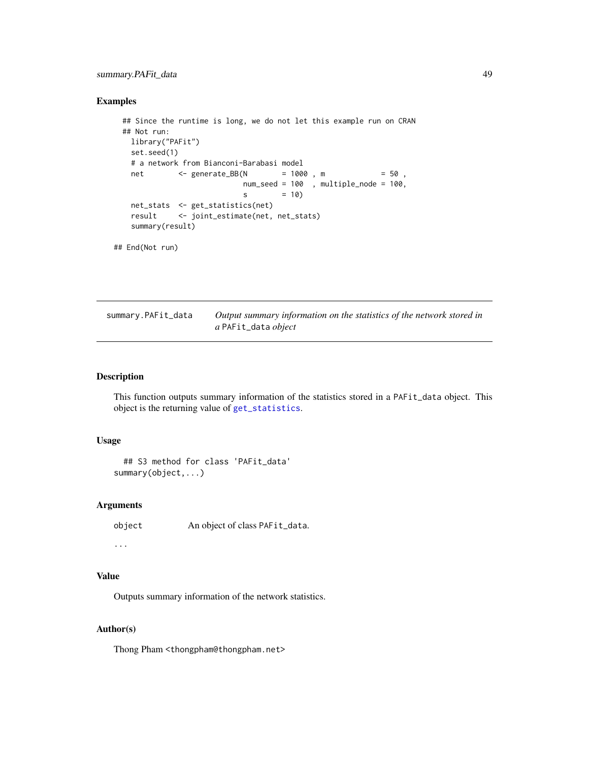### Examples

```
  ## Since the runtime is long, we do not let this example run on CRAN
  ## Not run:
    library("PAFit")
    set.seed(1)
    # a network from Bianconi-Barabasi model
    net        <- generate_BB(N        = 1000 , m             = 50 ,
                              num_seed = 100  , multiple_node = 100,
                              s        = 10)
    net_stats  <- get_statistics(net)
    result     <- joint_estimate(net, net_stats)
    summary(result)

## End(Not run)
```

---

`summary.PAFit_data` *Output summary information on the statistics of the network stored in a* `PAFit_data` *object*

---

### Description

This function outputs summary information of the statistics stored in a `PAFit_data` object. This object is the returning value of `get_statistics`.

### Usage

```
  ## S3 method for class 'PAFit_data'
summary(object,...)
```

### Arguments

| | |
|---|---|
| `object` | An object of class `PAFit_data`. |
| `...` | |

### Value

Outputs summary information of the network statistics.

### Author(s)

Thong Pham <thongpham@thongpham.net>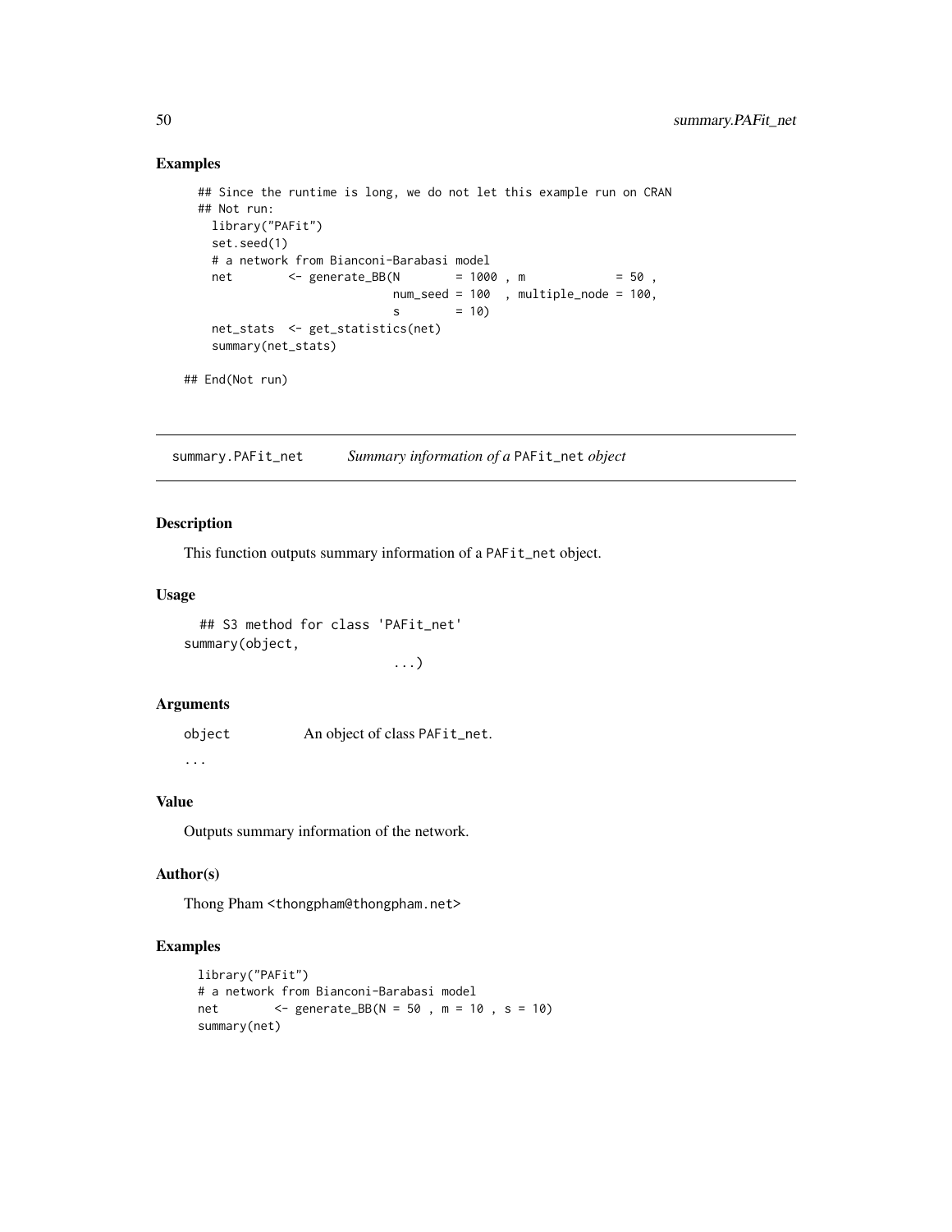### Examples

```
## Since the runtime is long, we do not let this example run on CRAN
## Not run:
  library("PAFit")
  set.seed(1)
  # a network from Bianconi-Barabasi model
  net        <- generate_BB(N        = 1000 , m             = 50 ,
                            num_seed = 100  , multiple_node = 100,
                            s        = 10)
  net_stats  <- get_statistics(net)
  summary(net_stats)

## End(Not run)
```

---

## summary.PAFit_net — *Summary information of a* PAFit_net *object*

---

### Description

This function outputs summary information of a PAFit_net object.

### Usage

```
## S3 method for class 'PAFit_net'
summary(object,
                           ...)
```

### Arguments

| | |
|---|---|
| object | An object of class PAFit_net. |
| ... | |

### Value

Outputs summary information of the network.

### Author(s)

Thong Pham <thongpham@thongpham.net>

### Examples

```
library("PAFit")
# a network from Bianconi-Barabasi model
net        <- generate_BB(N = 50 , m = 10 , s = 10)
summary(net)
```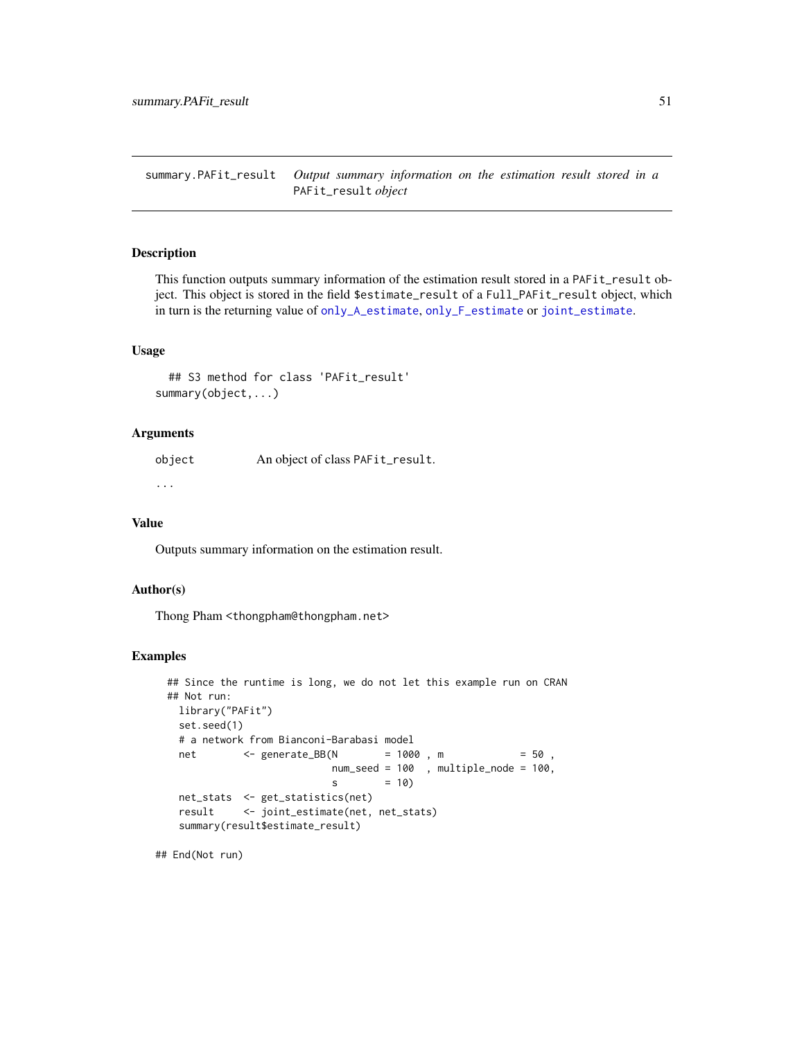summary.PAFit_result *Output summary information on the estimation result stored in a* PAFit_result *object*

## Description

This function outputs summary information of the estimation result stored in a PAFit_result object. This object is stored in the field $estimate_result of a Full_PAFit_result object, which in turn is the returning value of only_A_estimate, only_F_estimate or joint_estimate.

## Usage

```
## S3 method for class 'PAFit_result'
summary(object,...)
```

## Arguments

| | |
|---|---|
| object | An object of class PAFit_result. |
| ... | |

## Value

Outputs summary information on the estimation result.

## Author(s)

Thong Pham <thongpham@thongpham.net>

## Examples

```
## Since the runtime is long, we do not let this example run on CRAN
## Not run:
  library("PAFit")
  set.seed(1)
  # a network from Bianconi-Barabasi model
  net        <- generate_BB(N        = 1000 , m             = 50 ,
                            num_seed = 100  , multiple_node = 100,
                            s        = 10)
  net_stats  <- get_statistics(net)
  result     <- joint_estimate(net, net_stats)
  summary(result$estimate_result)

## End(Not run)
```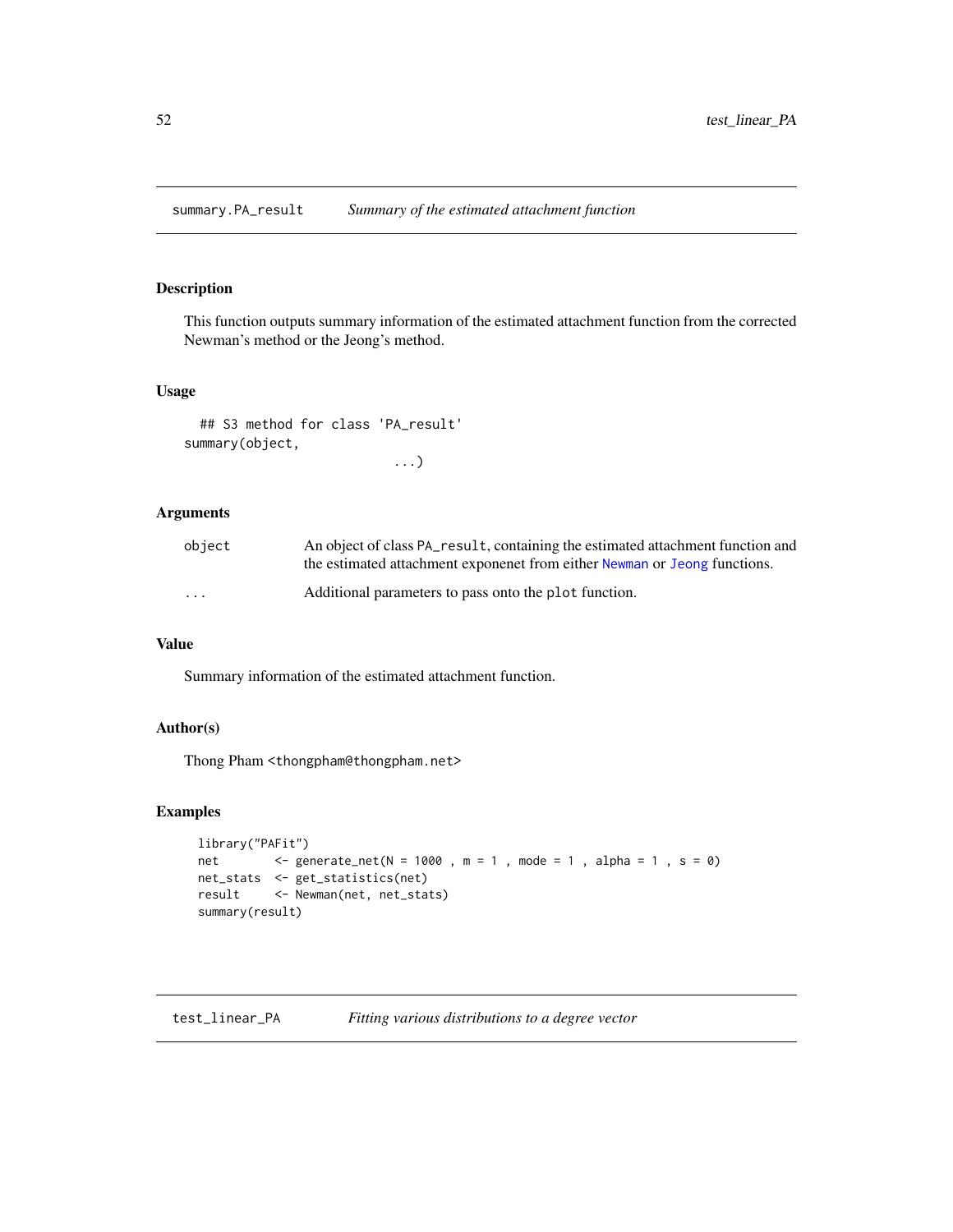## summary.PA_result — *Summary of the estimated attachment function*

### Description

This function outputs summary information of the estimated attachment function from the corrected Newman's method or the Jeong's method.

### Usage

```
  ## S3 method for class 'PA_result'
summary(object,
                          ...)
```

### Arguments

| | |
|---|---|
| `object` | An object of class `PA_result`, containing the estimated attachment function and the estimated attachment exponenet from either `Newman` or `Jeong` functions. |
| `...` | Additional parameters to pass onto the `plot` function. |

### Value

Summary information of the estimated attachment function.

### Author(s)

Thong Pham <thongpham@thongpham.net>

### Examples

```
library("PAFit")
net        <- generate_net(N = 1000 , m = 1 , mode = 1 , alpha = 1 , s = 0)
net_stats  <- get_statistics(net)
result     <- Newman(net, net_stats)
summary(result)
```

## test_linear_PA — *Fitting various distributions to a degree vector*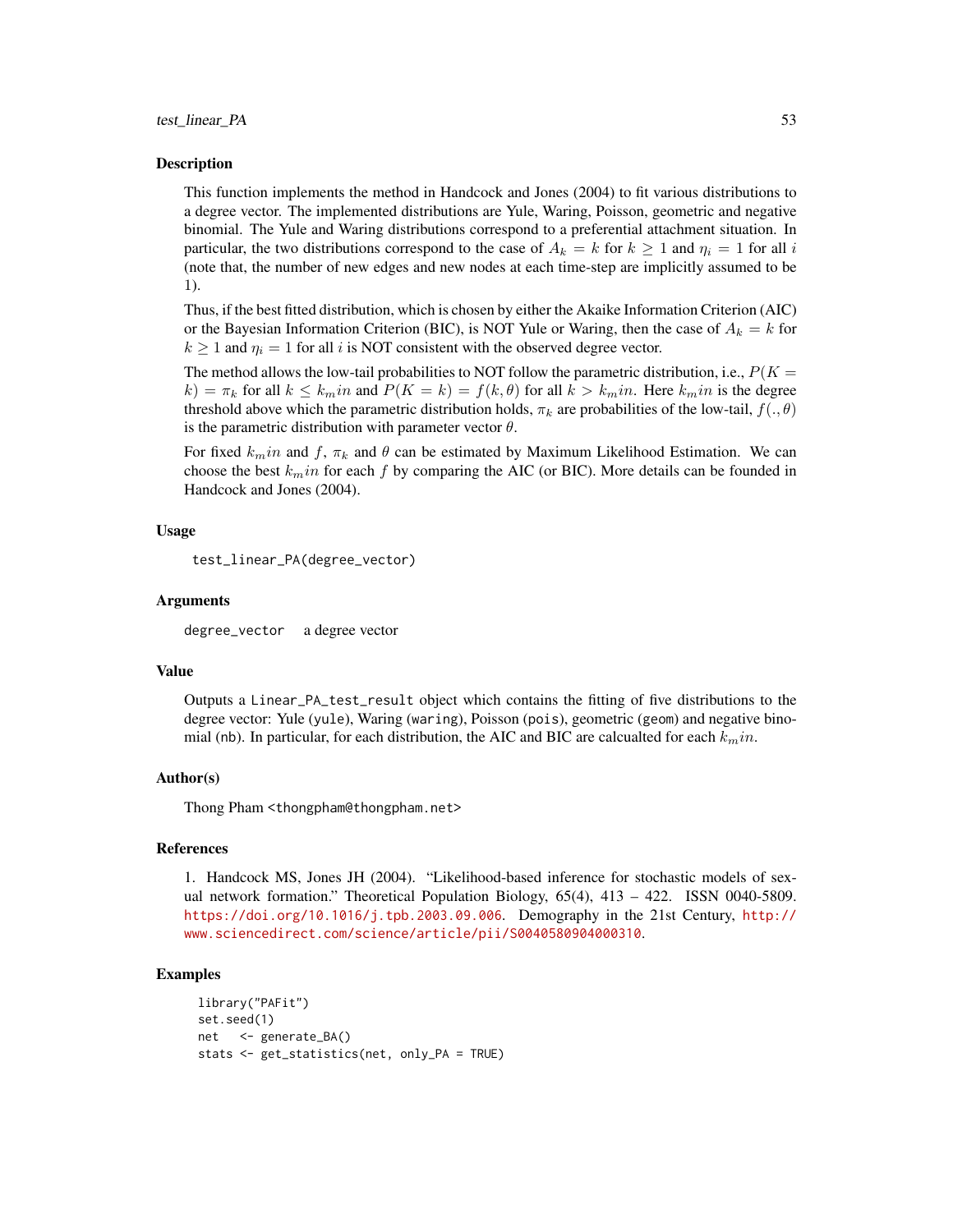## Description

This function implements the method in Handcock and Jones (2004) to fit various distributions to a degree vector. The implemented distributions are Yule, Waring, Poisson, geometric and negative binomial. The Yule and Waring distributions correspond to a preferential attachment situation. In particular, the two distributions correspond to the case of $A_k = k$ for $k \geq 1$ and $\eta_i = 1$ for all $i$ (note that, the number of new edges and new nodes at each time-step are implicitly assumed to be 1).

Thus, if the best fitted distribution, which is chosen by either the Akaike Information Criterion (AIC) or the Bayesian Information Criterion (BIC), is NOT Yule or Waring, then the case of $A_k = k$ for $k \geq 1$ and $\eta_i = 1$ for all $i$ is NOT consistent with the observed degree vector.

The method allows the low-tail probabilities to NOT follow the parametric distribution, i.e., $P(K = k) = \pi_k$ for all $k \leq k_min$ and $P(K = k) = f(k, \theta)$ for all $k > k_min$. Here $k_min$ is the degree threshold above which the parametric distribution holds, $\pi_k$ are probabilities of the low-tail, $f(., \theta)$ is the parametric distribution with parameter vector $\theta$.

For fixed $k_min$ and $f$, $\pi_k$ and $\theta$ can be estimated by Maximum Likelihood Estimation. We can choose the best $k_min$ for each $f$ by comparing the AIC (or BIC). More details can be founded in Handcock and Jones (2004).

## Usage

```
test_linear_PA(degree_vector)
```

## Arguments

`degree_vector` a degree vector

## Value

Outputs a `Linear_PA_test_result` object which contains the fitting of five distributions to the degree vector: Yule (`yule`), Waring (`waring`), Poisson (`pois`), geometric (`geom`) and negative binomial (`nb`). In particular, for each distribution, the AIC and BIC are calcualted for each $k_min$.

## Author(s)

Thong Pham <thongpham@thongpham.net>

## References

1. Handcock MS, Jones JH (2004). "Likelihood-based inference for stochastic models of sexual network formation." Theoretical Population Biology, 65(4), 413 – 422. ISSN 0040-5809. https://doi.org/10.1016/j.tpb.2003.09.006. Demography in the 21st Century, http://www.sciencedirect.com/science/article/pii/S0040580904000310.

## Examples

```
library("PAFit")
set.seed(1)
net   <- generate_BA()
stats <- get_statistics(net, only_PA = TRUE)
```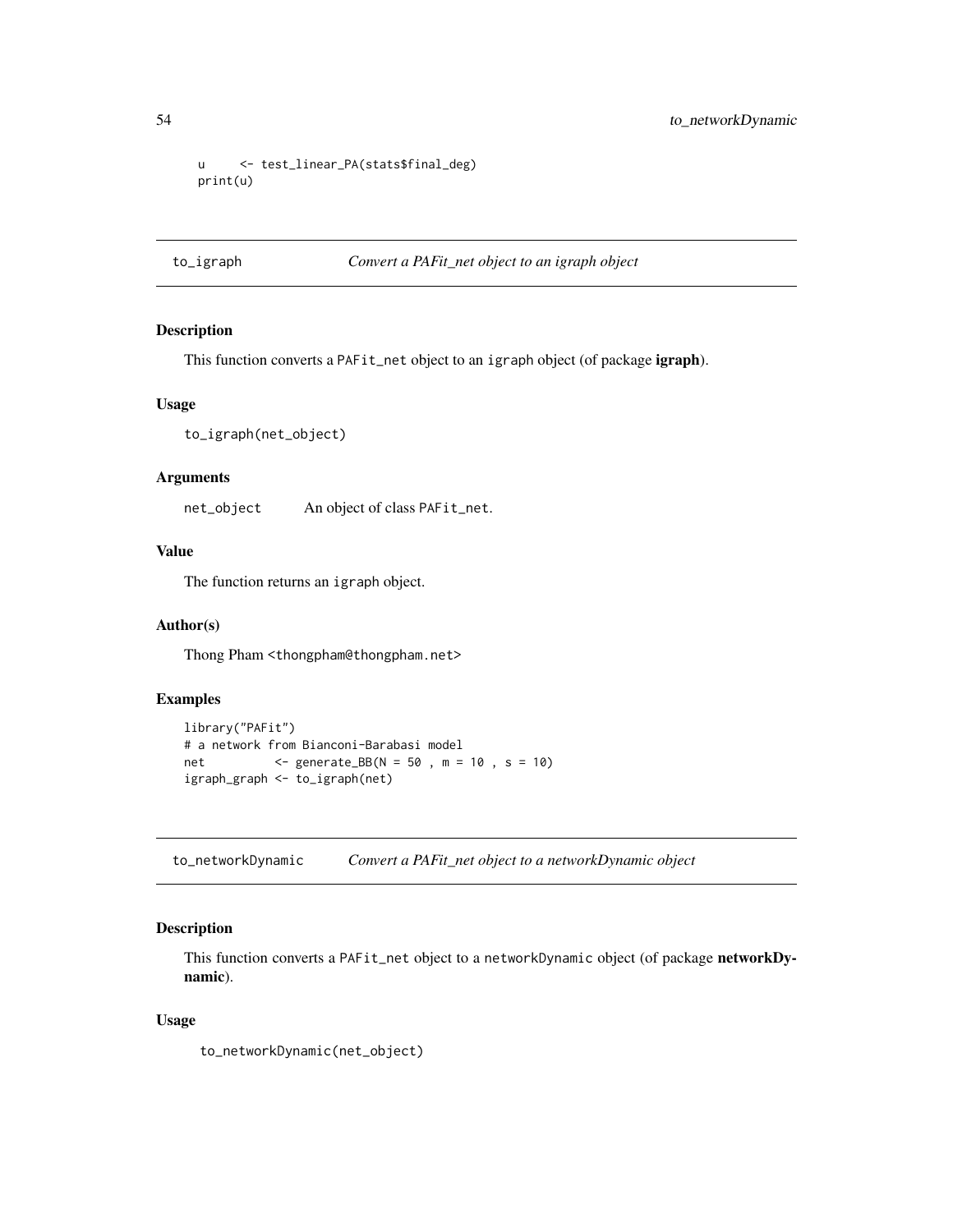```
u     <- test_linear_PA(stats$final_deg)
print(u)
```

## to_igraph — *Convert a PAFit_net object to an igraph object*

### Description

This function converts a `PAFit_net` object to an `igraph` object (of package **igraph**).

### Usage

```
to_igraph(net_object)
```

### Arguments

| | |
|---|---|
| `net_object` | An object of class `PAFit_net`. |

### Value

The function returns an `igraph` object.

### Author(s)

Thong Pham <thongpham@thongpham.net>

### Examples

```
library("PAFit")
# a network from Bianconi-Barabasi model
net          <- generate_BB(N = 50 , m = 10 , s = 10)
igraph_graph <- to_igraph(net)
```

## to_networkDynamic — *Convert a PAFit_net object to a networkDynamic object*

### Description

This function converts a `PAFit_net` object to a `networkDynamic` object (of package **networkDynamic**).

### Usage

```
to_networkDynamic(net_object)
```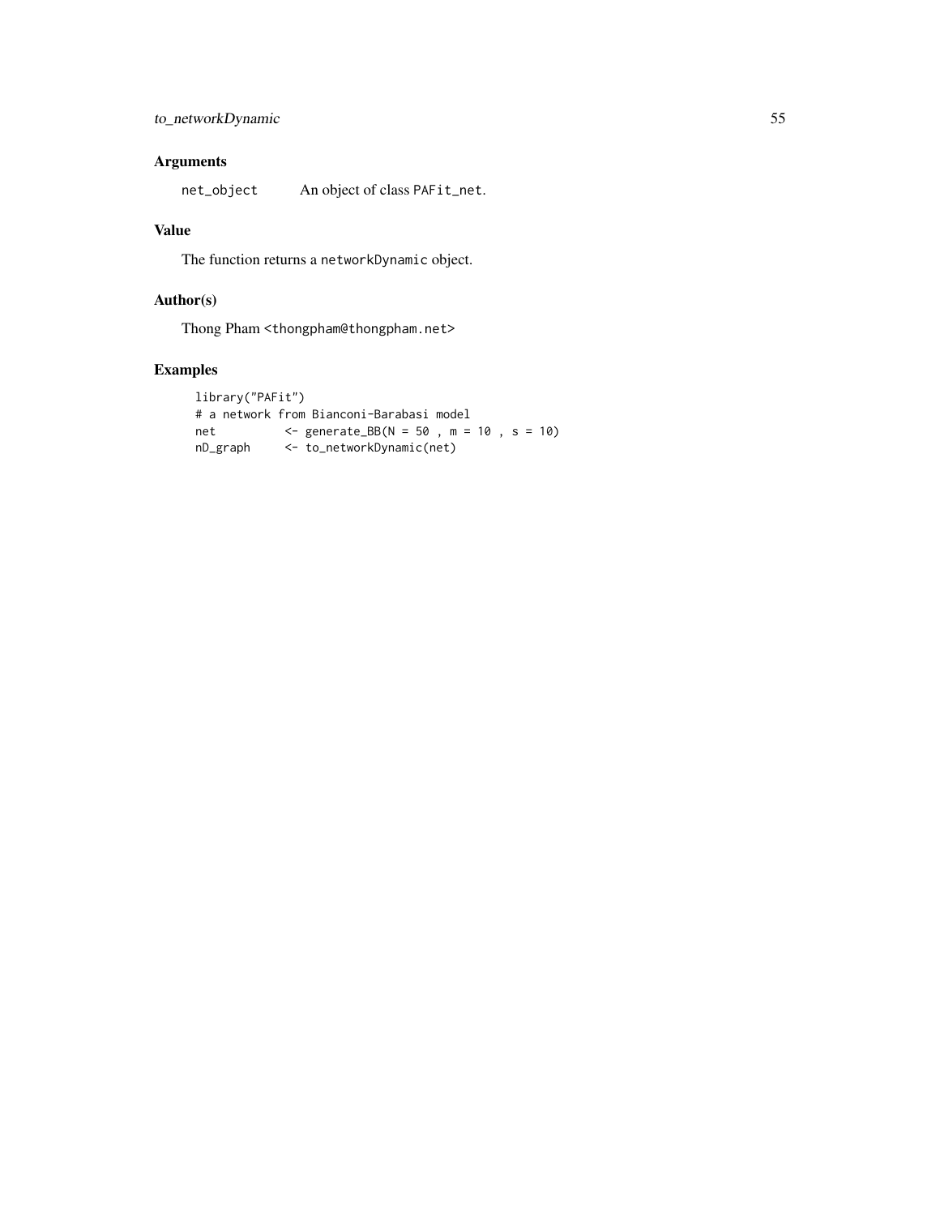## Arguments

net_object An object of class PAFit_net.

## Value

The function returns a networkDynamic object.

## Author(s)

Thong Pham <thongpham@thongpham.net>

## Examples

```
library("PAFit")
# a network from Bianconi-Barabasi model
net          <- generate_BB(N = 50 , m = 10 , s = 10)
nD_graph     <- to_networkDynamic(net)
```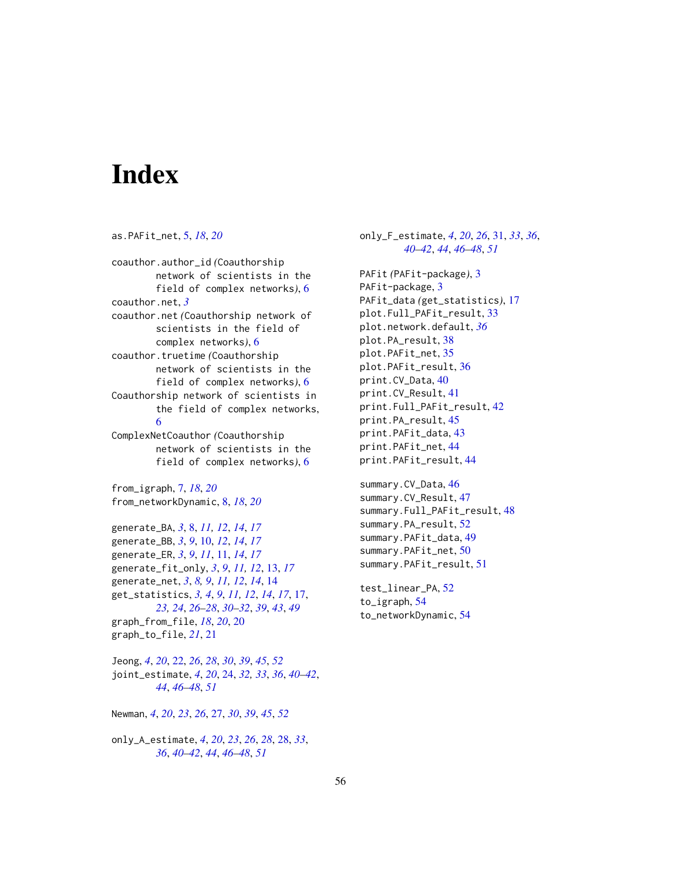# Index

as.PAFit_net, 5, *18*, *20*

coauthor.author_id *(*Coauthorship network of scientists in the field of complex networks*)*, 6
coauthor.net, *3*
coauthor.net *(*Coauthorship network of scientists in the field of complex networks*)*, 6
coauthor.truetime *(*Coauthorship network of scientists in the field of complex networks*)*, 6
Coauthorship network of scientists in the field of complex networks, 6
ComplexNetCoauthor *(*Coauthorship network of scientists in the field of complex networks*)*, 6

from_igraph, 7, *18*, *20*
from_networkDynamic, 8, *18*, *20*

generate_BA, *3*, 8, *11, 12*, *14*, *17*
generate_BB, *3*, *9*, 10, *12*, *14*, *17*
generate_ER, *3*, *9*, *11*, 11, *14*, *17*
generate_fit_only, *3*, *9*, *11, 12*, 13, *17*
generate_net, *3*, *8, 9*, *11, 12*, *14*, 14
get_statistics, *3, 4*, *9*, *11, 12*, *14*, *17*, 17, *23, 24*, *26–28*, *30–32*, *39*, *43*, *49*
graph_from_file, *18*, *20*, 20
graph_to_file, *21*, 21

Jeong, *4*, *20*, 22, *26*, *28*, *30*, *39*, *45*, *52*
joint_estimate, *4*, *20*, 24, *32, 33*, *36*, *40–42*, *44*, *46–48*, *51*

Newman, *4*, *20*, *23*, *26*, 27, *30*, *39*, *45*, *52*

only_A_estimate, *4*, *20*, *23*, *26*, *28*, 28, *33*, *36*, *40–42*, *44*, *46–48*, *51*
only_F_estimate, *4*, *20*, *26*, 31, *33*, *36*, *40–42*, *44*, *46–48*, *51*

PAFit *(*PAFit-package*)*, 3
PAFit-package, 3
PAFit_data *(*get_statistics*)*, 17
plot.Full_PAFit_result, 33
plot.network.default, *36*
plot.PA_result, 38
plot.PAFit_net, 35
plot.PAFit_result, 36
print.CV_Data, 40
print.CV_Result, 41
print.Full_PAFit_result, 42
print.PA_result, 45
print.PAFit_data, 43
print.PAFit_net, 44
print.PAFit_result, 44

summary.CV_Data, 46
summary.CV_Result, 47
summary.Full_PAFit_result, 48
summary.PA_result, 52
summary.PAFit_data, 49
summary.PAFit_net, 50
summary.PAFit_result, 51

test_linear_PA, 52
to_igraph, 54
to_networkDynamic, 54